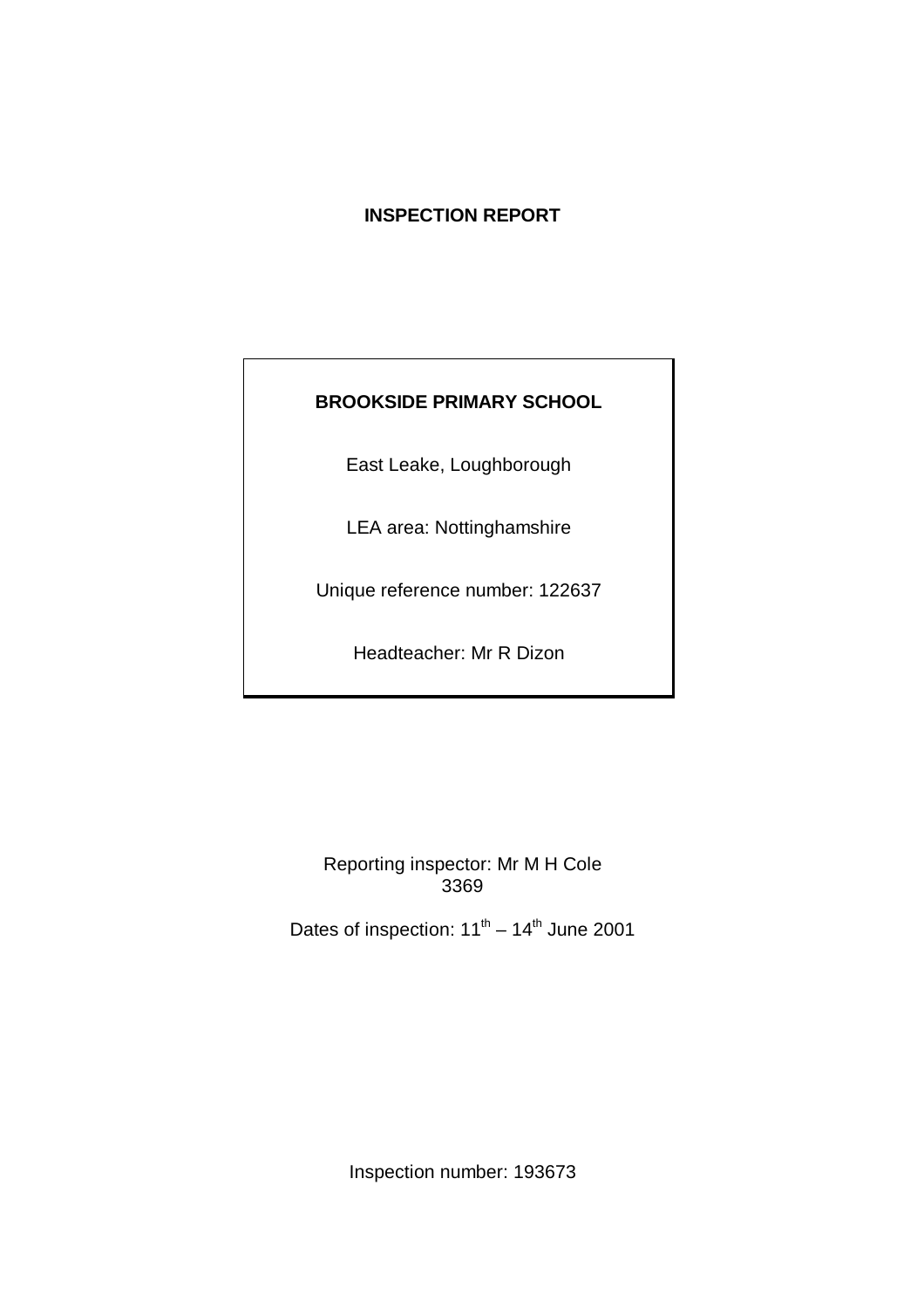# INSPECTION REPORT

**BROOKSIDE PRIMARY SCHOOL**

East Leake, Loughborough

LEA area: Nottinghamshire

Unique reference number: 122637

Headteacher: Mr R Dizon

Reporting inspector: Mr M H Cole
3369

Dates of inspection: 11th – 14th June 2001

Inspection number: 193673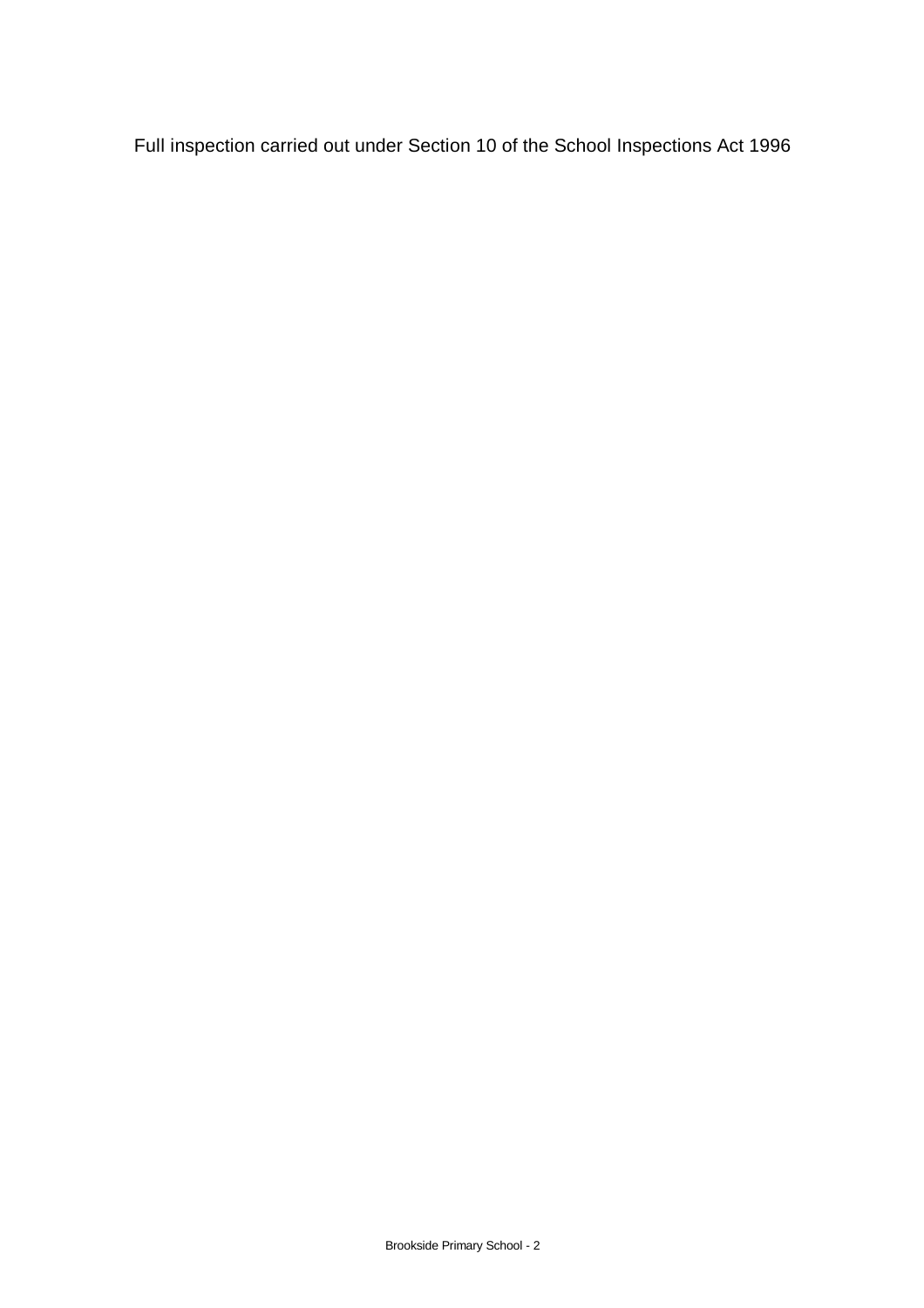Full inspection carried out under Section 10 of the School Inspections Act 1996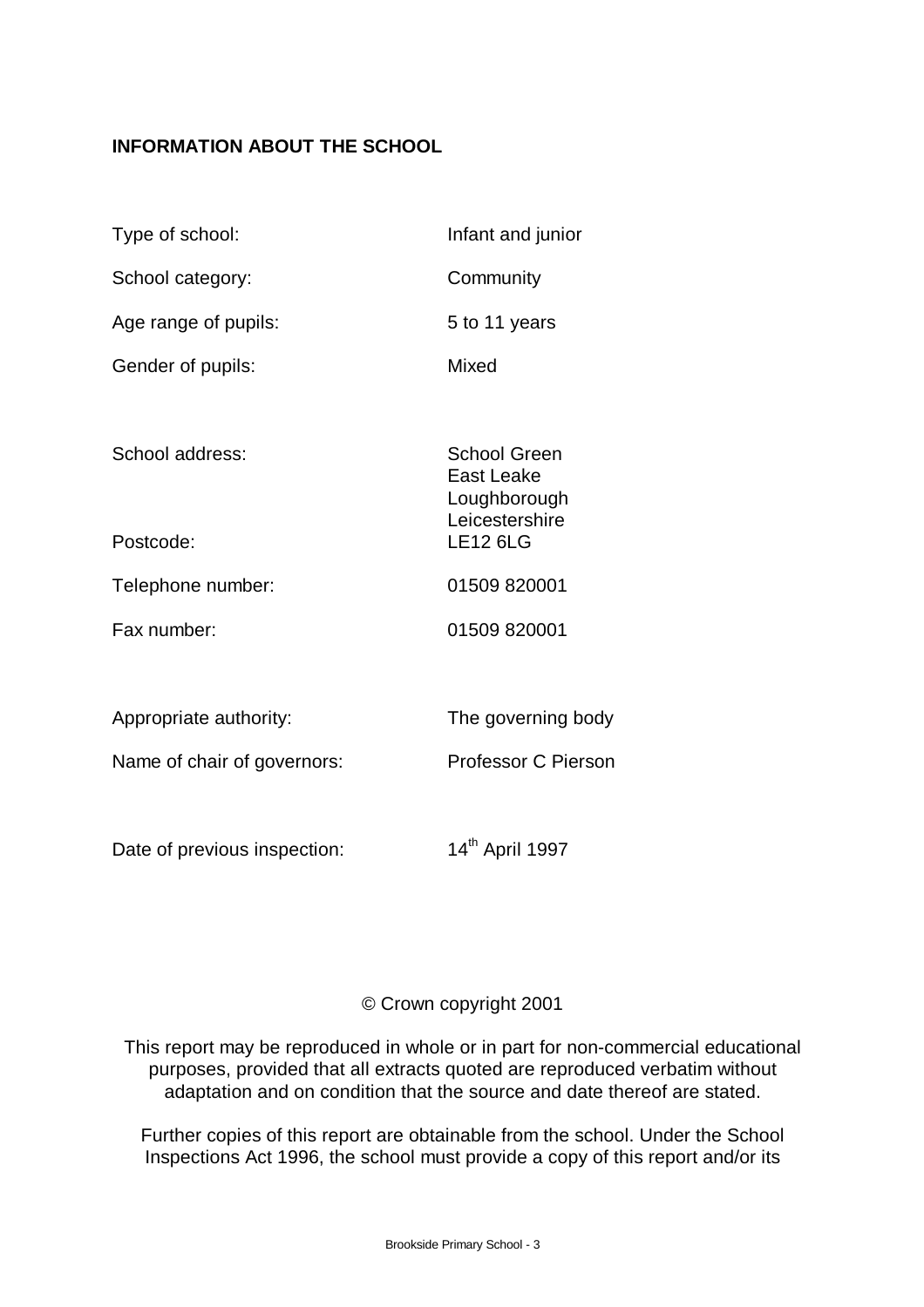**INFORMATION ABOUT THE SCHOOL**

| | |
|---|---|
| Type of school: | Infant and junior |
| School category: | Community |
| Age range of pupils: | 5 to 11 years |
| Gender of pupils: | Mixed |
| School address: | School Green<br>East Leake<br>Loughborough<br>Leicestershire |
| Postcode: | LE12 6LG |
| Telephone number: | 01509 820001 |
| Fax number: | 01509 820001 |
| Appropriate authority: | The governing body |
| Name of chair of governors: | Professor C Pierson |
| Date of previous inspection: | 14th April 1997 |

© Crown copyright 2001

This report may be reproduced in whole or in part for non-commercial educational purposes, provided that all extracts quoted are reproduced verbatim without adaptation and on condition that the source and date thereof are stated.

Further copies of this report are obtainable from the school. Under the School Inspections Act 1996, the school must provide a copy of this report and/or its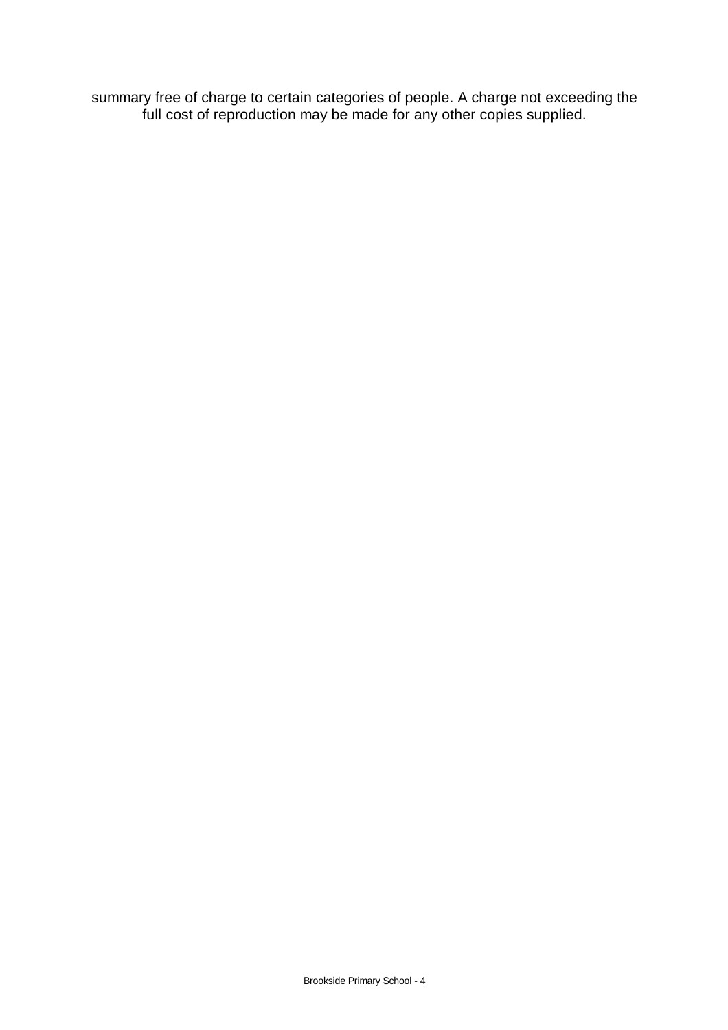summary free of charge to certain categories of people. A charge not exceeding the full cost of reproduction may be made for any other copies supplied.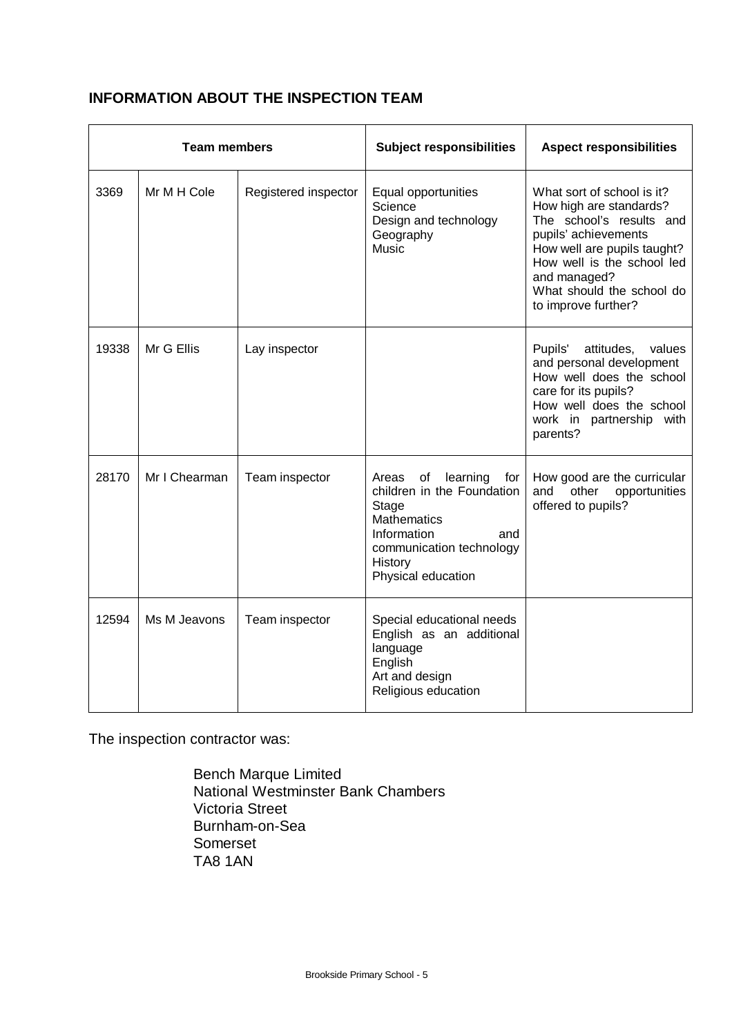## INFORMATION ABOUT THE INSPECTION TEAM

| Team members | | | Subject responsibilities | Aspect responsibilities |
|---|---|---|---|---|
| 3369 | Mr M H Cole | Registered inspector | Equal opportunities<br>Science<br>Design and technology<br>Geography<br>Music | What sort of school is it?<br>How high are standards?<br>The school's results and pupils' achievements<br>How well are pupils taught?<br>How well is the school led and managed?<br>What should the school do to improve further? |
| 19338 | Mr G Ellis | Lay inspector | | Pupils' attitudes, values and personal development<br>How well does the school care for its pupils?<br>How well does the school work in partnership with parents? |
| 28170 | Mr I Chearman | Team inspector | Areas of learning for children in the Foundation Stage<br>Mathematics<br>Information and communication technology<br>History<br>Physical education | How good are the curricular and other opportunities offered to pupils? |
| 12594 | Ms M Jeavons | Team inspector | Special educational needs<br>English as an additional language<br>English<br>Art and design<br>Religious education | |

The inspection contractor was:

Bench Marque Limited
National Westminster Bank Chambers
Victoria Street
Burnham-on-Sea
Somerset
TA8 1AN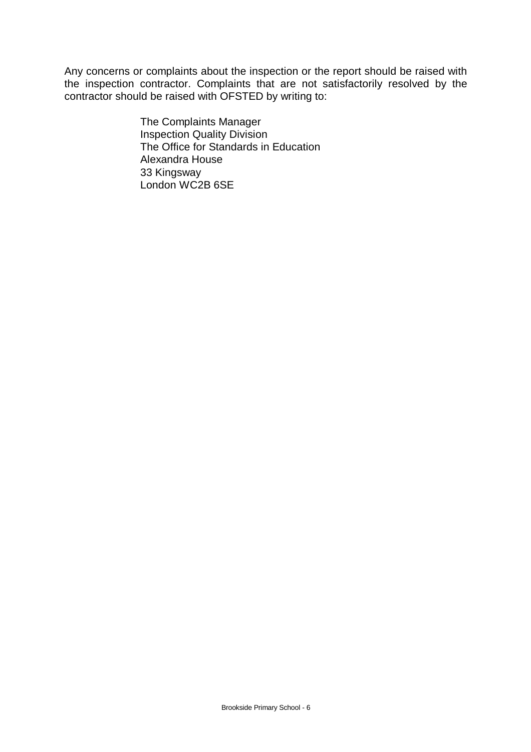Any concerns or complaints about the inspection or the report should be raised with the inspection contractor. Complaints that are not satisfactorily resolved by the contractor should be raised with OFSTED by writing to:

The Complaints Manager  
Inspection Quality Division  
The Office for Standards in Education  
Alexandra House  
33 Kingsway  
London WC2B 6SE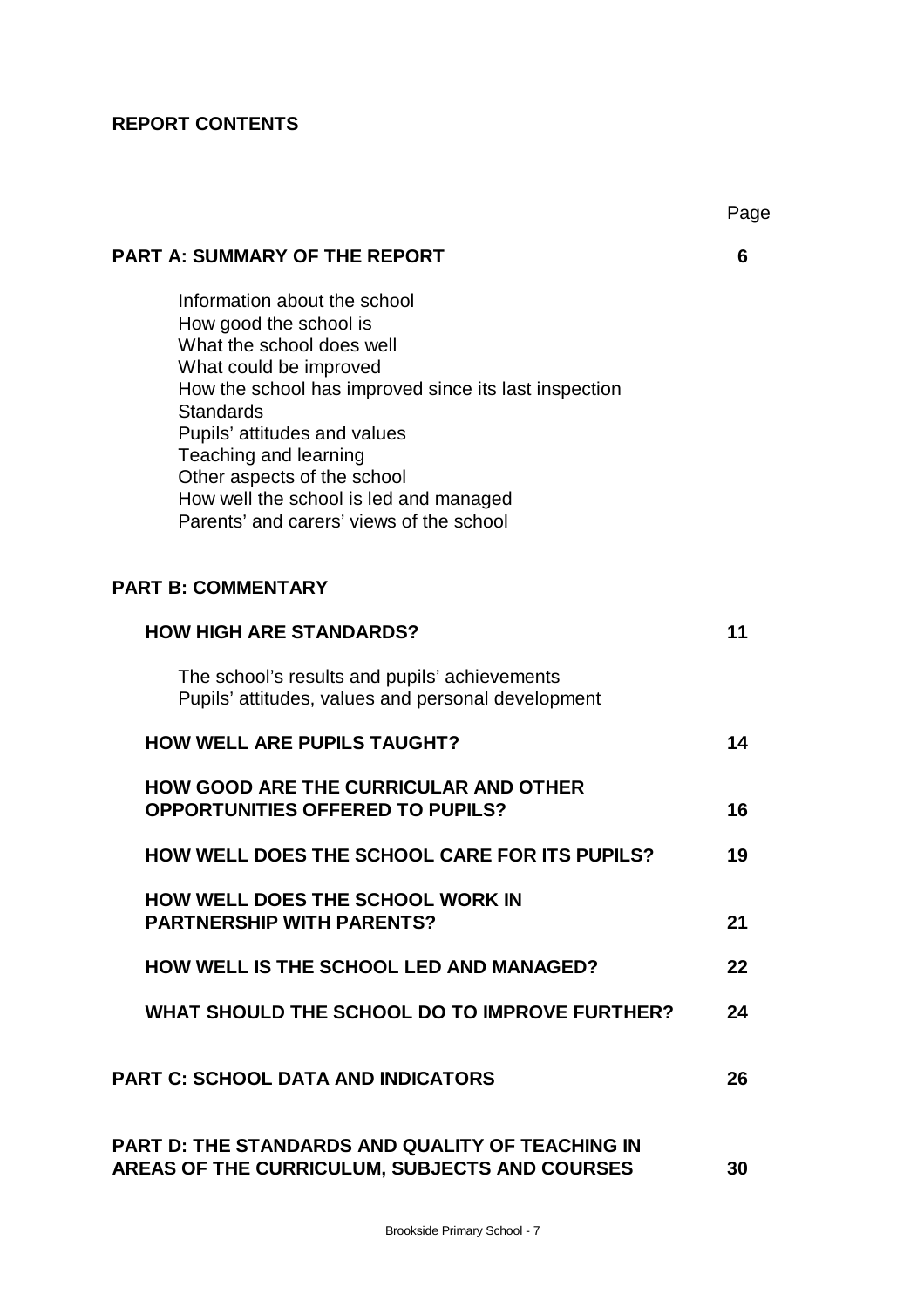**REPORT CONTENTS**

| | Page |
|---|---|
| **PART A: SUMMARY OF THE REPORT** | **6** |
| Information about the school<br>How good the school is<br>What the school does well<br>What could be improved<br>How the school has improved since its last inspection<br>Standards<br>Pupils' attitudes and values<br>Teaching and learning<br>Other aspects of the school<br>How well the school is led and managed<br>Parents' and carers' views of the school | |
| **PART B: COMMENTARY** | |
| **HOW HIGH ARE STANDARDS?** | **11** |
| The school's results and pupils' achievements<br>Pupils' attitudes, values and personal development | |
| **HOW WELL ARE PUPILS TAUGHT?** | **14** |
| **HOW GOOD ARE THE CURRICULAR AND OTHER OPPORTUNITIES OFFERED TO PUPILS?** | **16** |
| **HOW WELL DOES THE SCHOOL CARE FOR ITS PUPILS?** | **19** |
| **HOW WELL DOES THE SCHOOL WORK IN PARTNERSHIP WITH PARENTS?** | **21** |
| **HOW WELL IS THE SCHOOL LED AND MANAGED?** | **22** |
| **WHAT SHOULD THE SCHOOL DO TO IMPROVE FURTHER?** | **24** |
| **PART C: SCHOOL DATA AND INDICATORS** | **26** |
| **PART D: THE STANDARDS AND QUALITY OF TEACHING IN AREAS OF THE CURRICULUM, SUBJECTS AND COURSES** | **30** |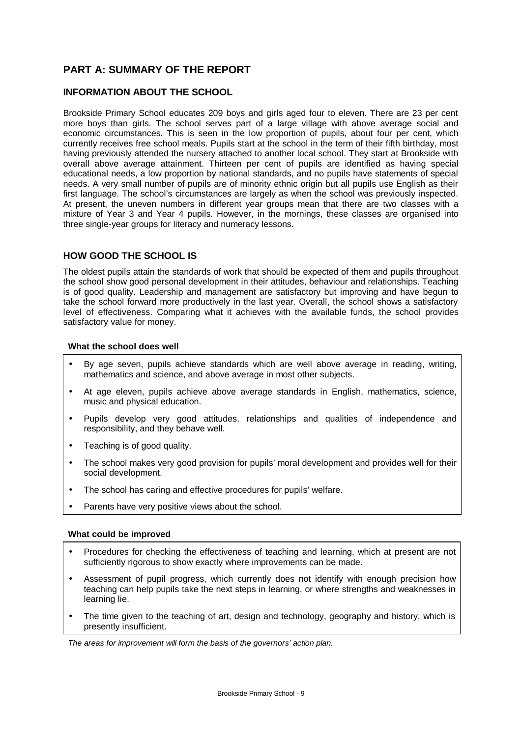# PART A: SUMMARY OF THE REPORT

## INFORMATION ABOUT THE SCHOOL

Brookside Primary School educates 209 boys and girls aged four to eleven. There are 23 per cent more boys than girls. The school serves part of a large village with above average social and economic circumstances. This is seen in the low proportion of pupils, about four per cent, which currently receives free school meals. Pupils start at the school in the term of their fifth birthday, most having previously attended the nursery attached to another local school. They start at Brookside with overall above average attainment. Thirteen per cent of pupils are identified as having special educational needs, a low proportion by national standards, and no pupils have statements of special needs. A very small number of pupils are of minority ethnic origin but all pupils use English as their first language. The school's circumstances are largely as when the school was previously inspected. At present, the uneven numbers in different year groups mean that there are two classes with a mixture of Year 3 and Year 4 pupils. However, in the mornings, these classes are organised into three single-year groups for literacy and numeracy lessons.

## HOW GOOD THE SCHOOL IS

The oldest pupils attain the standards of work that should be expected of them and pupils throughout the school show good personal development in their attitudes, behaviour and relationships. Teaching is of good quality. Leadership and management are satisfactory but improving and have begun to take the school forward more productively in the last year. Overall, the school shows a satisfactory level of effectiveness. Comparing what it achieves with the available funds, the school provides satisfactory value for money.

### What the school does well

- By age seven, pupils achieve standards which are well above average in reading, writing, mathematics and science, and above average in most other subjects.
- At age eleven, pupils achieve above average standards in English, mathematics, science, music and physical education.
- Pupils develop very good attitudes, relationships and qualities of independence and responsibility, and they behave well.
- Teaching is of good quality.
- The school makes very good provision for pupils' moral development and provides well for their social development.
- The school has caring and effective procedures for pupils' welfare.
- Parents have very positive views about the school.

### What could be improved

- Procedures for checking the effectiveness of teaching and learning, which at present are not sufficiently rigorous to show exactly where improvements can be made.
- Assessment of pupil progress, which currently does not identify with enough precision how teaching can help pupils take the next steps in learning, or where strengths and weaknesses in learning lie.
- The time given to the teaching of art, design and technology, geography and history, which is presently insufficient.

*The areas for improvement will form the basis of the governors' action plan.*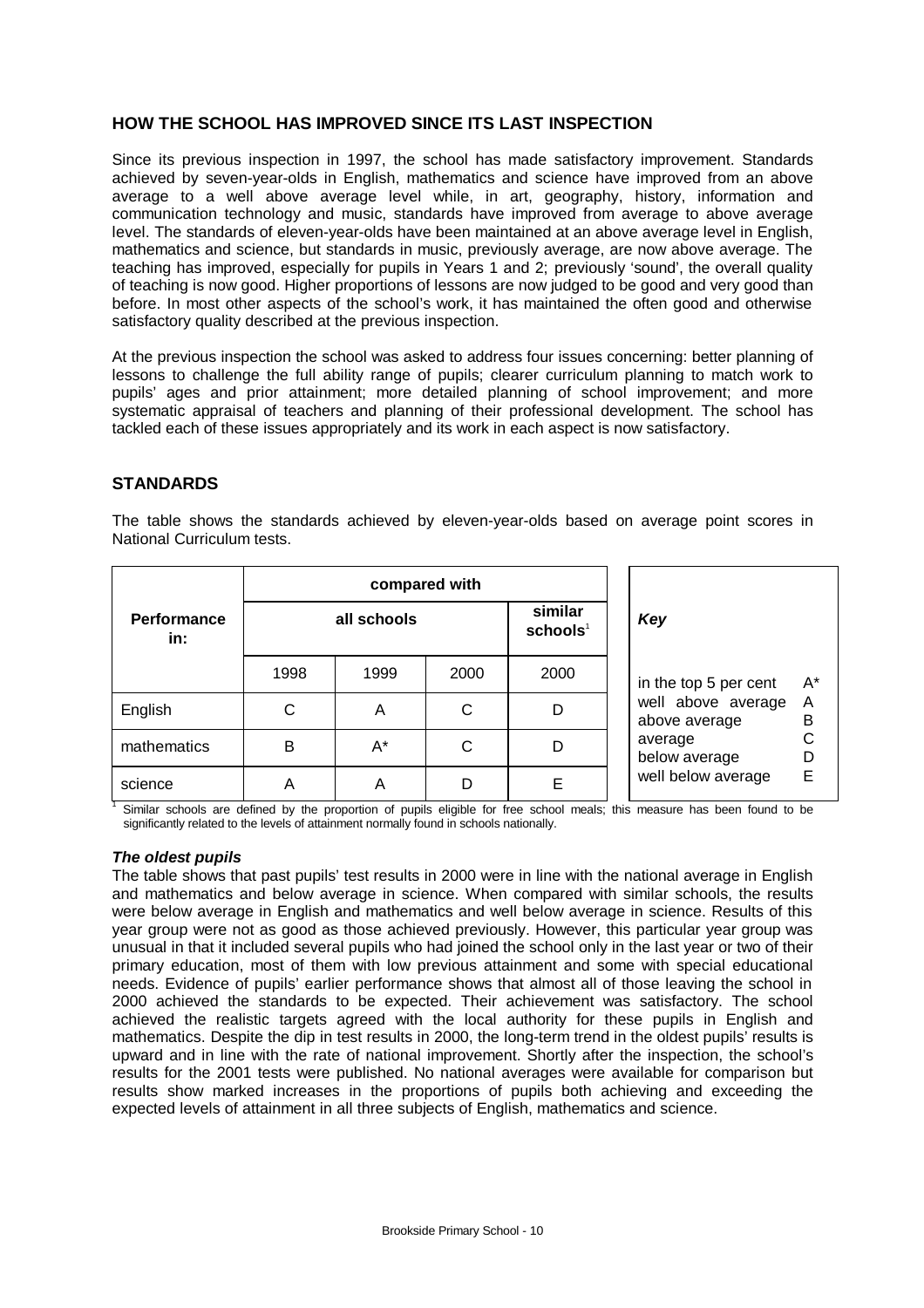## HOW THE SCHOOL HAS IMPROVED SINCE ITS LAST INSPECTION

Since its previous inspection in 1997, the school has made satisfactory improvement. Standards achieved by seven-year-olds in English, mathematics and science have improved from an above average to a well above average level while, in art, geography, history, information and communication technology and music, standards have improved from average to above average level. The standards of eleven-year-olds have been maintained at an above average level in English, mathematics and science, but standards in music, previously average, are now above average. The teaching has improved, especially for pupils in Years 1 and 2; previously 'sound', the overall quality of teaching is now good. Higher proportions of lessons are now judged to be good and very good than before. In most other aspects of the school's work, it has maintained the often good and otherwise satisfactory quality described at the previous inspection.

At the previous inspection the school was asked to address four issues concerning: better planning of lessons to challenge the full ability range of pupils; clearer curriculum planning to match work to pupils' ages and prior attainment; more detailed planning of school improvement; and more systematic appraisal of teachers and planning of their professional development. The school has tackled each of these issues appropriately and its work in each aspect is now satisfactory.

## STANDARDS

The table shows the standards achieved by eleven-year-olds based on average point scores in National Curriculum tests.

| Performance in: | compared with | | | |
|---|---|---|---|---|
| | all schools | | | similar schools[1] |
| | 1998 | 1999 | 2000 | 2000 |
| English | C | A | C | D |
| mathematics | B | A* | C | D |
| science | A | A | D | E |

| Key | |
|---|---|
| in the top 5 per cent | A* |
| well above average | A |
| above average | B |
| average | C |
| below average | D |
| well below average | E |

[1] Similar schools are defined by the proportion of pupils eligible for free school meals; this measure has been found to be significantly related to the levels of attainment normally found in schools nationally.

### *The oldest pupils*

The table shows that past pupils' test results in 2000 were in line with the national average in English and mathematics and below average in science. When compared with similar schools, the results were below average in English and mathematics and well below average in science. Results of this year group were not as good as those achieved previously. However, this particular year group was unusual in that it included several pupils who had joined the school only in the last year or two of their primary education, most of them with low previous attainment and some with special educational needs. Evidence of pupils' earlier performance shows that almost all of those leaving the school in 2000 achieved the standards to be expected. Their achievement was satisfactory. The school achieved the realistic targets agreed with the local authority for these pupils in English and mathematics. Despite the dip in test results in 2000, the long-term trend in the oldest pupils' results is upward and in line with the rate of national improvement. Shortly after the inspection, the school's results for the 2001 tests were published. No national averages were available for comparison but results show marked increases in the proportions of pupils both achieving and exceeding the expected levels of attainment in all three subjects of English, mathematics and science.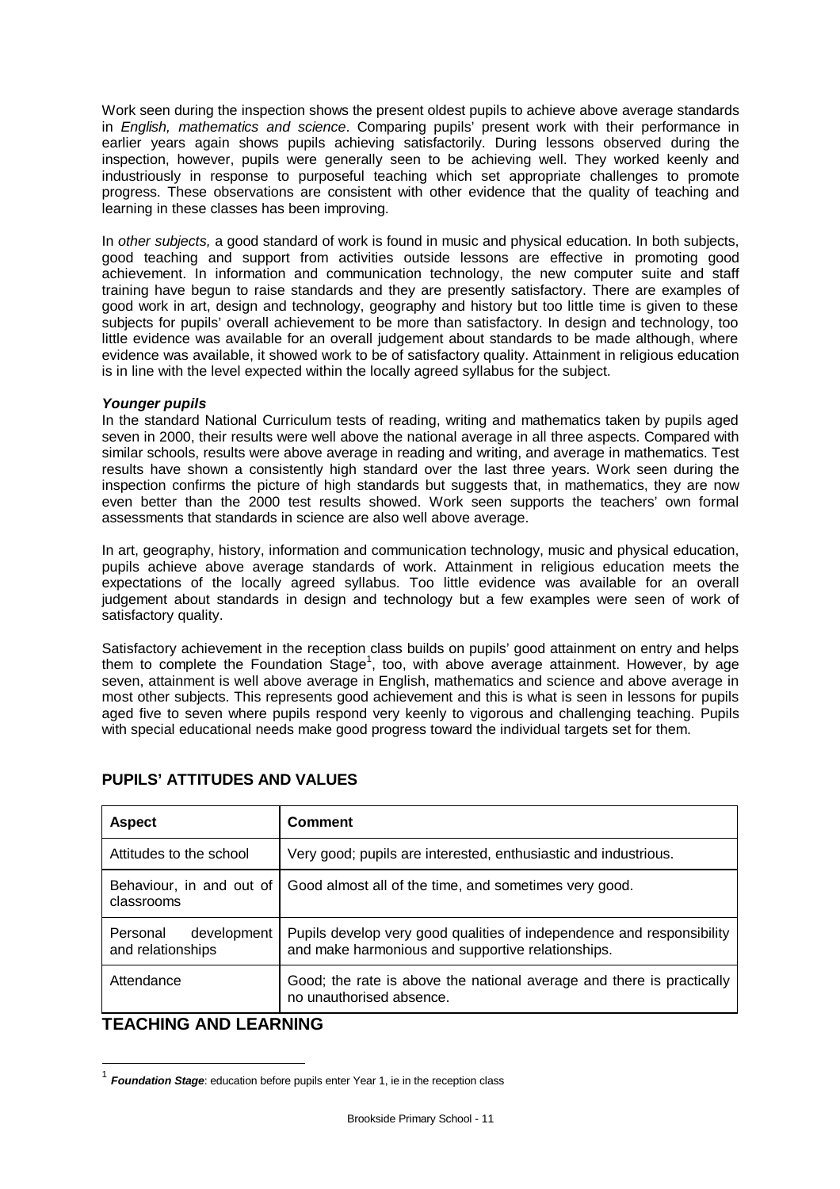Work seen during the inspection shows the present oldest pupils to achieve above average standards in *English, mathematics and science*. Comparing pupils' present work with their performance in earlier years again shows pupils achieving satisfactorily. During lessons observed during the inspection, however, pupils were generally seen to be achieving well. They worked keenly and industriously in response to purposeful teaching which set appropriate challenges to promote progress. These observations are consistent with other evidence that the quality of teaching and learning in these classes has been improving.

In *other subjects,* a good standard of work is found in music and physical education. In both subjects, good teaching and support from activities outside lessons are effective in promoting good achievement. In information and communication technology, the new computer suite and staff training have begun to raise standards and they are presently satisfactory. There are examples of good work in art, design and technology, geography and history but too little time is given to these subjects for pupils' overall achievement to be more than satisfactory. In design and technology, too little evidence was available for an overall judgement about standards to be made although, where evidence was available, it showed work to be of satisfactory quality. Attainment in religious education is in line with the level expected within the locally agreed syllabus for the subject.

***Younger pupils***

In the standard National Curriculum tests of reading, writing and mathematics taken by pupils aged seven in 2000, their results were well above the national average in all three aspects. Compared with similar schools, results were above average in reading and writing, and average in mathematics. Test results have shown a consistently high standard over the last three years. Work seen during the inspection confirms the picture of high standards but suggests that, in mathematics, they are now even better than the 2000 test results showed. Work seen supports the teachers' own formal assessments that standards in science are also well above average.

In art, geography, history, information and communication technology, music and physical education, pupils achieve above average standards of work. Attainment in religious education meets the expectations of the locally agreed syllabus. Too little evidence was available for an overall judgement about standards in design and technology but a few examples were seen of work of satisfactory quality.

Satisfactory achievement in the reception class builds on pupils' good attainment on entry and helps them to complete the Foundation Stage[1], too, with above average attainment. However, by age seven, attainment is well above average in English, mathematics and science and above average in most other subjects. This represents good achievement and this is what is seen in lessons for pupils aged five to seven where pupils respond very keenly to vigorous and challenging teaching. Pupils with special educational needs make good progress toward the individual targets set for them.

## PUPILS' ATTITUDES AND VALUES

| Aspect | Comment |
|---|---|
| Attitudes to the school | Very good; pupils are interested, enthusiastic and industrious. |
| Behaviour, in and out of classrooms | Good almost all of the time, and sometimes very good. |
| Personal development and relationships | Pupils develop very good qualities of independence and responsibility and make harmonious and supportive relationships. |
| Attendance | Good; the rate is above the national average and there is practically no unauthorised absence. |

## TEACHING AND LEARNING

[1] ***Foundation Stage***: education before pupils enter Year 1, ie in the reception class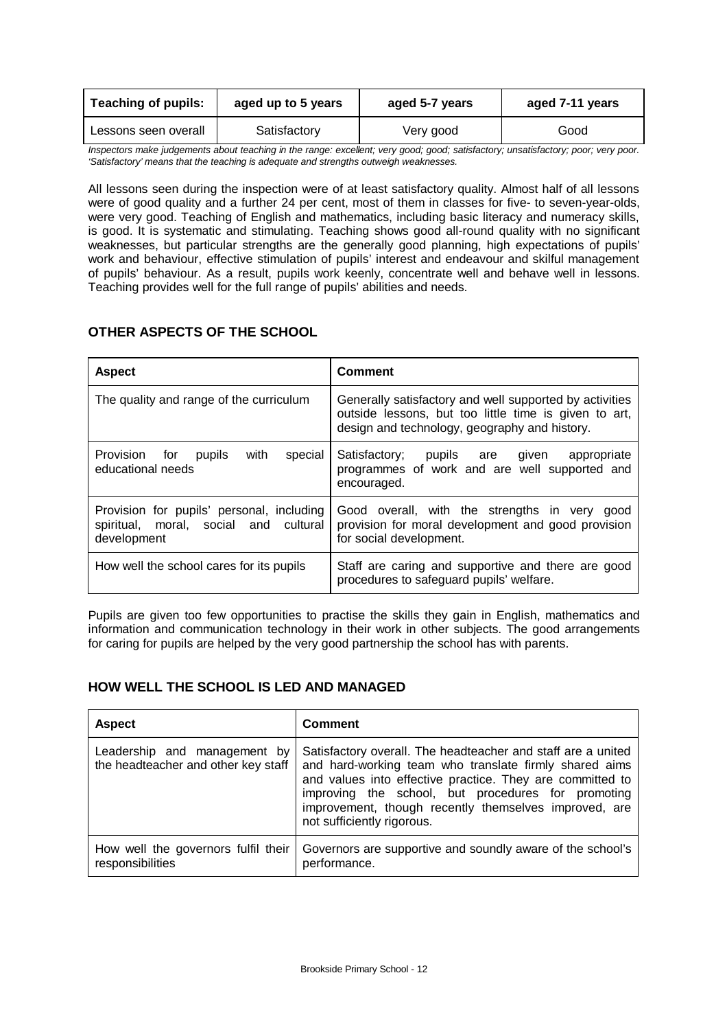| Teaching of pupils: | aged up to 5 years | aged 5-7 years | aged 7-11 years |
| --- | --- | --- | --- |
| Lessons seen overall | Satisfactory | Very good | Good |

*Inspectors make judgements about teaching in the range: excellent; very good; good; satisfactory; unsatisfactory; poor; very poor. 'Satisfactory' means that the teaching is adequate and strengths outweigh weaknesses.*

All lessons seen during the inspection were of at least satisfactory quality. Almost half of all lessons were of good quality and a further 24 per cent, most of them in classes for five- to seven-year-olds, were very good. Teaching of English and mathematics, including basic literacy and numeracy skills, is good. It is systematic and stimulating. Teaching shows good all-round quality with no significant weaknesses, but particular strengths are the generally good planning, high expectations of pupils' work and behaviour, effective stimulation of pupils' interest and endeavour and skilful management of pupils' behaviour. As a result, pupils work keenly, concentrate well and behave well in lessons. Teaching provides well for the full range of pupils' abilities and needs.

## OTHER ASPECTS OF THE SCHOOL

| Aspect | Comment |
| --- | --- |
| The quality and range of the curriculum | Generally satisfactory and well supported by activities outside lessons, but too little time is given to art, design and technology, geography and history. |
| Provision for pupils with special educational needs | Satisfactory; pupils are given appropriate programmes of work and are well supported and encouraged. |
| Provision for pupils' personal, including spiritual, moral, social and cultural development | Good overall, with the strengths in very good provision for moral development and good provision for social development. |
| How well the school cares for its pupils | Staff are caring and supportive and there are good procedures to safeguard pupils' welfare. |

Pupils are given too few opportunities to practise the skills they gain in English, mathematics and information and communication technology in their work in other subjects. The good arrangements for caring for pupils are helped by the very good partnership the school has with parents.

## HOW WELL THE SCHOOL IS LED AND MANAGED

| Aspect | Comment |
| --- | --- |
| Leadership and management by the headteacher and other key staff | Satisfactory overall. The headteacher and staff are a united and hard-working team who translate firmly shared aims and values into effective practice. They are committed to improving the school, but procedures for promoting improvement, though recently themselves improved, are not sufficiently rigorous. |
| How well the governors fulfil their responsibilities | Governors are supportive and soundly aware of the school's performance. |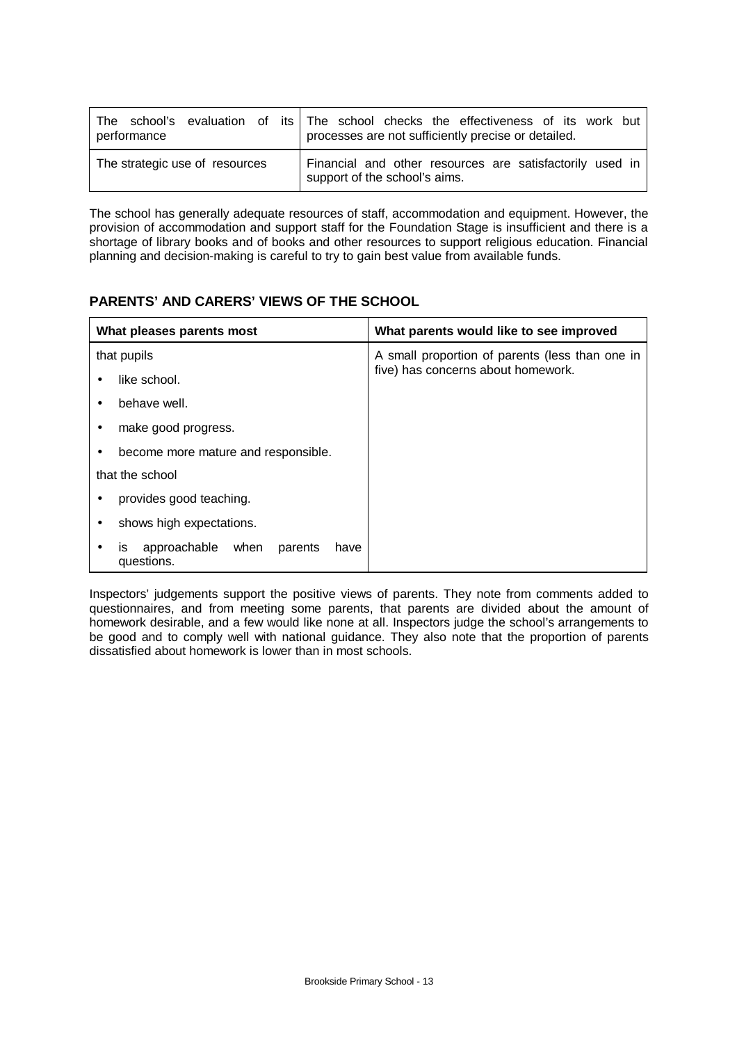| The school's evaluation of its performance | The school checks the effectiveness of its work but processes are not sufficiently precise or detailed. |
|---|---|
| The strategic use of resources | Financial and other resources are satisfactorily used in support of the school's aims. |

The school has generally adequate resources of staff, accommodation and equipment. However, the provision of accommodation and support staff for the Foundation Stage is insufficient and there is a shortage of library books and of books and other resources to support religious education. Financial planning and decision-making is careful to try to gain best value from available funds.

## PARENTS' AND CARERS' VIEWS OF THE SCHOOL

| What pleases parents most | What parents would like to see improved |
|---|---|
| that pupils<br>• like school.<br>• behave well.<br>• make good progress.<br>• become more mature and responsible.<br>that the school<br>• provides good teaching.<br>• shows high expectations.<br>• is approachable when parents have questions. | A small proportion of parents (less than one in five) has concerns about homework. |

Inspectors' judgements support the positive views of parents. They note from comments added to questionnaires, and from meeting some parents, that parents are divided about the amount of homework desirable, and a few would like none at all. Inspectors judge the school's arrangements to be good and to comply well with national guidance. They also note that the proportion of parents dissatisfied about homework is lower than in most schools.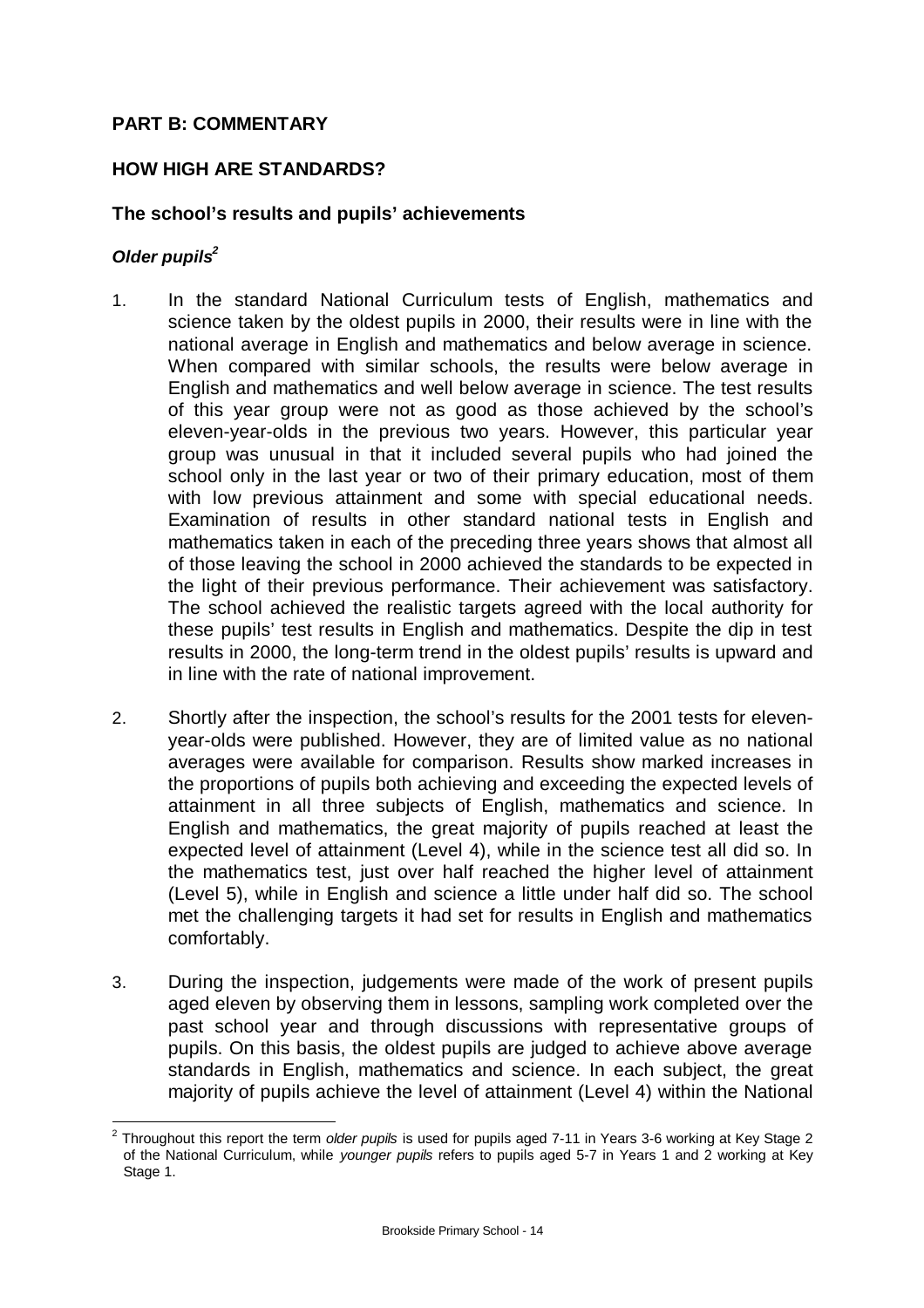## PART B: COMMENTARY

## HOW HIGH ARE STANDARDS?

### The school's results and pupils' achievements

#### *Older pupils*[2]

1. In the standard National Curriculum tests of English, mathematics and science taken by the oldest pupils in 2000, their results were in line with the national average in English and mathematics and below average in science. When compared with similar schools, the results were below average in English and mathematics and well below average in science. The test results of this year group were not as good as those achieved by the school's eleven-year-olds in the previous two years. However, this particular year group was unusual in that it included several pupils who had joined the school only in the last year or two of their primary education, most of them with low previous attainment and some with special educational needs. Examination of results in other standard national tests in English and mathematics taken in each of the preceding three years shows that almost all of those leaving the school in 2000 achieved the standards to be expected in the light of their previous performance. Their achievement was satisfactory. The school achieved the realistic targets agreed with the local authority for these pupils' test results in English and mathematics. Despite the dip in test results in 2000, the long-term trend in the oldest pupils' results is upward and in line with the rate of national improvement.

2. Shortly after the inspection, the school's results for the 2001 tests for eleven-year-olds were published. However, they are of limited value as no national averages were available for comparison. Results show marked increases in the proportions of pupils both achieving and exceeding the expected levels of attainment in all three subjects of English, mathematics and science. In English and mathematics, the great majority of pupils reached at least the expected level of attainment (Level 4), while in the science test all did so. In the mathematics test, just over half reached the higher level of attainment (Level 5), while in English and science a little under half did so. The school met the challenging targets it had set for results in English and mathematics comfortably.

3. During the inspection, judgements were made of the work of present pupils aged eleven by observing them in lessons, sampling work completed over the past school year and through discussions with representative groups of pupils. On this basis, the oldest pupils are judged to achieve above average standards in English, mathematics and science. In each subject, the great majority of pupils achieve the level of attainment (Level 4) within the National

---

[2] Throughout this report the term *older pupils* is used for pupils aged 7-11 in Years 3-6 working at Key Stage 2 of the National Curriculum, while *younger pupils* refers to pupils aged 5-7 in Years 1 and 2 working at Key Stage 1.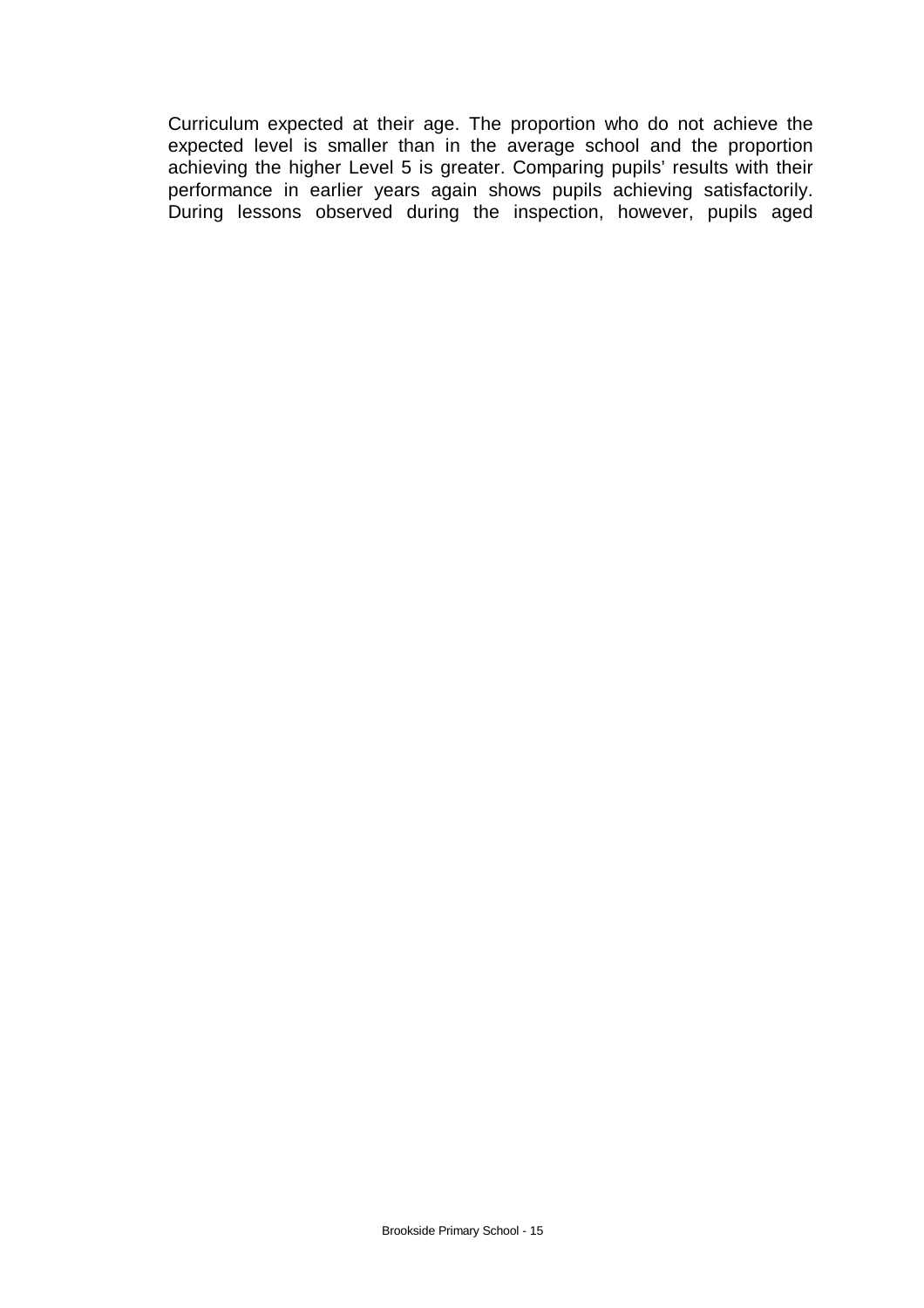Curriculum expected at their age. The proportion who do not achieve the expected level is smaller than in the average school and the proportion achieving the higher Level 5 is greater. Comparing pupils' results with their performance in earlier years again shows pupils achieving satisfactorily. During lessons observed during the inspection, however, pupils aged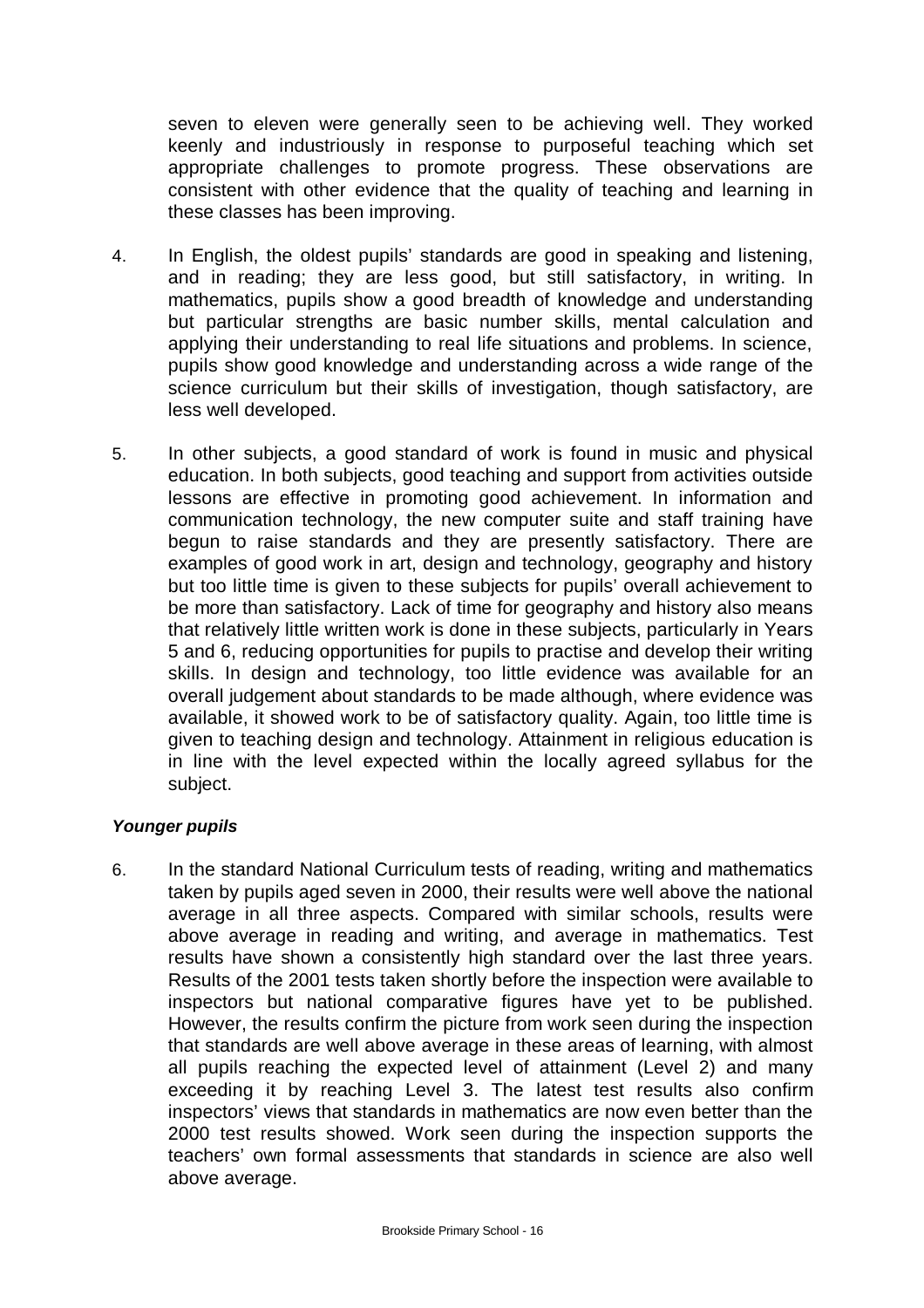seven to eleven were generally seen to be achieving well. They worked keenly and industriously in response to purposeful teaching which set appropriate challenges to promote progress. These observations are consistent with other evidence that the quality of teaching and learning in these classes has been improving.

4. In English, the oldest pupils' standards are good in speaking and listening, and in reading; they are less good, but still satisfactory, in writing. In mathematics, pupils show a good breadth of knowledge and understanding but particular strengths are basic number skills, mental calculation and applying their understanding to real life situations and problems. In science, pupils show good knowledge and understanding across a wide range of the science curriculum but their skills of investigation, though satisfactory, are less well developed.

5. In other subjects, a good standard of work is found in music and physical education. In both subjects, good teaching and support from activities outside lessons are effective in promoting good achievement. In information and communication technology, the new computer suite and staff training have begun to raise standards and they are presently satisfactory. There are examples of good work in art, design and technology, geography and history but too little time is given to these subjects for pupils' overall achievement to be more than satisfactory. Lack of time for geography and history also means that relatively little written work is done in these subjects, particularly in Years 5 and 6, reducing opportunities for pupils to practise and develop their writing skills. In design and technology, too little evidence was available for an overall judgement about standards to be made although, where evidence was available, it showed work to be of satisfactory quality. Again, too little time is given to teaching design and technology. Attainment in religious education is in line with the level expected within the locally agreed syllabus for the subject.

***Younger pupils***

6. In the standard National Curriculum tests of reading, writing and mathematics taken by pupils aged seven in 2000, their results were well above the national average in all three aspects. Compared with similar schools, results were above average in reading and writing, and average in mathematics. Test results have shown a consistently high standard over the last three years. Results of the 2001 tests taken shortly before the inspection were available to inspectors but national comparative figures have yet to be published. However, the results confirm the picture from work seen during the inspection that standards are well above average in these areas of learning, with almost all pupils reaching the expected level of attainment (Level 2) and many exceeding it by reaching Level 3. The latest test results also confirm inspectors' views that standards in mathematics are now even better than the 2000 test results showed. Work seen during the inspection supports the teachers' own formal assessments that standards in science are also well above average.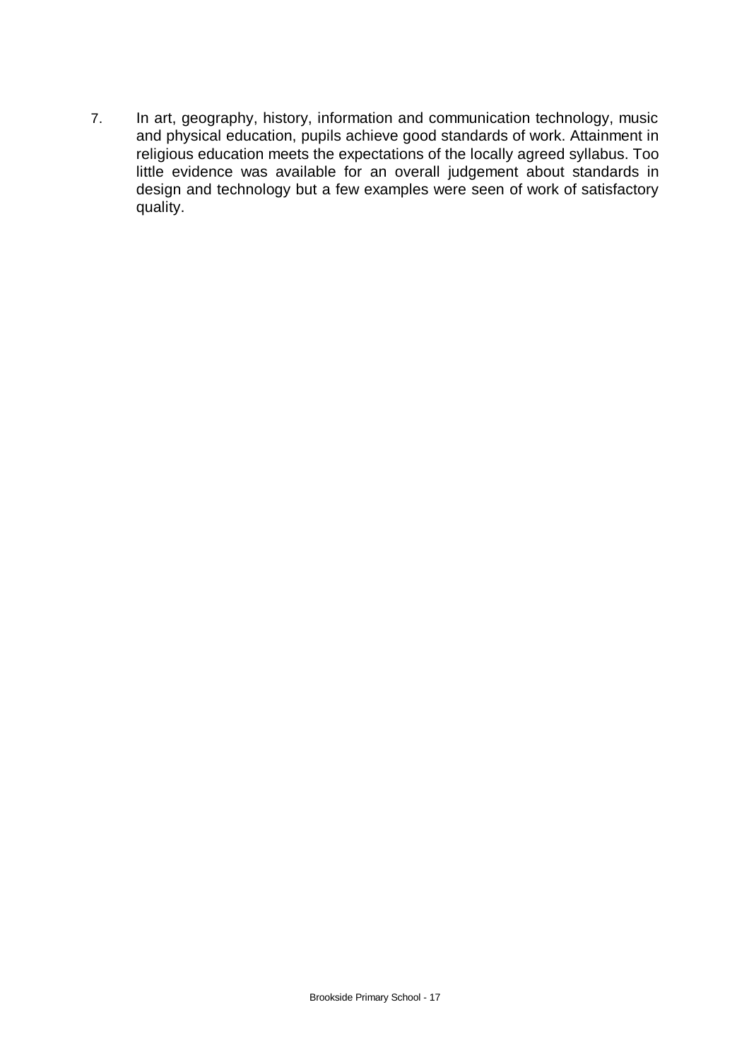7. In art, geography, history, information and communication technology, music and physical education, pupils achieve good standards of work. Attainment in religious education meets the expectations of the locally agreed syllabus. Too little evidence was available for an overall judgement about standards in design and technology but a few examples were seen of work of satisfactory quality.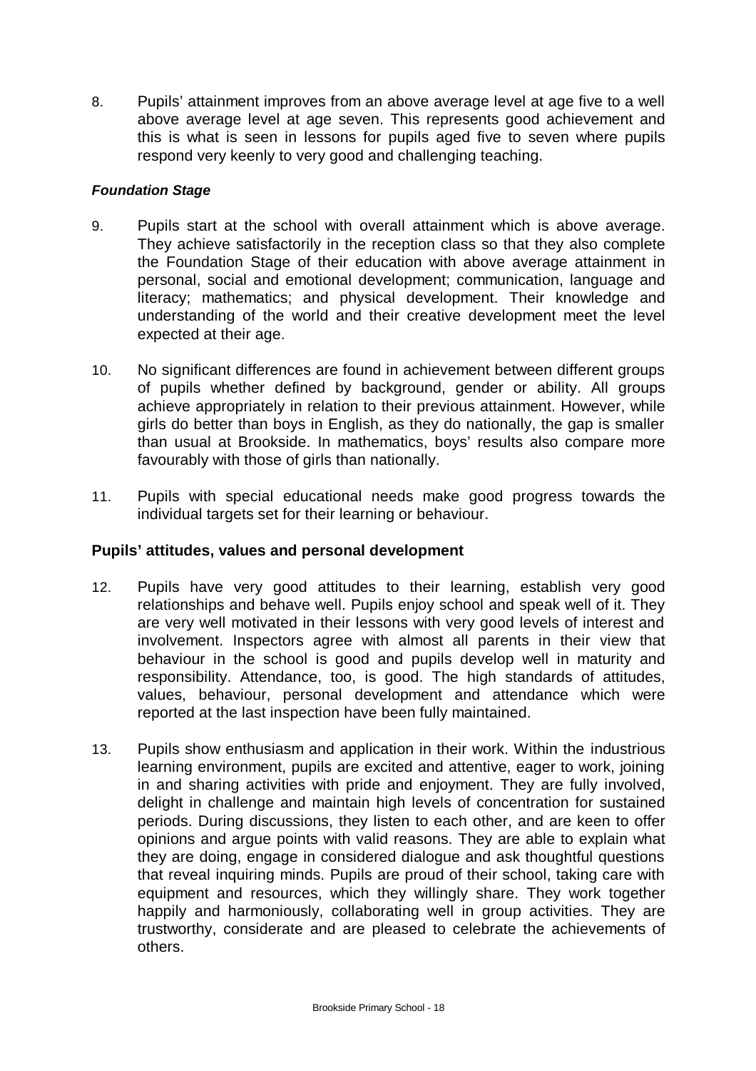8. Pupils' attainment improves from an above average level at age five to a well above average level at age seven. This represents good achievement and this is what is seen in lessons for pupils aged five to seven where pupils respond very keenly to very good and challenging teaching.

***Foundation Stage***

9. Pupils start at the school with overall attainment which is above average. They achieve satisfactorily in the reception class so that they also complete the Foundation Stage of their education with above average attainment in personal, social and emotional development; communication, language and literacy; mathematics; and physical development. Their knowledge and understanding of the world and their creative development meet the level expected at their age.

10. No significant differences are found in achievement between different groups of pupils whether defined by background, gender or ability. All groups achieve appropriately in relation to their previous attainment. However, while girls do better than boys in English, as they do nationally, the gap is smaller than usual at Brookside. In mathematics, boys' results also compare more favourably with those of girls than nationally.

11. Pupils with special educational needs make good progress towards the individual targets set for their learning or behaviour.

## Pupils' attitudes, values and personal development

12. Pupils have very good attitudes to their learning, establish very good relationships and behave well. Pupils enjoy school and speak well of it. They are very well motivated in their lessons with very good levels of interest and involvement. Inspectors agree with almost all parents in their view that behaviour in the school is good and pupils develop well in maturity and responsibility. Attendance, too, is good. The high standards of attitudes, values, behaviour, personal development and attendance which were reported at the last inspection have been fully maintained.

13. Pupils show enthusiasm and application in their work. Within the industrious learning environment, pupils are excited and attentive, eager to work, joining in and sharing activities with pride and enjoyment. They are fully involved, delight in challenge and maintain high levels of concentration for sustained periods. During discussions, they listen to each other, and are keen to offer opinions and argue points with valid reasons. They are able to explain what they are doing, engage in considered dialogue and ask thoughtful questions that reveal inquiring minds. Pupils are proud of their school, taking care with equipment and resources, which they willingly share. They work together happily and harmoniously, collaborating well in group activities. They are trustworthy, considerate and are pleased to celebrate the achievements of others.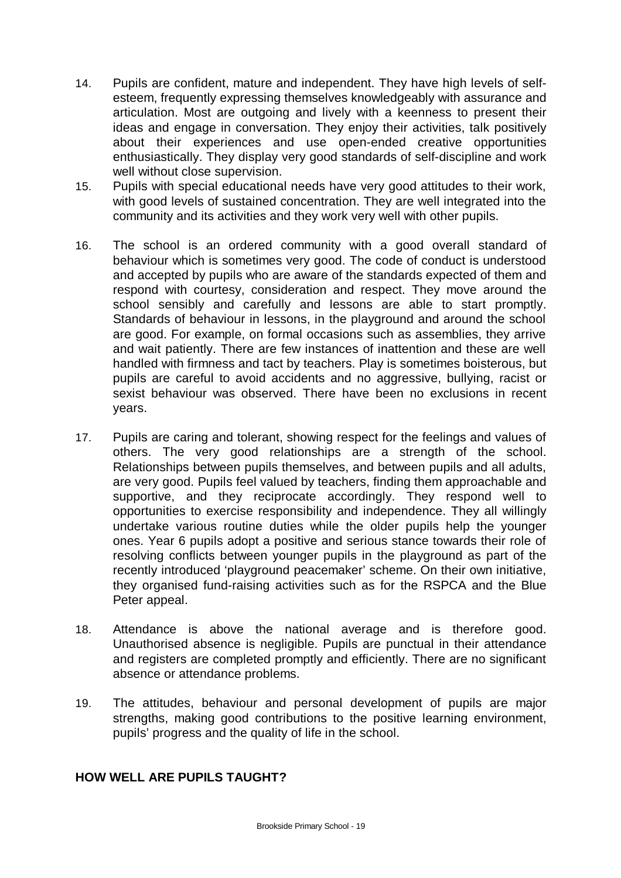14. Pupils are confident, mature and independent. They have high levels of self-esteem, frequently expressing themselves knowledgeably with assurance and articulation. Most are outgoing and lively with a keenness to present their ideas and engage in conversation. They enjoy their activities, talk positively about their experiences and use open-ended creative opportunities enthusiastically. They display very good standards of self-discipline and work well without close supervision.
15. Pupils with special educational needs have very good attitudes to their work, with good levels of sustained concentration. They are well integrated into the community and its activities and they work very well with other pupils.
16. The school is an ordered community with a good overall standard of behaviour which is sometimes very good. The code of conduct is understood and accepted by pupils who are aware of the standards expected of them and respond with courtesy, consideration and respect. They move around the school sensibly and carefully and lessons are able to start promptly. Standards of behaviour in lessons, in the playground and around the school are good. For example, on formal occasions such as assemblies, they arrive and wait patiently. There are few instances of inattention and these are well handled with firmness and tact by teachers. Play is sometimes boisterous, but pupils are careful to avoid accidents and no aggressive, bullying, racist or sexist behaviour was observed. There have been no exclusions in recent years.
17. Pupils are caring and tolerant, showing respect for the feelings and values of others. The very good relationships are a strength of the school. Relationships between pupils themselves, and between pupils and all adults, are very good. Pupils feel valued by teachers, finding them approachable and supportive, and they reciprocate accordingly. They respond well to opportunities to exercise responsibility and independence. They all willingly undertake various routine duties while the older pupils help the younger ones. Year 6 pupils adopt a positive and serious stance towards their role of resolving conflicts between younger pupils in the playground as part of the recently introduced 'playground peacemaker' scheme. On their own initiative, they organised fund-raising activities such as for the RSPCA and the Blue Peter appeal.
18. Attendance is above the national average and is therefore good. Unauthorised absence is negligible. Pupils are punctual in their attendance and registers are completed promptly and efficiently. There are no significant absence or attendance problems.
19. The attitudes, behaviour and personal development of pupils are major strengths, making good contributions to the positive learning environment, pupils' progress and the quality of life in the school.

## HOW WELL ARE PUPILS TAUGHT?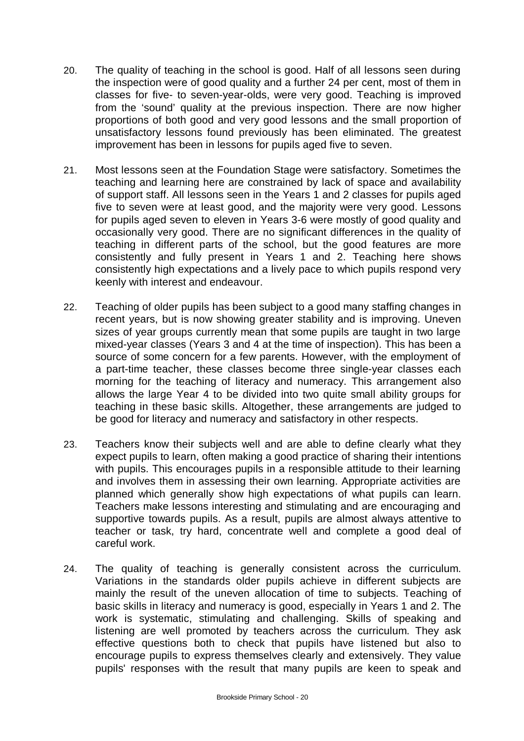20. The quality of teaching in the school is good. Half of all lessons seen during the inspection were of good quality and a further 24 per cent, most of them in classes for five- to seven-year-olds, were very good. Teaching is improved from the 'sound' quality at the previous inspection. There are now higher proportions of both good and very good lessons and the small proportion of unsatisfactory lessons found previously has been eliminated. The greatest improvement has been in lessons for pupils aged five to seven.

21. Most lessons seen at the Foundation Stage were satisfactory. Sometimes the teaching and learning here are constrained by lack of space and availability of support staff. All lessons seen in the Years 1 and 2 classes for pupils aged five to seven were at least good, and the majority were very good. Lessons for pupils aged seven to eleven in Years 3-6 were mostly of good quality and occasionally very good. There are no significant differences in the quality of teaching in different parts of the school, but the good features are more consistently and fully present in Years 1 and 2. Teaching here shows consistently high expectations and a lively pace to which pupils respond very keenly with interest and endeavour.

22. Teaching of older pupils has been subject to a good many staffing changes in recent years, but is now showing greater stability and is improving. Uneven sizes of year groups currently mean that some pupils are taught in two large mixed-year classes (Years 3 and 4 at the time of inspection). This has been a source of some concern for a few parents. However, with the employment of a part-time teacher, these classes become three single-year classes each morning for the teaching of literacy and numeracy. This arrangement also allows the large Year 4 to be divided into two quite small ability groups for teaching in these basic skills. Altogether, these arrangements are judged to be good for literacy and numeracy and satisfactory in other respects.

23. Teachers know their subjects well and are able to define clearly what they expect pupils to learn, often making a good practice of sharing their intentions with pupils. This encourages pupils in a responsible attitude to their learning and involves them in assessing their own learning. Appropriate activities are planned which generally show high expectations of what pupils can learn. Teachers make lessons interesting and stimulating and are encouraging and supportive towards pupils. As a result, pupils are almost always attentive to teacher or task, try hard, concentrate well and complete a good deal of careful work.

24. The quality of teaching is generally consistent across the curriculum. Variations in the standards older pupils achieve in different subjects are mainly the result of the uneven allocation of time to subjects. Teaching of basic skills in literacy and numeracy is good, especially in Years 1 and 2. The work is systematic, stimulating and challenging. Skills of speaking and listening are well promoted by teachers across the curriculum. They ask effective questions both to check that pupils have listened but also to encourage pupils to express themselves clearly and extensively. They value pupils' responses with the result that many pupils are keen to speak and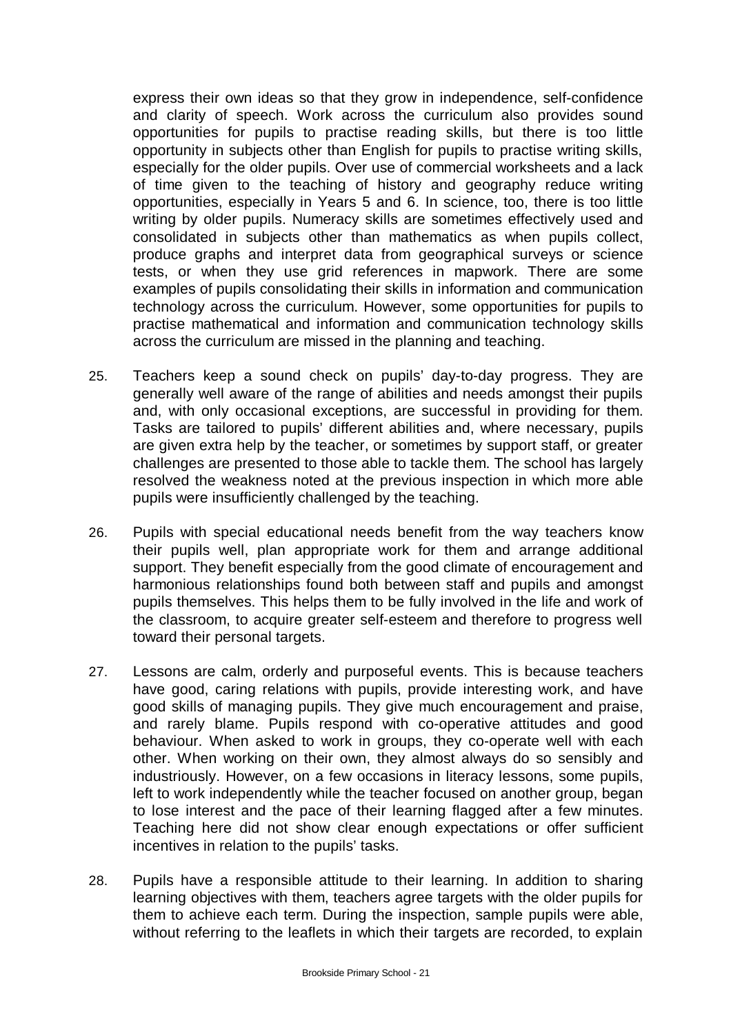express their own ideas so that they grow in independence, self-confidence and clarity of speech. Work across the curriculum also provides sound opportunities for pupils to practise reading skills, but there is too little opportunity in subjects other than English for pupils to practise writing skills, especially for the older pupils. Over use of commercial worksheets and a lack of time given to the teaching of history and geography reduce writing opportunities, especially in Years 5 and 6. In science, too, there is too little writing by older pupils. Numeracy skills are sometimes effectively used and consolidated in subjects other than mathematics as when pupils collect, produce graphs and interpret data from geographical surveys or science tests, or when they use grid references in mapwork. There are some examples of pupils consolidating their skills in information and communication technology across the curriculum. However, some opportunities for pupils to practise mathematical and information and communication technology skills across the curriculum are missed in the planning and teaching.

25. Teachers keep a sound check on pupils' day-to-day progress. They are generally well aware of the range of abilities and needs amongst their pupils and, with only occasional exceptions, are successful in providing for them. Tasks are tailored to pupils' different abilities and, where necessary, pupils are given extra help by the teacher, or sometimes by support staff, or greater challenges are presented to those able to tackle them. The school has largely resolved the weakness noted at the previous inspection in which more able pupils were insufficiently challenged by the teaching.

26. Pupils with special educational needs benefit from the way teachers know their pupils well, plan appropriate work for them and arrange additional support. They benefit especially from the good climate of encouragement and harmonious relationships found both between staff and pupils and amongst pupils themselves. This helps them to be fully involved in the life and work of the classroom, to acquire greater self-esteem and therefore to progress well toward their personal targets.

27. Lessons are calm, orderly and purposeful events. This is because teachers have good, caring relations with pupils, provide interesting work, and have good skills of managing pupils. They give much encouragement and praise, and rarely blame. Pupils respond with co-operative attitudes and good behaviour. When asked to work in groups, they co-operate well with each other. When working on their own, they almost always do so sensibly and industriously. However, on a few occasions in literacy lessons, some pupils, left to work independently while the teacher focused on another group, began to lose interest and the pace of their learning flagged after a few minutes. Teaching here did not show clear enough expectations or offer sufficient incentives in relation to the pupils' tasks.

28. Pupils have a responsible attitude to their learning. In addition to sharing learning objectives with them, teachers agree targets with the older pupils for them to achieve each term. During the inspection, sample pupils were able, without referring to the leaflets in which their targets are recorded, to explain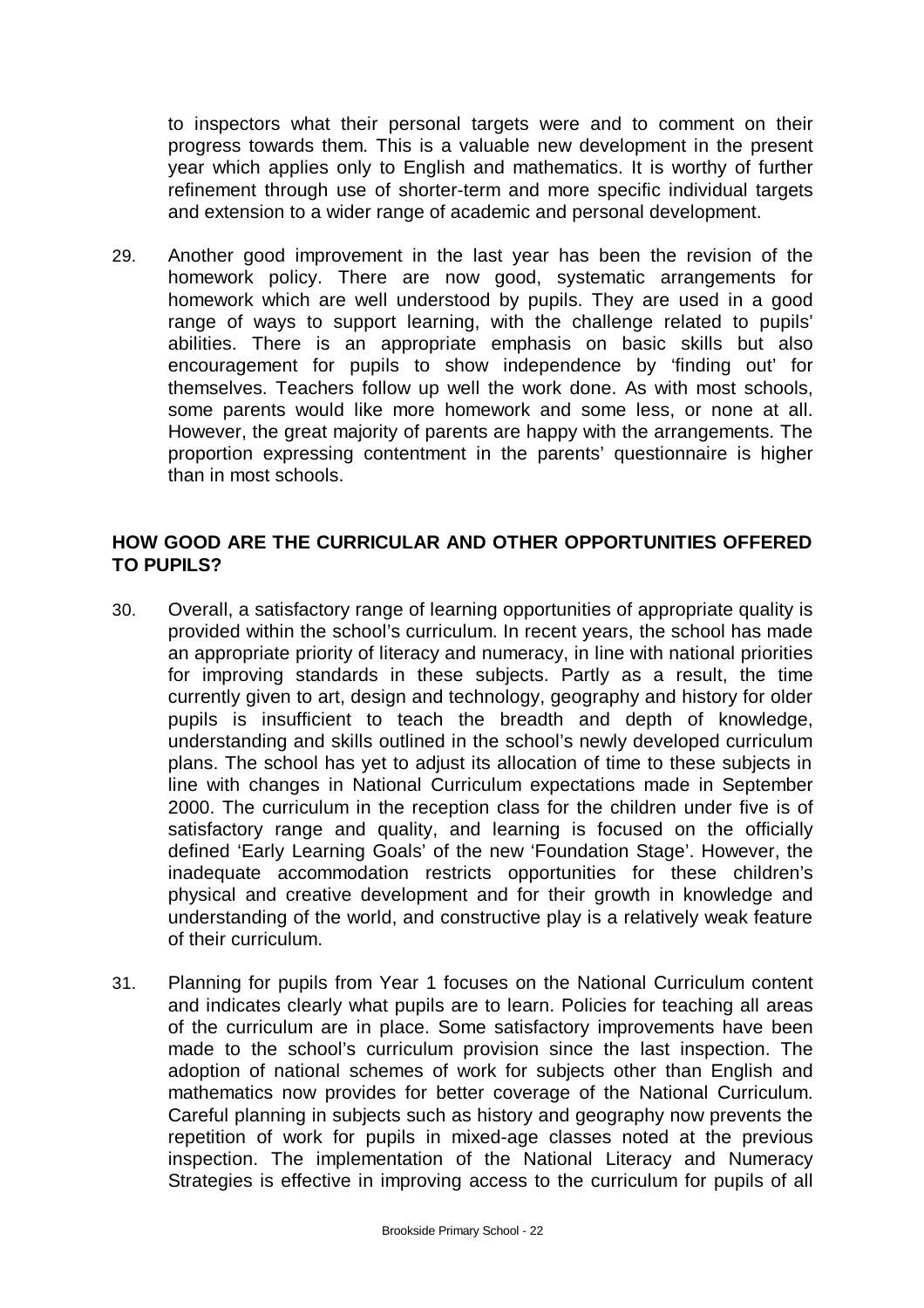to inspectors what their personal targets were and to comment on their progress towards them. This is a valuable new development in the present year which applies only to English and mathematics. It is worthy of further refinement through use of shorter-term and more specific individual targets and extension to a wider range of academic and personal development.

29. Another good improvement in the last year has been the revision of the homework policy. There are now good, systematic arrangements for homework which are well understood by pupils. They are used in a good range of ways to support learning, with the challenge related to pupils' abilities. There is an appropriate emphasis on basic skills but also encouragement for pupils to show independence by 'finding out' for themselves. Teachers follow up well the work done. As with most schools, some parents would like more homework and some less, or none at all. However, the great majority of parents are happy with the arrangements. The proportion expressing contentment in the parents' questionnaire is higher than in most schools.

## HOW GOOD ARE THE CURRICULAR AND OTHER OPPORTUNITIES OFFERED TO PUPILS?

30. Overall, a satisfactory range of learning opportunities of appropriate quality is provided within the school's curriculum. In recent years, the school has made an appropriate priority of literacy and numeracy, in line with national priorities for improving standards in these subjects. Partly as a result, the time currently given to art, design and technology, geography and history for older pupils is insufficient to teach the breadth and depth of knowledge, understanding and skills outlined in the school's newly developed curriculum plans. The school has yet to adjust its allocation of time to these subjects in line with changes in National Curriculum expectations made in September 2000. The curriculum in the reception class for the children under five is of satisfactory range and quality, and learning is focused on the officially defined 'Early Learning Goals' of the new 'Foundation Stage'. However, the inadequate accommodation restricts opportunities for these children's physical and creative development and for their growth in knowledge and understanding of the world, and constructive play is a relatively weak feature of their curriculum.

31. Planning for pupils from Year 1 focuses on the National Curriculum content and indicates clearly what pupils are to learn. Policies for teaching all areas of the curriculum are in place. Some satisfactory improvements have been made to the school's curriculum provision since the last inspection. The adoption of national schemes of work for subjects other than English and mathematics now provides for better coverage of the National Curriculum. Careful planning in subjects such as history and geography now prevents the repetition of work for pupils in mixed-age classes noted at the previous inspection. The implementation of the National Literacy and Numeracy Strategies is effective in improving access to the curriculum for pupils of all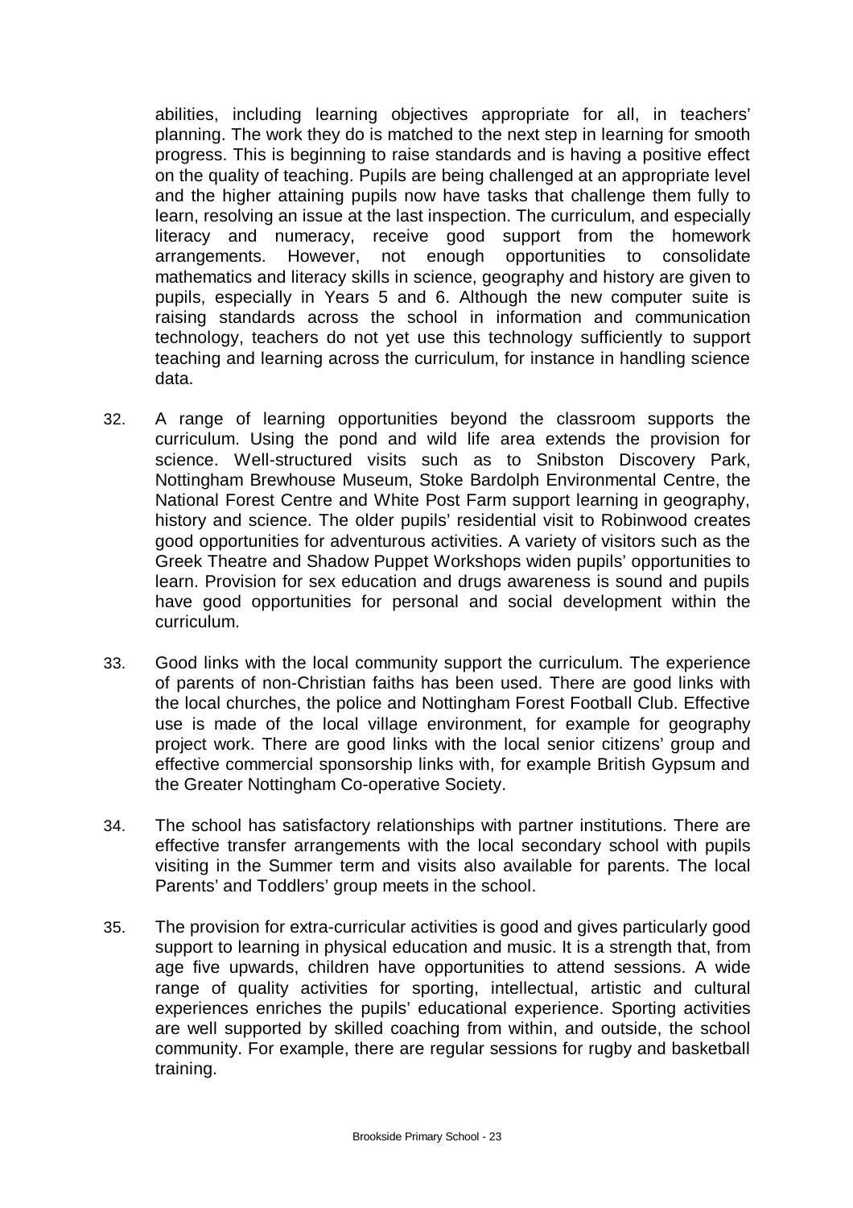abilities, including learning objectives appropriate for all, in teachers' planning. The work they do is matched to the next step in learning for smooth progress. This is beginning to raise standards and is having a positive effect on the quality of teaching. Pupils are being challenged at an appropriate level and the higher attaining pupils now have tasks that challenge them fully to learn, resolving an issue at the last inspection. The curriculum, and especially literacy and numeracy, receive good support from the homework arrangements. However, not enough opportunities to consolidate mathematics and literacy skills in science, geography and history are given to pupils, especially in Years 5 and 6. Although the new computer suite is raising standards across the school in information and communication technology, teachers do not yet use this technology sufficiently to support teaching and learning across the curriculum, for instance in handling science data.

32. A range of learning opportunities beyond the classroom supports the curriculum. Using the pond and wild life area extends the provision for science. Well-structured visits such as to Snibston Discovery Park, Nottingham Brewhouse Museum, Stoke Bardolph Environmental Centre, the National Forest Centre and White Post Farm support learning in geography, history and science. The older pupils' residential visit to Robinwood creates good opportunities for adventurous activities. A variety of visitors such as the Greek Theatre and Shadow Puppet Workshops widen pupils' opportunities to learn. Provision for sex education and drugs awareness is sound and pupils have good opportunities for personal and social development within the curriculum.

33. Good links with the local community support the curriculum. The experience of parents of non-Christian faiths has been used. There are good links with the local churches, the police and Nottingham Forest Football Club. Effective use is made of the local village environment, for example for geography project work. There are good links with the local senior citizens' group and effective commercial sponsorship links with, for example British Gypsum and the Greater Nottingham Co-operative Society.

34. The school has satisfactory relationships with partner institutions. There are effective transfer arrangements with the local secondary school with pupils visiting in the Summer term and visits also available for parents. The local Parents' and Toddlers' group meets in the school.

35. The provision for extra-curricular activities is good and gives particularly good support to learning in physical education and music. It is a strength that, from age five upwards, children have opportunities to attend sessions. A wide range of quality activities for sporting, intellectual, artistic and cultural experiences enriches the pupils' educational experience. Sporting activities are well supported by skilled coaching from within, and outside, the school community. For example, there are regular sessions for rugby and basketball training.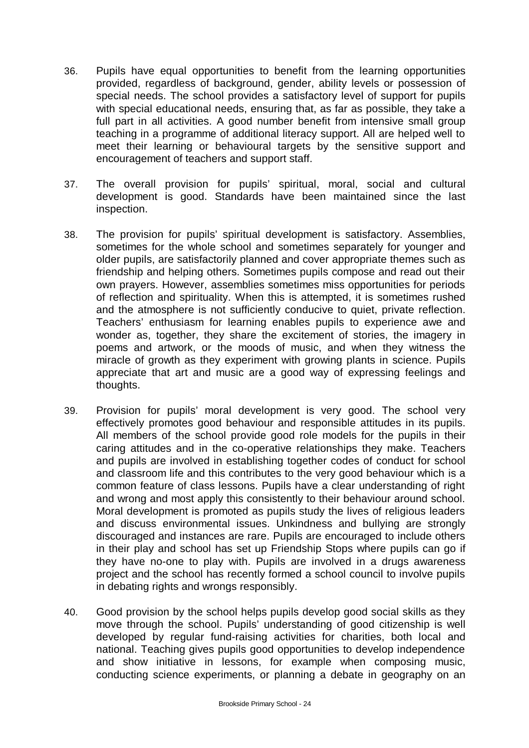36. Pupils have equal opportunities to benefit from the learning opportunities provided, regardless of background, gender, ability levels or possession of special needs. The school provides a satisfactory level of support for pupils with special educational needs, ensuring that, as far as possible, they take a full part in all activities. A good number benefit from intensive small group teaching in a programme of additional literacy support. All are helped well to meet their learning or behavioural targets by the sensitive support and encouragement of teachers and support staff.

37. The overall provision for pupils' spiritual, moral, social and cultural development is good. Standards have been maintained since the last inspection.

38. The provision for pupils' spiritual development is satisfactory. Assemblies, sometimes for the whole school and sometimes separately for younger and older pupils, are satisfactorily planned and cover appropriate themes such as friendship and helping others. Sometimes pupils compose and read out their own prayers. However, assemblies sometimes miss opportunities for periods of reflection and spirituality. When this is attempted, it is sometimes rushed and the atmosphere is not sufficiently conducive to quiet, private reflection. Teachers' enthusiasm for learning enables pupils to experience awe and wonder as, together, they share the excitement of stories, the imagery in poems and artwork, or the moods of music, and when they witness the miracle of growth as they experiment with growing plants in science. Pupils appreciate that art and music are a good way of expressing feelings and thoughts.

39. Provision for pupils' moral development is very good. The school very effectively promotes good behaviour and responsible attitudes in its pupils. All members of the school provide good role models for the pupils in their caring attitudes and in the co-operative relationships they make. Teachers and pupils are involved in establishing together codes of conduct for school and classroom life and this contributes to the very good behaviour which is a common feature of class lessons. Pupils have a clear understanding of right and wrong and most apply this consistently to their behaviour around school. Moral development is promoted as pupils study the lives of religious leaders and discuss environmental issues. Unkindness and bullying are strongly discouraged and instances are rare. Pupils are encouraged to include others in their play and school has set up Friendship Stops where pupils can go if they have no-one to play with. Pupils are involved in a drugs awareness project and the school has recently formed a school council to involve pupils in debating rights and wrongs responsibly.

40. Good provision by the school helps pupils develop good social skills as they move through the school. Pupils' understanding of good citizenship is well developed by regular fund-raising activities for charities, both local and national. Teaching gives pupils good opportunities to develop independence and show initiative in lessons, for example when composing music, conducting science experiments, or planning a debate in geography on an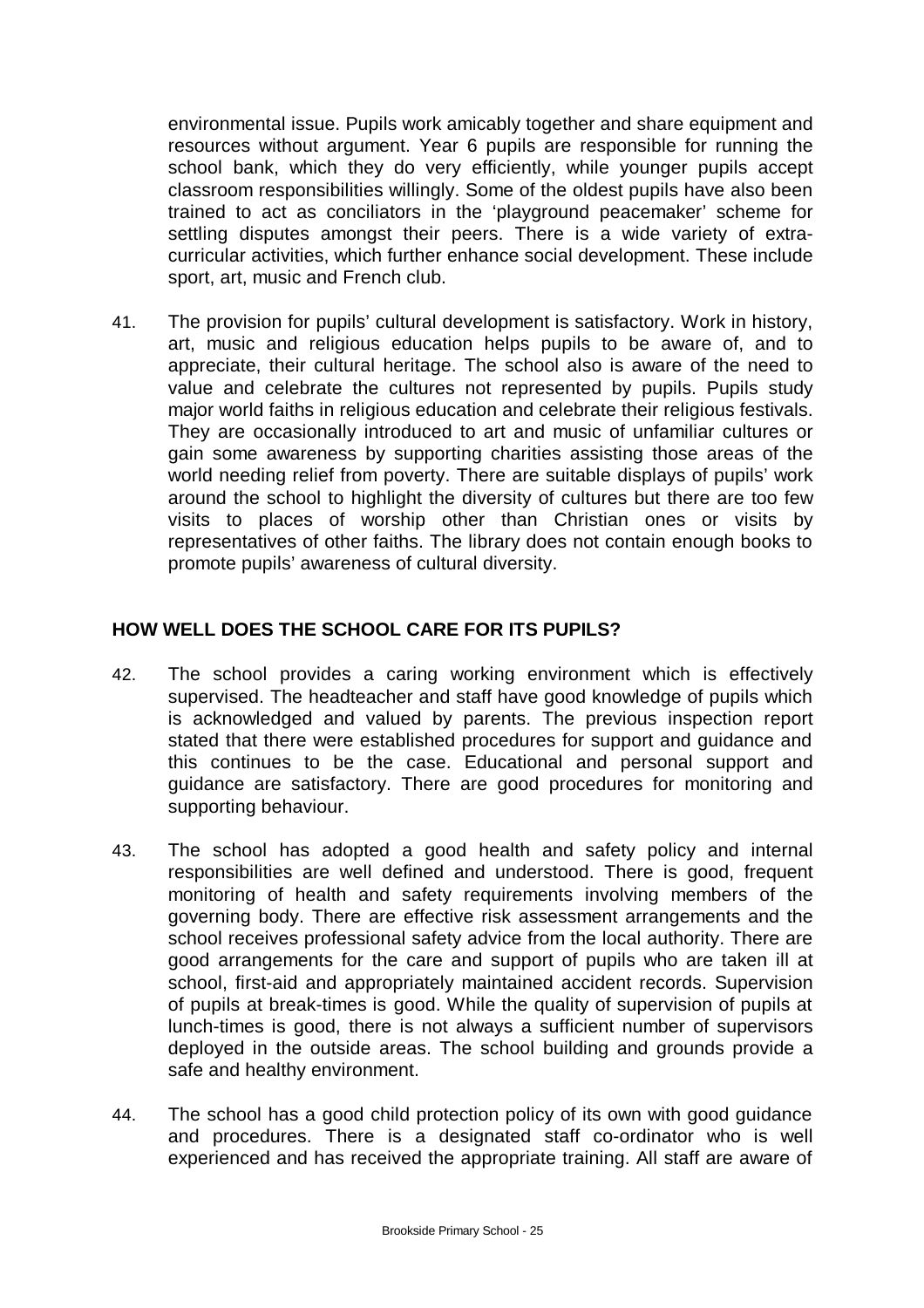environmental issue. Pupils work amicably together and share equipment and resources without argument. Year 6 pupils are responsible for running the school bank, which they do very efficiently, while younger pupils accept classroom responsibilities willingly. Some of the oldest pupils have also been trained to act as conciliators in the 'playground peacemaker' scheme for settling disputes amongst their peers. There is a wide variety of extra-curricular activities, which further enhance social development. These include sport, art, music and French club.

41. The provision for pupils' cultural development is satisfactory. Work in history, art, music and religious education helps pupils to be aware of, and to appreciate, their cultural heritage. The school also is aware of the need to value and celebrate the cultures not represented by pupils. Pupils study major world faiths in religious education and celebrate their religious festivals. They are occasionally introduced to art and music of unfamiliar cultures or gain some awareness by supporting charities assisting those areas of the world needing relief from poverty. There are suitable displays of pupils' work around the school to highlight the diversity of cultures but there are too few visits to places of worship other than Christian ones or visits by representatives of other faiths. The library does not contain enough books to promote pupils' awareness of cultural diversity.

## HOW WELL DOES THE SCHOOL CARE FOR ITS PUPILS?

42. The school provides a caring working environment which is effectively supervised. The headteacher and staff have good knowledge of pupils which is acknowledged and valued by parents. The previous inspection report stated that there were established procedures for support and guidance and this continues to be the case. Educational and personal support and guidance are satisfactory. There are good procedures for monitoring and supporting behaviour.

43. The school has adopted a good health and safety policy and internal responsibilities are well defined and understood. There is good, frequent monitoring of health and safety requirements involving members of the governing body. There are effective risk assessment arrangements and the school receives professional safety advice from the local authority. There are good arrangements for the care and support of pupils who are taken ill at school, first-aid and appropriately maintained accident records. Supervision of pupils at break-times is good. While the quality of supervision of pupils at lunch-times is good, there is not always a sufficient number of supervisors deployed in the outside areas. The school building and grounds provide a safe and healthy environment.

44. The school has a good child protection policy of its own with good guidance and procedures. There is a designated staff co-ordinator who is well experienced and has received the appropriate training. All staff are aware of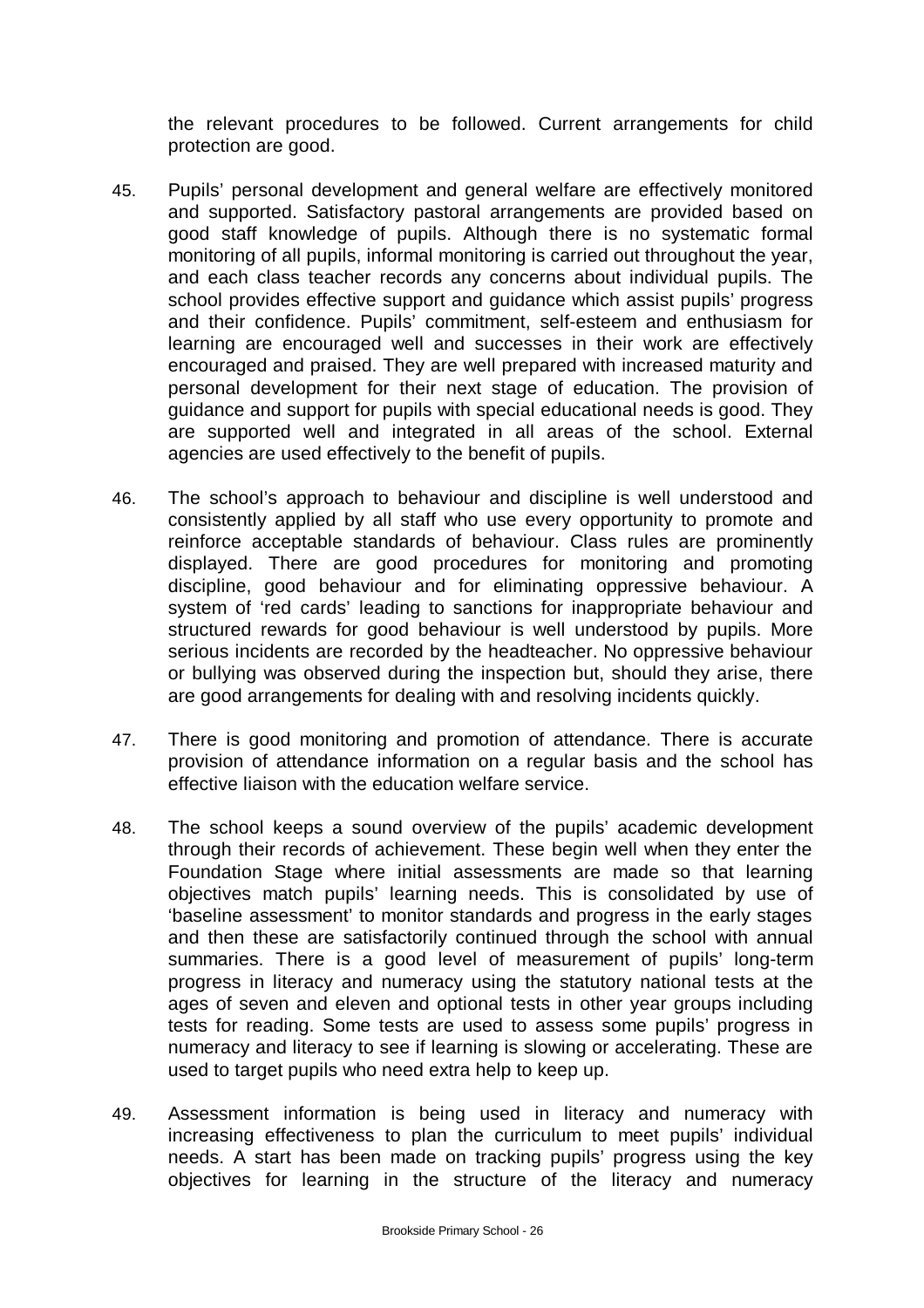the relevant procedures to be followed. Current arrangements for child protection are good.

45. Pupils' personal development and general welfare are effectively monitored and supported. Satisfactory pastoral arrangements are provided based on good staff knowledge of pupils. Although there is no systematic formal monitoring of all pupils, informal monitoring is carried out throughout the year, and each class teacher records any concerns about individual pupils. The school provides effective support and guidance which assist pupils' progress and their confidence. Pupils' commitment, self-esteem and enthusiasm for learning are encouraged well and successes in their work are effectively encouraged and praised. They are well prepared with increased maturity and personal development for their next stage of education. The provision of guidance and support for pupils with special educational needs is good. They are supported well and integrated in all areas of the school. External agencies are used effectively to the benefit of pupils.

46. The school's approach to behaviour and discipline is well understood and consistently applied by all staff who use every opportunity to promote and reinforce acceptable standards of behaviour. Class rules are prominently displayed. There are good procedures for monitoring and promoting discipline, good behaviour and for eliminating oppressive behaviour. A system of 'red cards' leading to sanctions for inappropriate behaviour and structured rewards for good behaviour is well understood by pupils. More serious incidents are recorded by the headteacher. No oppressive behaviour or bullying was observed during the inspection but, should they arise, there are good arrangements for dealing with and resolving incidents quickly.

47. There is good monitoring and promotion of attendance. There is accurate provision of attendance information on a regular basis and the school has effective liaison with the education welfare service.

48. The school keeps a sound overview of the pupils' academic development through their records of achievement. These begin well when they enter the Foundation Stage where initial assessments are made so that learning objectives match pupils' learning needs. This is consolidated by use of 'baseline assessment' to monitor standards and progress in the early stages and then these are satisfactorily continued through the school with annual summaries. There is a good level of measurement of pupils' long-term progress in literacy and numeracy using the statutory national tests at the ages of seven and eleven and optional tests in other year groups including tests for reading. Some tests are used to assess some pupils' progress in numeracy and literacy to see if learning is slowing or accelerating. These are used to target pupils who need extra help to keep up.

49. Assessment information is being used in literacy and numeracy with increasing effectiveness to plan the curriculum to meet pupils' individual needs. A start has been made on tracking pupils' progress using the key objectives for learning in the structure of the literacy and numeracy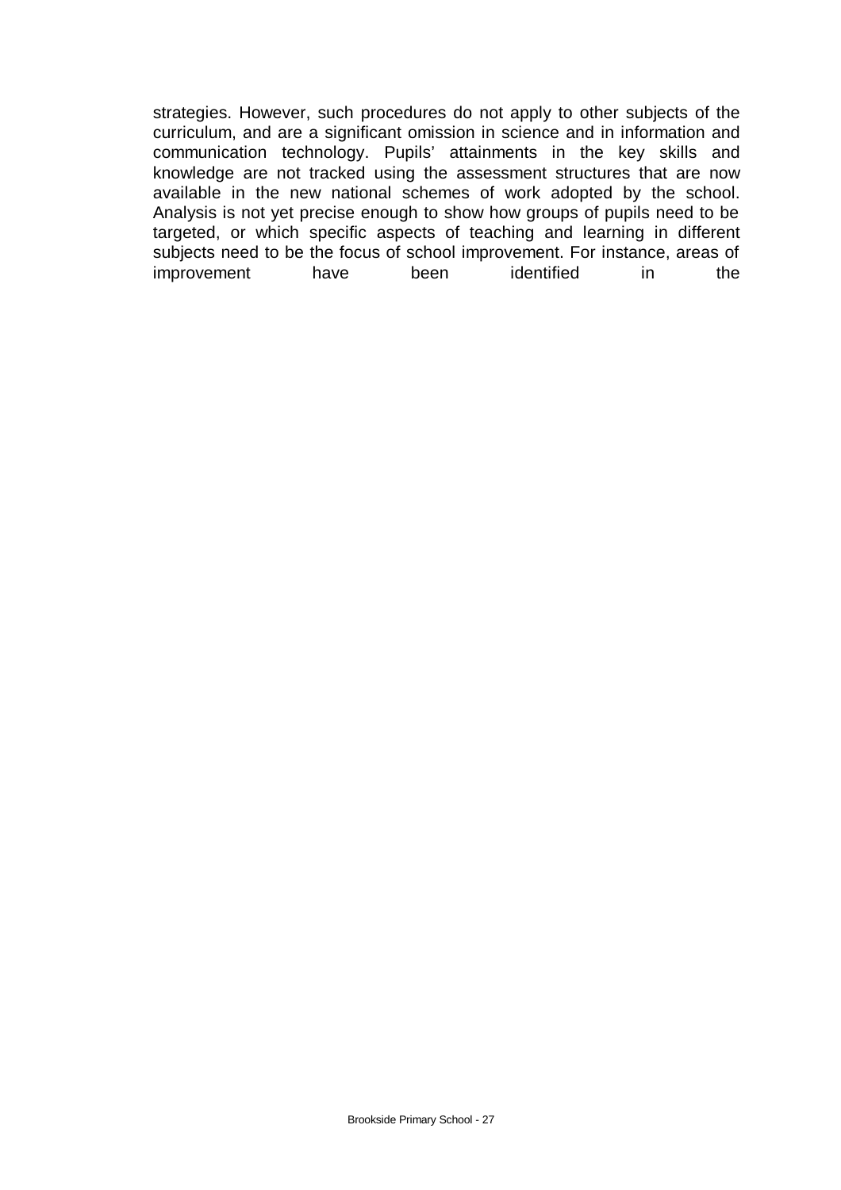strategies. However, such procedures do not apply to other subjects of the curriculum, and are a significant omission in science and in information and communication technology. Pupils' attainments in the key skills and knowledge are not tracked using the assessment structures that are now available in the new national schemes of work adopted by the school. Analysis is not yet precise enough to show how groups of pupils need to be targeted, or which specific aspects of teaching and learning in different subjects need to be the focus of school improvement. For instance, areas of improvement have been identified in the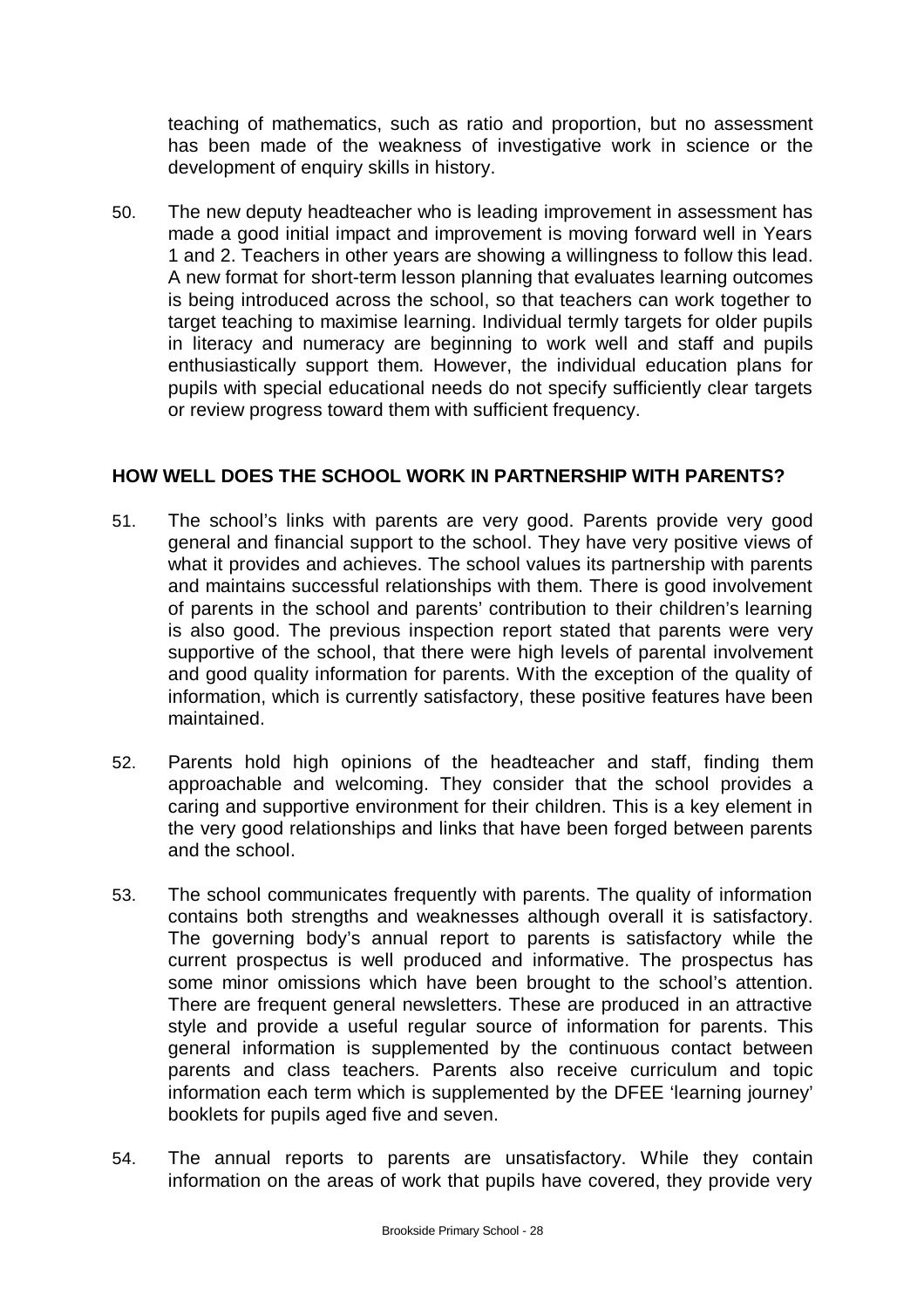teaching of mathematics, such as ratio and proportion, but no assessment has been made of the weakness of investigative work in science or the development of enquiry skills in history.

50. The new deputy headteacher who is leading improvement in assessment has made a good initial impact and improvement is moving forward well in Years 1 and 2. Teachers in other years are showing a willingness to follow this lead. A new format for short-term lesson planning that evaluates learning outcomes is being introduced across the school, so that teachers can work together to target teaching to maximise learning. Individual termly targets for older pupils in literacy and numeracy are beginning to work well and staff and pupils enthusiastically support them. However, the individual education plans for pupils with special educational needs do not specify sufficiently clear targets or review progress toward them with sufficient frequency.

## HOW WELL DOES THE SCHOOL WORK IN PARTNERSHIP WITH PARENTS?

51. The school's links with parents are very good. Parents provide very good general and financial support to the school. They have very positive views of what it provides and achieves. The school values its partnership with parents and maintains successful relationships with them. There is good involvement of parents in the school and parents' contribution to their children's learning is also good. The previous inspection report stated that parents were very supportive of the school, that there were high levels of parental involvement and good quality information for parents. With the exception of the quality of information, which is currently satisfactory, these positive features have been maintained.

52. Parents hold high opinions of the headteacher and staff, finding them approachable and welcoming. They consider that the school provides a caring and supportive environment for their children. This is a key element in the very good relationships and links that have been forged between parents and the school.

53. The school communicates frequently with parents. The quality of information contains both strengths and weaknesses although overall it is satisfactory. The governing body's annual report to parents is satisfactory while the current prospectus is well produced and informative. The prospectus has some minor omissions which have been brought to the school's attention. There are frequent general newsletters. These are produced in an attractive style and provide a useful regular source of information for parents. This general information is supplemented by the continuous contact between parents and class teachers. Parents also receive curriculum and topic information each term which is supplemented by the DFEE 'learning journey' booklets for pupils aged five and seven.

54. The annual reports to parents are unsatisfactory. While they contain information on the areas of work that pupils have covered, they provide very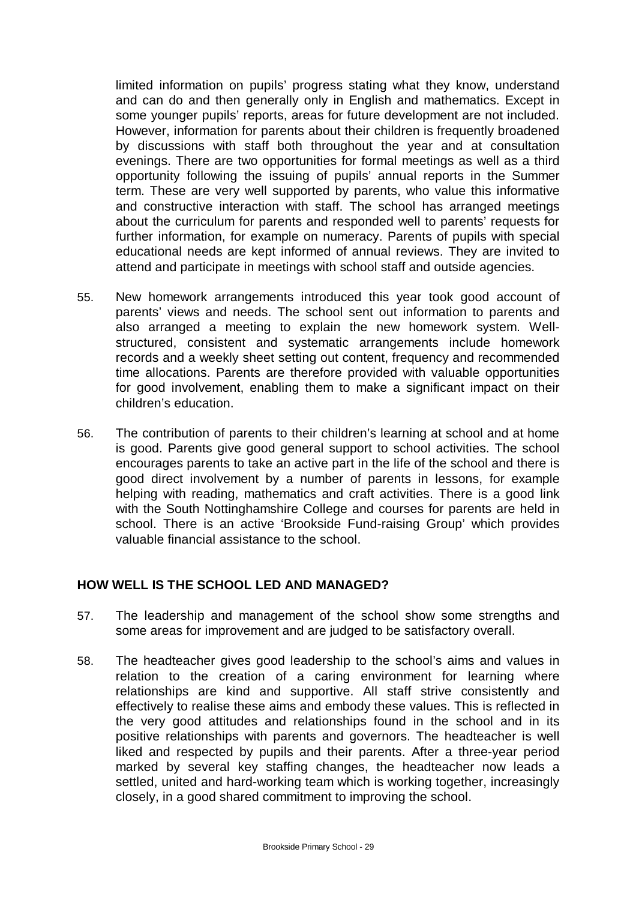limited information on pupils' progress stating what they know, understand and can do and then generally only in English and mathematics. Except in some younger pupils' reports, areas for future development are not included. However, information for parents about their children is frequently broadened by discussions with staff both throughout the year and at consultation evenings. There are two opportunities for formal meetings as well as a third opportunity following the issuing of pupils' annual reports in the Summer term. These are very well supported by parents, who value this informative and constructive interaction with staff. The school has arranged meetings about the curriculum for parents and responded well to parents' requests for further information, for example on numeracy. Parents of pupils with special educational needs are kept informed of annual reviews. They are invited to attend and participate in meetings with school staff and outside agencies.

55. New homework arrangements introduced this year took good account of parents' views and needs. The school sent out information to parents and also arranged a meeting to explain the new homework system. Well-structured, consistent and systematic arrangements include homework records and a weekly sheet setting out content, frequency and recommended time allocations. Parents are therefore provided with valuable opportunities for good involvement, enabling them to make a significant impact on their children's education.

56. The contribution of parents to their children's learning at school and at home is good. Parents give good general support to school activities. The school encourages parents to take an active part in the life of the school and there is good direct involvement by a number of parents in lessons, for example helping with reading, mathematics and craft activities. There is a good link with the South Nottinghamshire College and courses for parents are held in school. There is an active 'Brookside Fund-raising Group' which provides valuable financial assistance to the school.

## HOW WELL IS THE SCHOOL LED AND MANAGED?

57. The leadership and management of the school show some strengths and some areas for improvement and are judged to be satisfactory overall.

58. The headteacher gives good leadership to the school's aims and values in relation to the creation of a caring environment for learning where relationships are kind and supportive. All staff strive consistently and effectively to realise these aims and embody these values. This is reflected in the very good attitudes and relationships found in the school and in its positive relationships with parents and governors. The headteacher is well liked and respected by pupils and their parents. After a three-year period marked by several key staffing changes, the headteacher now leads a settled, united and hard-working team which is working together, increasingly closely, in a good shared commitment to improving the school.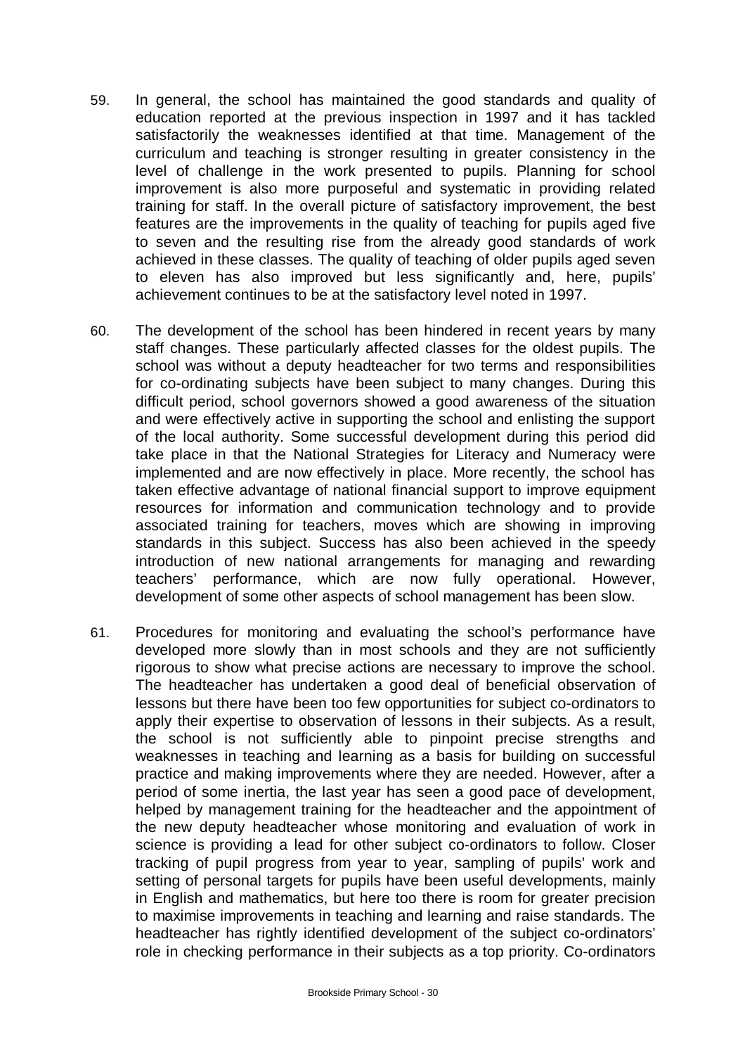59. In general, the school has maintained the good standards and quality of education reported at the previous inspection in 1997 and it has tackled satisfactorily the weaknesses identified at that time. Management of the curriculum and teaching is stronger resulting in greater consistency in the level of challenge in the work presented to pupils. Planning for school improvement is also more purposeful and systematic in providing related training for staff. In the overall picture of satisfactory improvement, the best features are the improvements in the quality of teaching for pupils aged five to seven and the resulting rise from the already good standards of work achieved in these classes. The quality of teaching of older pupils aged seven to eleven has also improved but less significantly and, here, pupils' achievement continues to be at the satisfactory level noted in 1997.

60. The development of the school has been hindered in recent years by many staff changes. These particularly affected classes for the oldest pupils. The school was without a deputy headteacher for two terms and responsibilities for co-ordinating subjects have been subject to many changes. During this difficult period, school governors showed a good awareness of the situation and were effectively active in supporting the school and enlisting the support of the local authority. Some successful development during this period did take place in that the National Strategies for Literacy and Numeracy were implemented and are now effectively in place. More recently, the school has taken effective advantage of national financial support to improve equipment resources for information and communication technology and to provide associated training for teachers, moves which are showing in improving standards in this subject. Success has also been achieved in the speedy introduction of new national arrangements for managing and rewarding teachers' performance, which are now fully operational. However, development of some other aspects of school management has been slow.

61. Procedures for monitoring and evaluating the school's performance have developed more slowly than in most schools and they are not sufficiently rigorous to show what precise actions are necessary to improve the school. The headteacher has undertaken a good deal of beneficial observation of lessons but there have been too few opportunities for subject co-ordinators to apply their expertise to observation of lessons in their subjects. As a result, the school is not sufficiently able to pinpoint precise strengths and weaknesses in teaching and learning as a basis for building on successful practice and making improvements where they are needed. However, after a period of some inertia, the last year has seen a good pace of development, helped by management training for the headteacher and the appointment of the new deputy headteacher whose monitoring and evaluation of work in science is providing a lead for other subject co-ordinators to follow. Closer tracking of pupil progress from year to year, sampling of pupils' work and setting of personal targets for pupils have been useful developments, mainly in English and mathematics, but here too there is room for greater precision to maximise improvements in teaching and learning and raise standards. The headteacher has rightly identified development of the subject co-ordinators' role in checking performance in their subjects as a top priority. Co-ordinators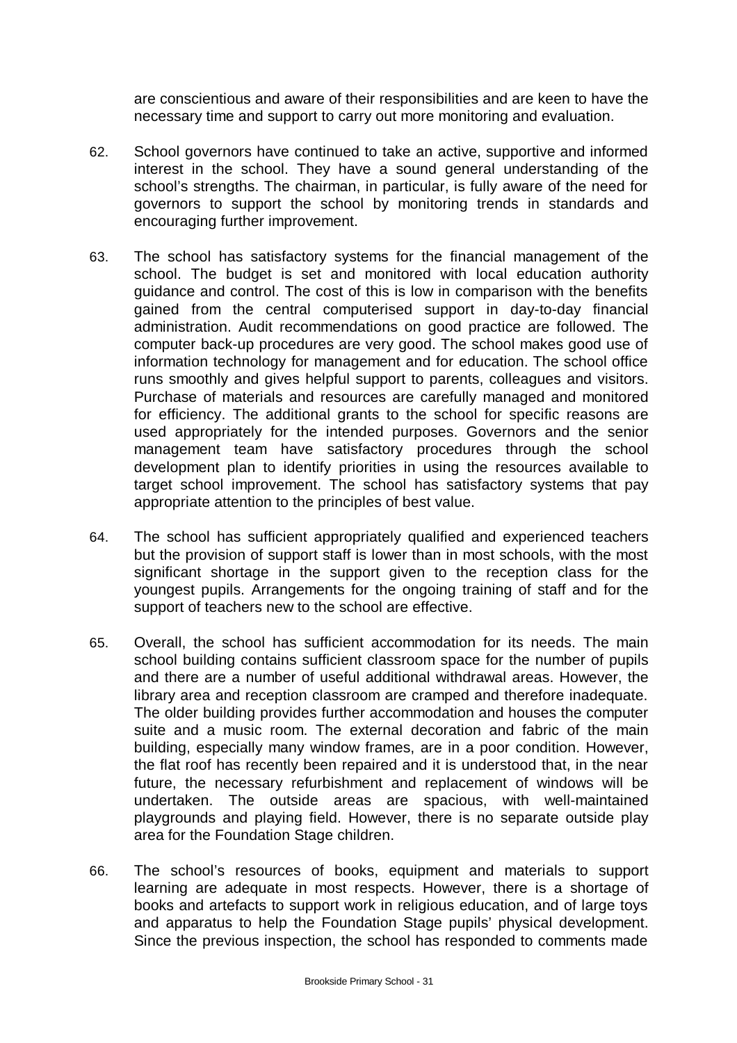are conscientious and aware of their responsibilities and are keen to have the necessary time and support to carry out more monitoring and evaluation.

62. School governors have continued to take an active, supportive and informed interest in the school. They have a sound general understanding of the school's strengths. The chairman, in particular, is fully aware of the need for governors to support the school by monitoring trends in standards and encouraging further improvement.

63. The school has satisfactory systems for the financial management of the school. The budget is set and monitored with local education authority guidance and control. The cost of this is low in comparison with the benefits gained from the central computerised support in day-to-day financial administration. Audit recommendations on good practice are followed. The computer back-up procedures are very good. The school makes good use of information technology for management and for education. The school office runs smoothly and gives helpful support to parents, colleagues and visitors. Purchase of materials and resources are carefully managed and monitored for efficiency. The additional grants to the school for specific reasons are used appropriately for the intended purposes. Governors and the senior management team have satisfactory procedures through the school development plan to identify priorities in using the resources available to target school improvement. The school has satisfactory systems that pay appropriate attention to the principles of best value.

64. The school has sufficient appropriately qualified and experienced teachers but the provision of support staff is lower than in most schools, with the most significant shortage in the support given to the reception class for the youngest pupils. Arrangements for the ongoing training of staff and for the support of teachers new to the school are effective.

65. Overall, the school has sufficient accommodation for its needs. The main school building contains sufficient classroom space for the number of pupils and there are a number of useful additional withdrawal areas. However, the library area and reception classroom are cramped and therefore inadequate. The older building provides further accommodation and houses the computer suite and a music room. The external decoration and fabric of the main building, especially many window frames, are in a poor condition. However, the flat roof has recently been repaired and it is understood that, in the near future, the necessary refurbishment and replacement of windows will be undertaken. The outside areas are spacious, with well-maintained playgrounds and playing field. However, there is no separate outside play area for the Foundation Stage children.

66. The school's resources of books, equipment and materials to support learning are adequate in most respects. However, there is a shortage of books and artefacts to support work in religious education, and of large toys and apparatus to help the Foundation Stage pupils' physical development. Since the previous inspection, the school has responded to comments made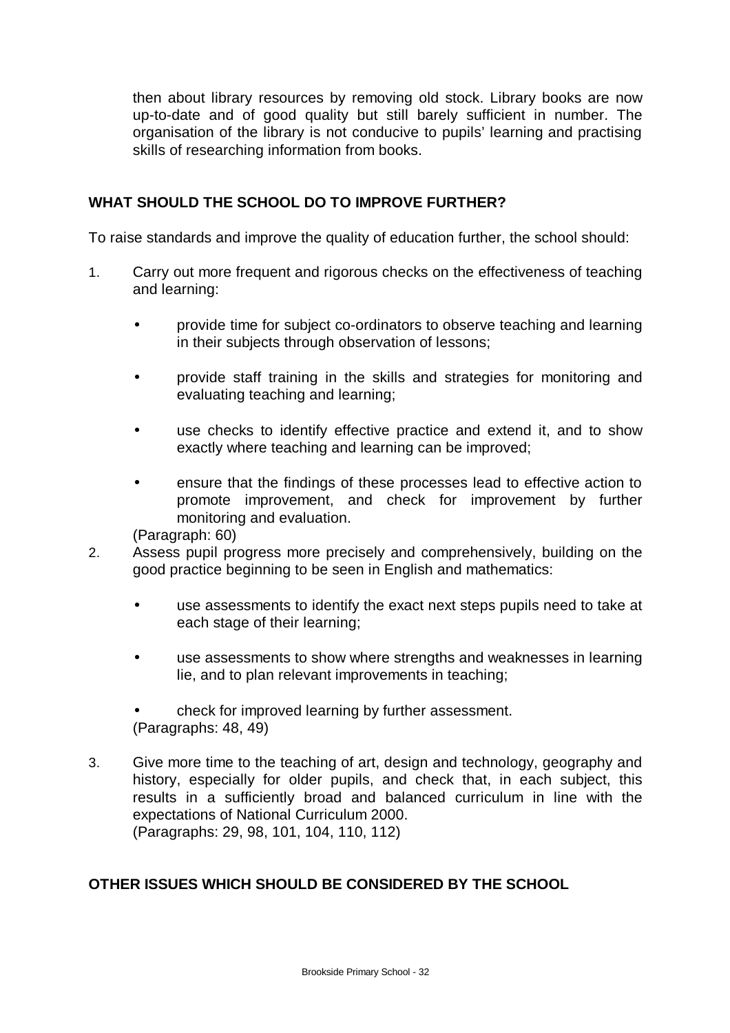then about library resources by removing old stock. Library books are now up-to-date and of good quality but still barely sufficient in number. The organisation of the library is not conducive to pupils' learning and practising skills of researching information from books.

## WHAT SHOULD THE SCHOOL DO TO IMPROVE FURTHER?

To raise standards and improve the quality of education further, the school should:

1. Carry out more frequent and rigorous checks on the effectiveness of teaching and learning:

   - provide time for subject co-ordinators to observe teaching and learning in their subjects through observation of lessons;
   - provide staff training in the skills and strategies for monitoring and evaluating teaching and learning;
   - use checks to identify effective practice and extend it, and to show exactly where teaching and learning can be improved;
   - ensure that the findings of these processes lead to effective action to promote improvement, and check for improvement by further monitoring and evaluation.

   (Paragraph: 60)

2. Assess pupil progress more precisely and comprehensively, building on the good practice beginning to be seen in English and mathematics:

   - use assessments to identify the exact next steps pupils need to take at each stage of their learning;
   - use assessments to show where strengths and weaknesses in learning lie, and to plan relevant improvements in teaching;
   - check for improved learning by further assessment.

   (Paragraphs: 48, 49)

3. Give more time to the teaching of art, design and technology, geography and history, especially for older pupils, and check that, in each subject, this results in a sufficiently broad and balanced curriculum in line with the expectations of National Curriculum 2000.
   (Paragraphs: 29, 98, 101, 104, 110, 112)

## OTHER ISSUES WHICH SHOULD BE CONSIDERED BY THE SCHOOL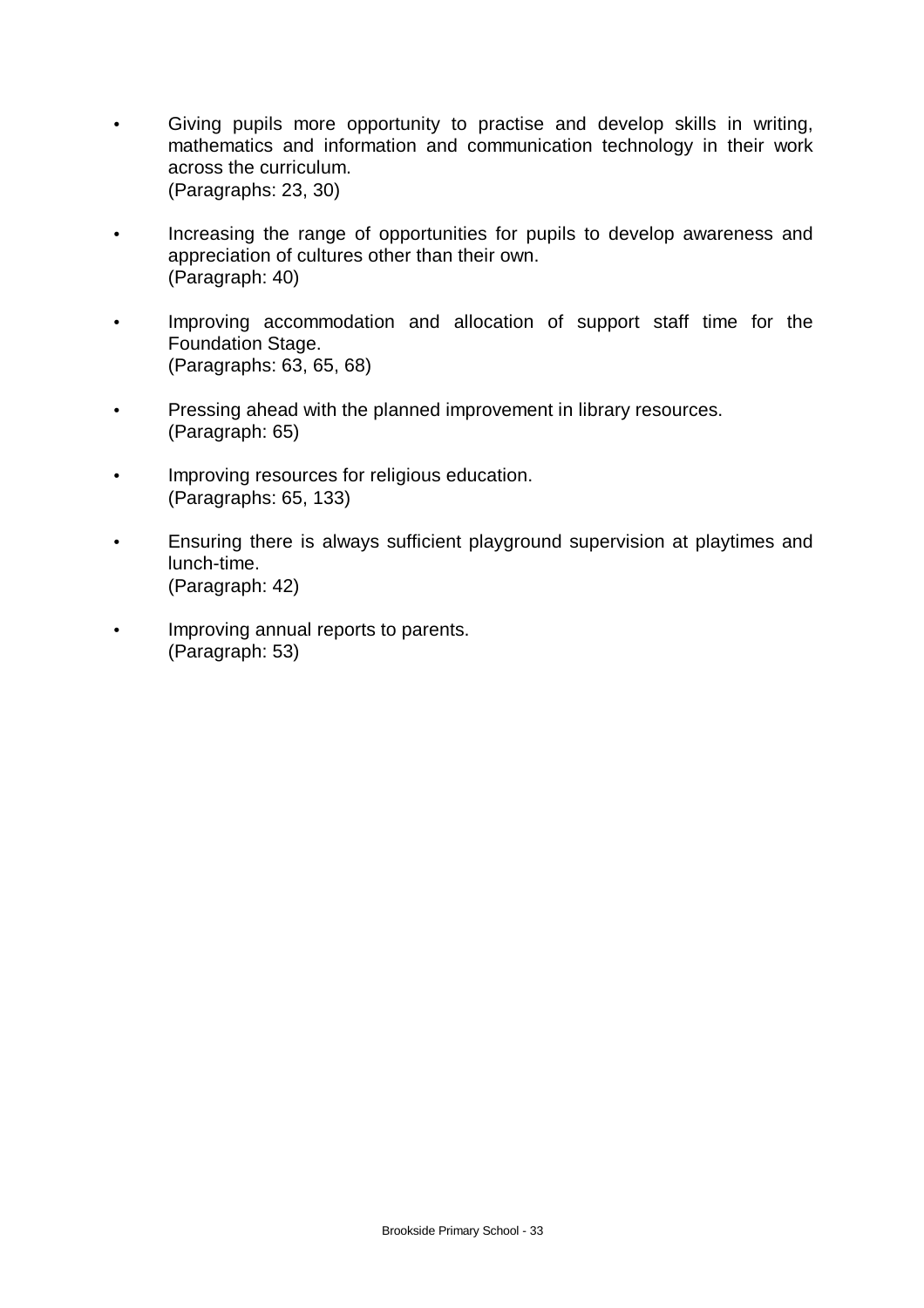- Giving pupils more opportunity to practise and develop skills in writing, mathematics and information and communication technology in their work across the curriculum.
  (Paragraphs: 23, 30)

- Increasing the range of opportunities for pupils to develop awareness and appreciation of cultures other than their own.
  (Paragraph: 40)

- Improving accommodation and allocation of support staff time for the Foundation Stage.
  (Paragraphs: 63, 65, 68)

- Pressing ahead with the planned improvement in library resources.
  (Paragraph: 65)

- Improving resources for religious education.
  (Paragraphs: 65, 133)

- Ensuring there is always sufficient playground supervision at playtimes and lunch-time.
  (Paragraph: 42)

- Improving annual reports to parents.
  (Paragraph: 53)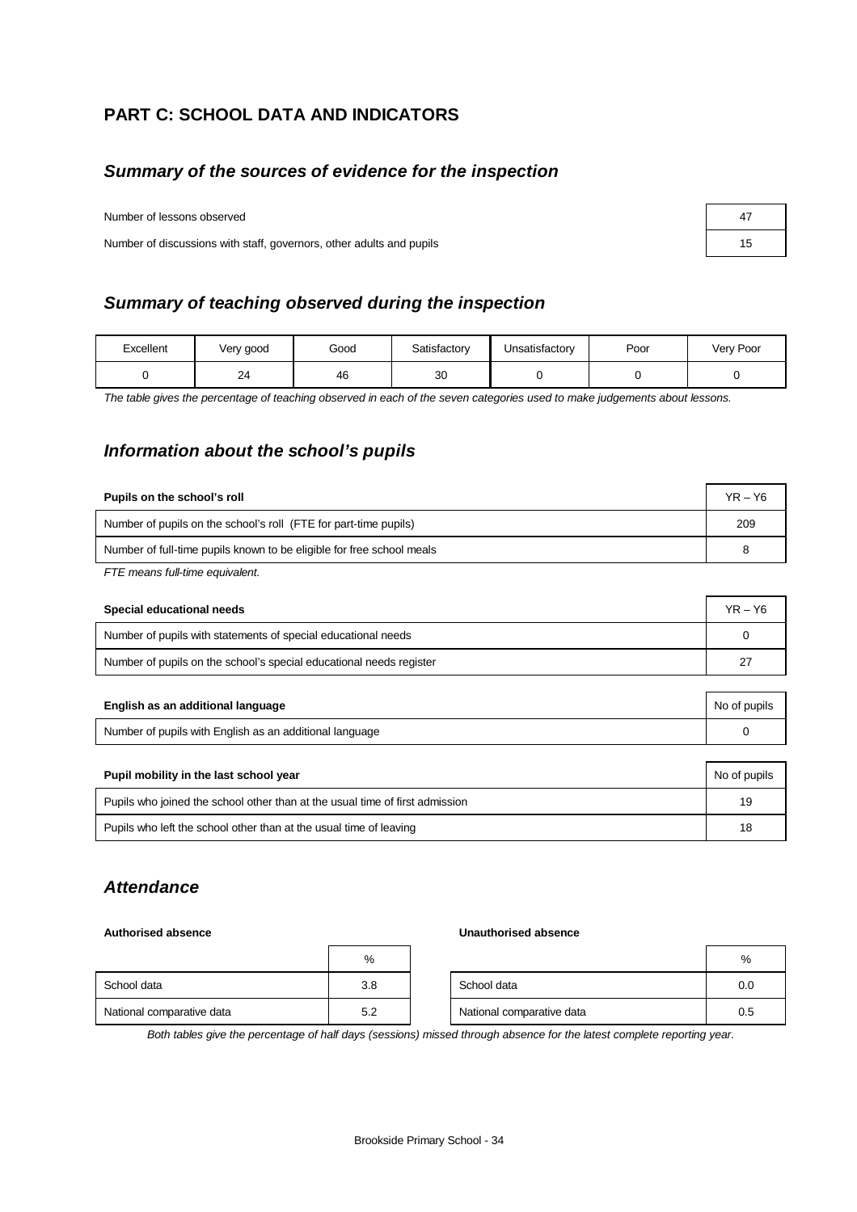## PART C: SCHOOL DATA AND INDICATORS

### *Summary of the sources of evidence for the inspection*

| | |
|---|---|
| Number of lessons observed | 47 |
| Number of discussions with staff, governors, other adults and pupils | 15 |

### *Summary of teaching observed during the inspection*

| Excellent | Very good | Good | Satisfactory | Unsatisfactory | Poor | Very Poor |
|---|---|---|---|---|---|---|
| 0 | 24 | 46 | 30 | 0 | 0 | 0 |

*The table gives the percentage of teaching observed in each of the seven categories used to make judgements about lessons.*

### *Information about the school's pupils*

| **Pupils on the school's roll** | YR – Y6 |
|---|---|
| Number of pupils on the school's roll (FTE for part-time pupils) | 209 |
| Number of full-time pupils known to be eligible for free school meals | 8 |

*FTE means full-time equivalent.*

| **Special educational needs** | YR – Y6 |
|---|---|
| Number of pupils with statements of special educational needs | 0 |
| Number of pupils on the school's special educational needs register | 27 |

| **English as an additional language** | No of pupils |
|---|---|
| Number of pupils with English as an additional language | 0 |

| **Pupil mobility in the last school year** | No of pupils |
|---|---|
| Pupils who joined the school other than at the usual time of first admission | 19 |
| Pupils who left the school other than at the usual time of leaving | 18 |

### *Attendance*

**Authorised absence**

| | % |
|---|---|
| School data | 3.8 |
| National comparative data | 5.2 |

**Unauthorised absence**

| | % |
|---|---|
| School data | 0.0 |
| National comparative data | 0.5 |

*Both tables give the percentage of half days (sessions) missed through absence for the latest complete reporting year.*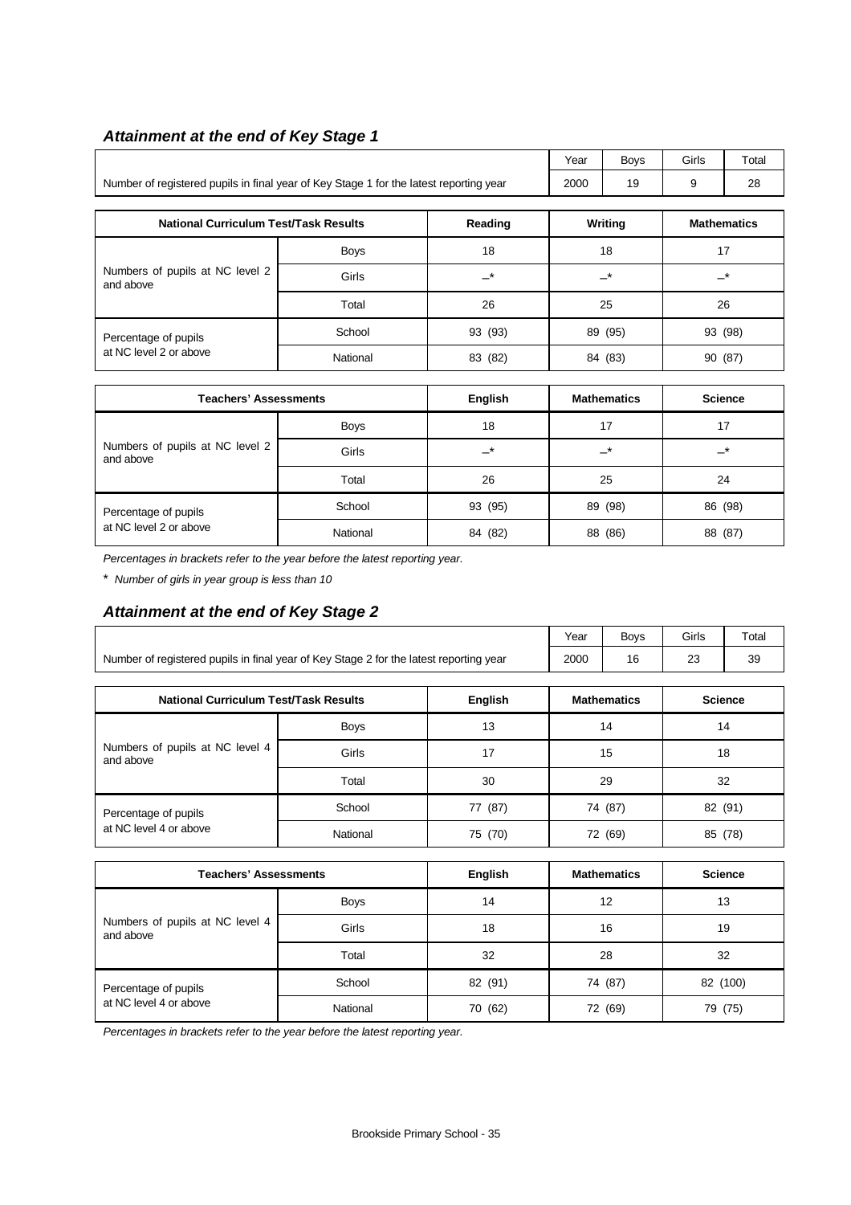### *Attainment at the end of Key Stage 1*

| | Year | Boys | Girls | Total |
|---|---|---|---|---|
| Number of registered pupils in final year of Key Stage 1 for the latest reporting year | 2000 | 19 | 9 | 28 |

| National Curriculum Test/Task Results | | Reading | Writing | Mathematics |
|---|---|---|---|---|
| Numbers of pupils at NC level 2 and above | Boys | 18 | 18 | 17 |
| | Girls | _* | _* | _* |
| | Total | 26 | 25 | 26 |
| Percentage of pupils at NC level 2 or above | School | 93 (93) | 89 (95) | 93 (98) |
| | National | 83 (82) | 84 (83) | 90 (87) |

| Teachers' Assessments | | English | Mathematics | Science |
|---|---|---|---|---|
| Numbers of pupils at NC level 2 and above | Boys | 18 | 17 | 17 |
| | Girls | _* | _* | _* |
| | Total | 26 | 25 | 24 |
| Percentage of pupils at NC level 2 or above | School | 93 (95) | 89 (98) | 86 (98) |
| | National | 84 (82) | 88 (86) | 88 (87) |

*Percentages in brackets refer to the year before the latest reporting year.*

\* *Number of girls in year group is less than 10*

### *Attainment at the end of Key Stage 2*

| | Year | Boys | Girls | Total |
|---|---|---|---|---|
| Number of registered pupils in final year of Key Stage 2 for the latest reporting year | 2000 | 16 | 23 | 39 |

| National Curriculum Test/Task Results | | English | Mathematics | Science |
|---|---|---|---|---|
| Numbers of pupils at NC level 4 and above | Boys | 13 | 14 | 14 |
| | Girls | 17 | 15 | 18 |
| | Total | 30 | 29 | 32 |
| Percentage of pupils at NC level 4 or above | School | 77 (87) | 74 (87) | 82 (91) |
| | National | 75 (70) | 72 (69) | 85 (78) |

| Teachers' Assessments | | English | Mathematics | Science |
|---|---|---|---|---|
| Numbers of pupils at NC level 4 and above | Boys | 14 | 12 | 13 |
| | Girls | 18 | 16 | 19 |
| | Total | 32 | 28 | 32 |
| Percentage of pupils at NC level 4 or above | School | 82 (91) | 74 (87) | 82 (100) |
| | National | 70 (62) | 72 (69) | 79 (75) |

*Percentages in brackets refer to the year before the latest reporting year.*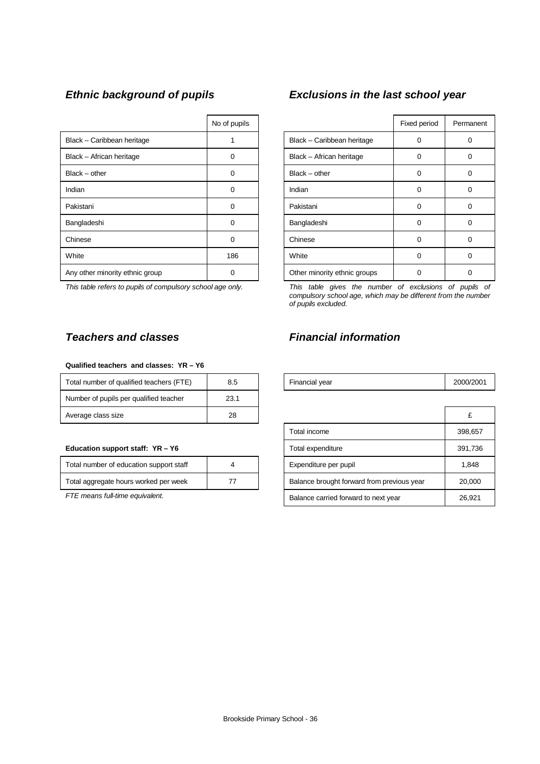### *Ethnic background of pupils*

| | No of pupils |
|---|---|
| Black – Caribbean heritage | 1 |
| Black – African heritage | 0 |
| Black – other | 0 |
| Indian | 0 |
| Pakistani | 0 |
| Bangladeshi | 0 |
| Chinese | 0 |
| White | 186 |
| Any other minority ethnic group | 0 |

*This table refers to pupils of compulsory school age only.*

### *Exclusions in the last school year*

| | Fixed period | Permanent |
|---|---|---|
| Black – Caribbean heritage | 0 | 0 |
| Black – African heritage | 0 | 0 |
| Black – other | 0 | 0 |
| Indian | 0 | 0 |
| Pakistani | 0 | 0 |
| Bangladeshi | 0 | 0 |
| Chinese | 0 | 0 |
| White | 0 | 0 |
| Other minority ethnic groups | 0 | 0 |

*This table gives the number of exclusions of pupils of compulsory school age, which may be different from the number of pupils excluded.*

### *Teachers and classes*

**Qualified teachers and classes: YR – Y6**

| | |
|---|---|
| Total number of qualified teachers (FTE) | 8.5 |
| Number of pupils per qualified teacher | 23.1 |
| Average class size | 28 |

**Education support staff: YR – Y6**

| | |
|---|---|
| Total number of education support staff | 4 |
| Total aggregate hours worked per week | 77 |

*FTE means full-time equivalent.*

### *Financial information*

| | |
|---|---|
| Financial year | 2000/2001 |

| | £ |
|---|---|
| Total income | 398,657 |
| Total expenditure | 391,736 |
| Expenditure per pupil | 1,848 |
| Balance brought forward from previous year | 20,000 |
| Balance carried forward to next year | 26,921 |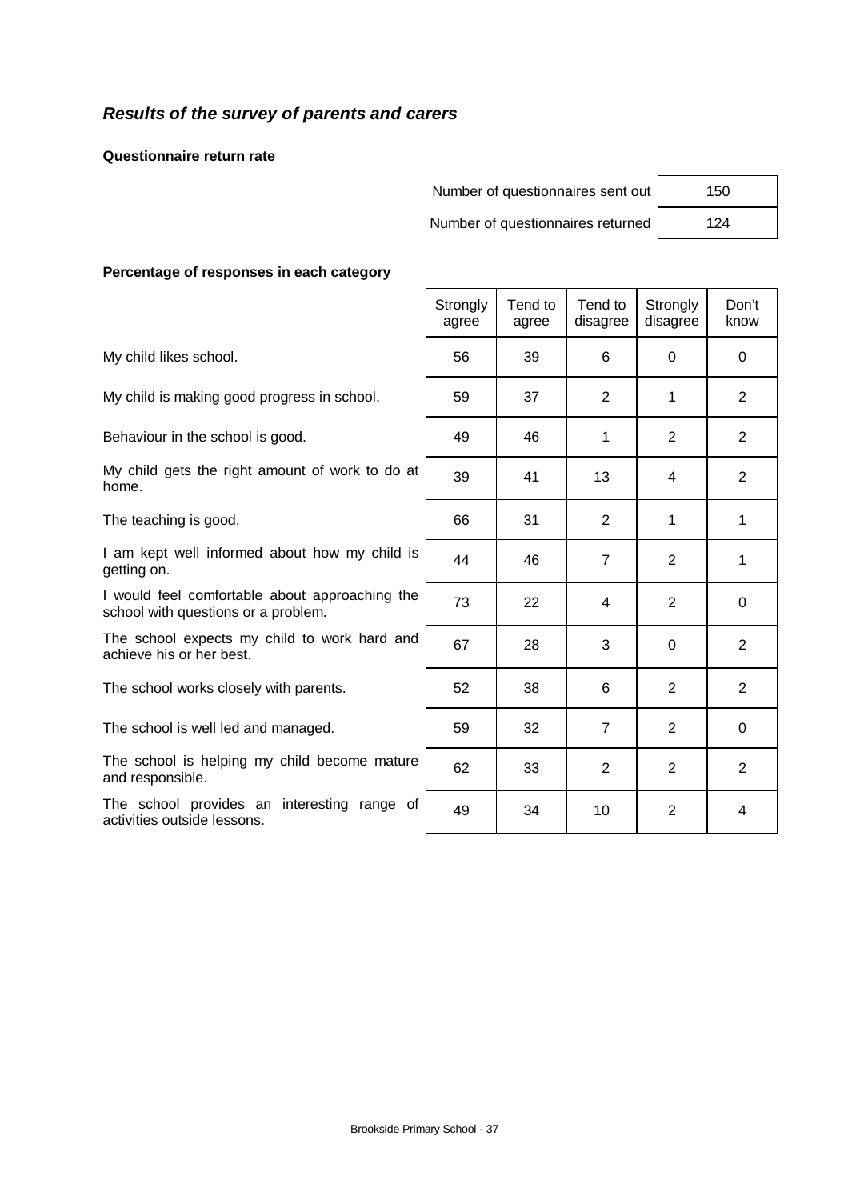## *Results of the survey of parents and carers*

**Questionnaire return rate**

| | |
|---|---|
| Number of questionnaires sent out | 150 |
| Number of questionnaires returned | 124 |

**Percentage of responses in each category**

| | Strongly agree | Tend to agree | Tend to disagree | Strongly disagree | Don't know |
|---|---|---|---|---|---|
| My child likes school. | 56 | 39 | 6 | 0 | 0 |
| My child is making good progress in school. | 59 | 37 | 2 | 1 | 2 |
| Behaviour in the school is good. | 49 | 46 | 1 | 2 | 2 |
| My child gets the right amount of work to do at home. | 39 | 41 | 13 | 4 | 2 |
| The teaching is good. | 66 | 31 | 2 | 1 | 1 |
| I am kept well informed about how my child is getting on. | 44 | 46 | 7 | 2 | 1 |
| I would feel comfortable about approaching the school with questions or a problem. | 73 | 22 | 4 | 2 | 0 |
| The school expects my child to work hard and achieve his or her best. | 67 | 28 | 3 | 0 | 2 |
| The school works closely with parents. | 52 | 38 | 6 | 2 | 2 |
| The school is well led and managed. | 59 | 32 | 7 | 2 | 0 |
| The school is helping my child become mature and responsible. | 62 | 33 | 2 | 2 | 2 |
| The school provides an interesting range of activities outside lessons. | 49 | 34 | 10 | 2 | 4 |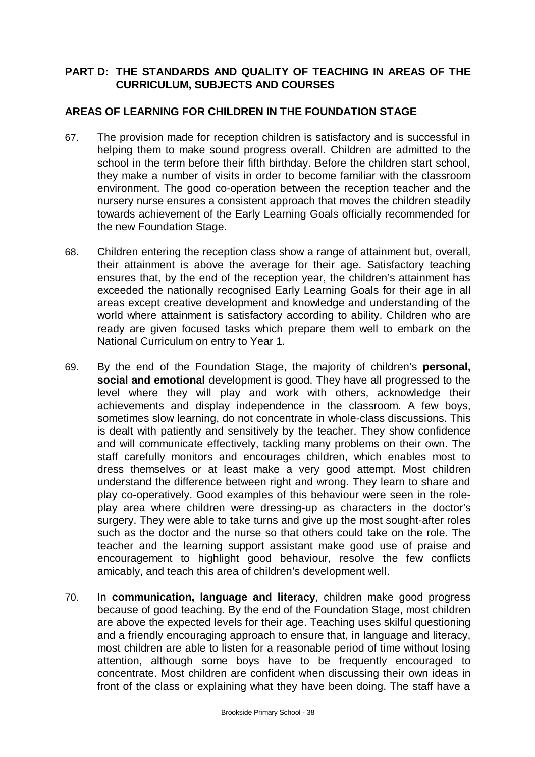## PART D: THE STANDARDS AND QUALITY OF TEACHING IN AREAS OF THE CURRICULUM, SUBJECTS AND COURSES

### AREAS OF LEARNING FOR CHILDREN IN THE FOUNDATION STAGE

67. The provision made for reception children is satisfactory and is successful in helping them to make sound progress overall. Children are admitted to the school in the term before their fifth birthday. Before the children start school, they make a number of visits in order to become familiar with the classroom environment. The good co-operation between the reception teacher and the nursery nurse ensures a consistent approach that moves the children steadily towards achievement of the Early Learning Goals officially recommended for the new Foundation Stage.

68. Children entering the reception class show a range of attainment but, overall, their attainment is above the average for their age. Satisfactory teaching ensures that, by the end of the reception year, the children's attainment has exceeded the nationally recognised Early Learning Goals for their age in all areas except creative development and knowledge and understanding of the world where attainment is satisfactory according to ability. Children who are ready are given focused tasks which prepare them well to embark on the National Curriculum on entry to Year 1.

69. By the end of the Foundation Stage, the majority of children's **personal, social and emotional** development is good. They have all progressed to the level where they will play and work with others, acknowledge their achievements and display independence in the classroom. A few boys, sometimes slow learning, do not concentrate in whole-class discussions. This is dealt with patiently and sensitively by the teacher. They show confidence and will communicate effectively, tackling many problems on their own. The staff carefully monitors and encourages children, which enables most to dress themselves or at least make a very good attempt. Most children understand the difference between right and wrong. They learn to share and play co-operatively. Good examples of this behaviour were seen in the role-play area where children were dressing-up as characters in the doctor's surgery. They were able to take turns and give up the most sought-after roles such as the doctor and the nurse so that others could take on the role. The teacher and the learning support assistant make good use of praise and encouragement to highlight good behaviour, resolve the few conflicts amicably, and teach this area of children's development well.

70. In **communication, language and literacy**, children make good progress because of good teaching. By the end of the Foundation Stage, most children are above the expected levels for their age. Teaching uses skilful questioning and a friendly encouraging approach to ensure that, in language and literacy, most children are able to listen for a reasonable period of time without losing attention, although some boys have to be frequently encouraged to concentrate. Most children are confident when discussing their own ideas in front of the class or explaining what they have been doing. The staff have a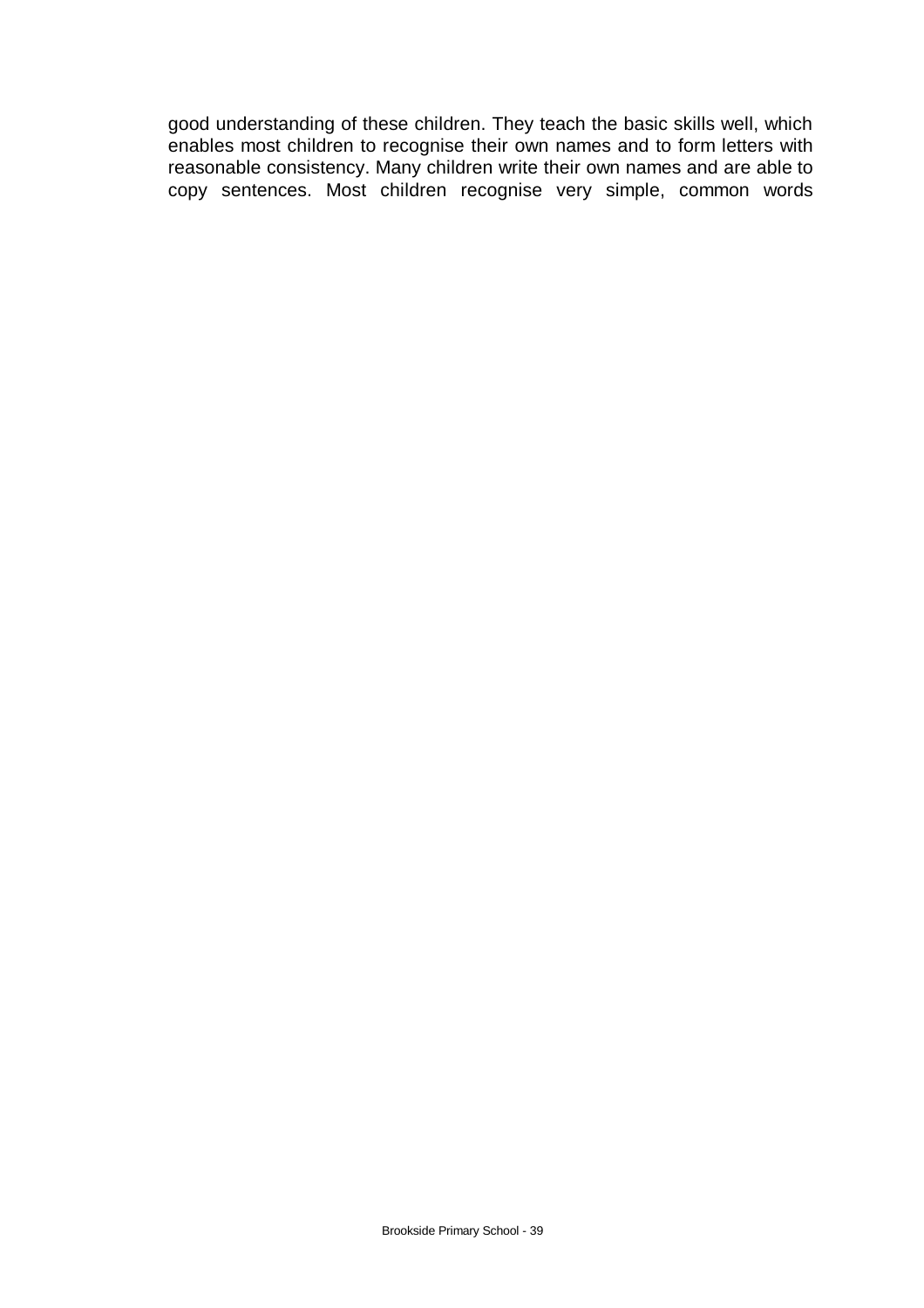good understanding of these children. They teach the basic skills well, which enables most children to recognise their own names and to form letters with reasonable consistency. Many children write their own names and are able to copy sentences. Most children recognise very simple, common words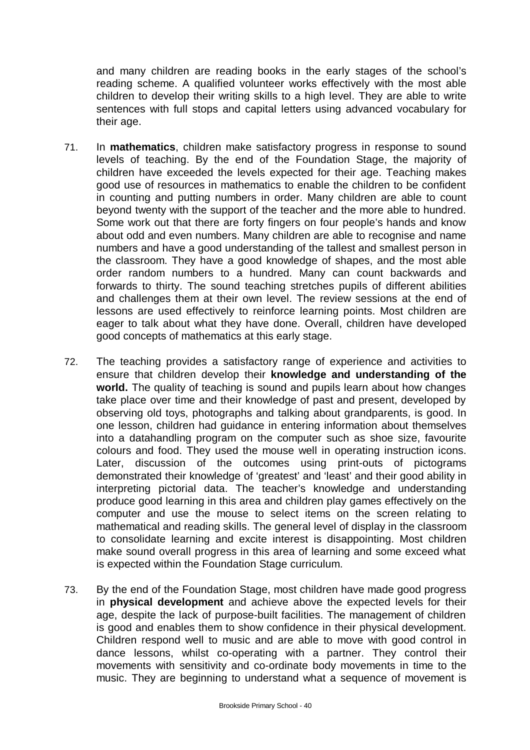and many children are reading books in the early stages of the school's reading scheme. A qualified volunteer works effectively with the most able children to develop their writing skills to a high level. They are able to write sentences with full stops and capital letters using advanced vocabulary for their age.

71. In **mathematics**, children make satisfactory progress in response to sound levels of teaching. By the end of the Foundation Stage, the majority of children have exceeded the levels expected for their age. Teaching makes good use of resources in mathematics to enable the children to be confident in counting and putting numbers in order. Many children are able to count beyond twenty with the support of the teacher and the more able to hundred. Some work out that there are forty fingers on four people's hands and know about odd and even numbers. Many children are able to recognise and name numbers and have a good understanding of the tallest and smallest person in the classroom. They have a good knowledge of shapes, and the most able order random numbers to a hundred. Many can count backwards and forwards to thirty. The sound teaching stretches pupils of different abilities and challenges them at their own level. The review sessions at the end of lessons are used effectively to reinforce learning points. Most children are eager to talk about what they have done. Overall, children have developed good concepts of mathematics at this early stage.

72. The teaching provides a satisfactory range of experience and activities to ensure that children develop their **knowledge and understanding of the world.** The quality of teaching is sound and pupils learn about how changes take place over time and their knowledge of past and present, developed by observing old toys, photographs and talking about grandparents, is good. In one lesson, children had guidance in entering information about themselves into a datahandling program on the computer such as shoe size, favourite colours and food. They used the mouse well in operating instruction icons. Later, discussion of the outcomes using print-outs of pictograms demonstrated their knowledge of 'greatest' and 'least' and their good ability in interpreting pictorial data. The teacher's knowledge and understanding produce good learning in this area and children play games effectively on the computer and use the mouse to select items on the screen relating to mathematical and reading skills. The general level of display in the classroom to consolidate learning and excite interest is disappointing. Most children make sound overall progress in this area of learning and some exceed what is expected within the Foundation Stage curriculum.

73. By the end of the Foundation Stage, most children have made good progress in **physical development** and achieve above the expected levels for their age, despite the lack of purpose-built facilities. The management of children is good and enables them to show confidence in their physical development. Children respond well to music and are able to move with good control in dance lessons, whilst co-operating with a partner. They control their movements with sensitivity and co-ordinate body movements in time to the music. They are beginning to understand what a sequence of movement is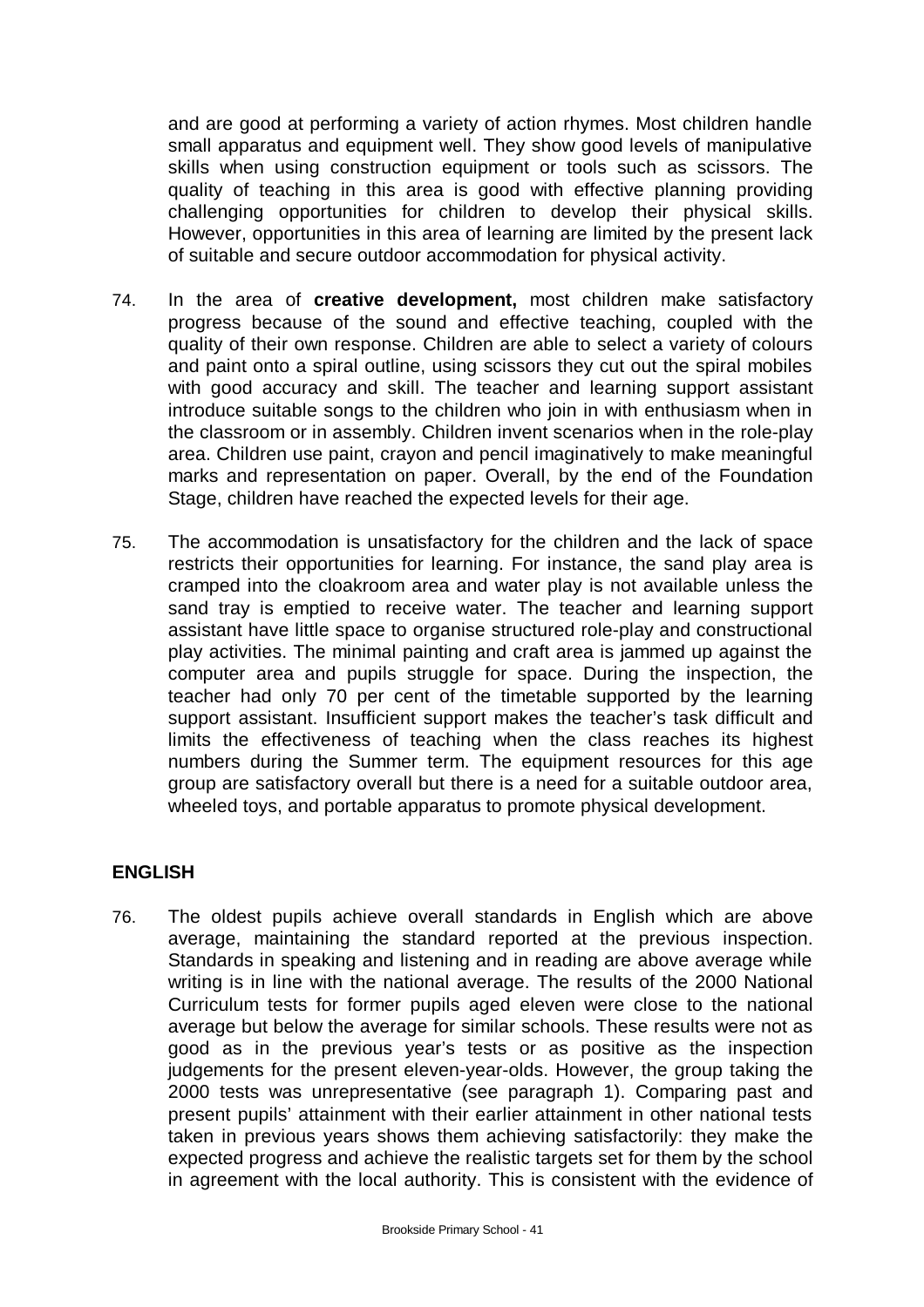and are good at performing a variety of action rhymes. Most children handle small apparatus and equipment well. They show good levels of manipulative skills when using construction equipment or tools such as scissors. The quality of teaching in this area is good with effective planning providing challenging opportunities for children to develop their physical skills. However, opportunities in this area of learning are limited by the present lack of suitable and secure outdoor accommodation for physical activity.

74. In the area of **creative development,** most children make satisfactory progress because of the sound and effective teaching, coupled with the quality of their own response. Children are able to select a variety of colours and paint onto a spiral outline, using scissors they cut out the spiral mobiles with good accuracy and skill. The teacher and learning support assistant introduce suitable songs to the children who join in with enthusiasm when in the classroom or in assembly. Children invent scenarios when in the role-play area. Children use paint, crayon and pencil imaginatively to make meaningful marks and representation on paper. Overall, by the end of the Foundation Stage, children have reached the expected levels for their age.

75. The accommodation is unsatisfactory for the children and the lack of space restricts their opportunities for learning. For instance, the sand play area is cramped into the cloakroom area and water play is not available unless the sand tray is emptied to receive water. The teacher and learning support assistant have little space to organise structured role-play and constructional play activities. The minimal painting and craft area is jammed up against the computer area and pupils struggle for space. During the inspection, the teacher had only 70 per cent of the timetable supported by the learning support assistant. Insufficient support makes the teacher's task difficult and limits the effectiveness of teaching when the class reaches its highest numbers during the Summer term. The equipment resources for this age group are satisfactory overall but there is a need for a suitable outdoor area, wheeled toys, and portable apparatus to promote physical development.

## ENGLISH

76. The oldest pupils achieve overall standards in English which are above average, maintaining the standard reported at the previous inspection. Standards in speaking and listening and in reading are above average while writing is in line with the national average. The results of the 2000 National Curriculum tests for former pupils aged eleven were close to the national average but below the average for similar schools. These results were not as good as in the previous year's tests or as positive as the inspection judgements for the present eleven-year-olds. However, the group taking the 2000 tests was unrepresentative (see paragraph 1). Comparing past and present pupils' attainment with their earlier attainment in other national tests taken in previous years shows them achieving satisfactorily: they make the expected progress and achieve the realistic targets set for them by the school in agreement with the local authority. This is consistent with the evidence of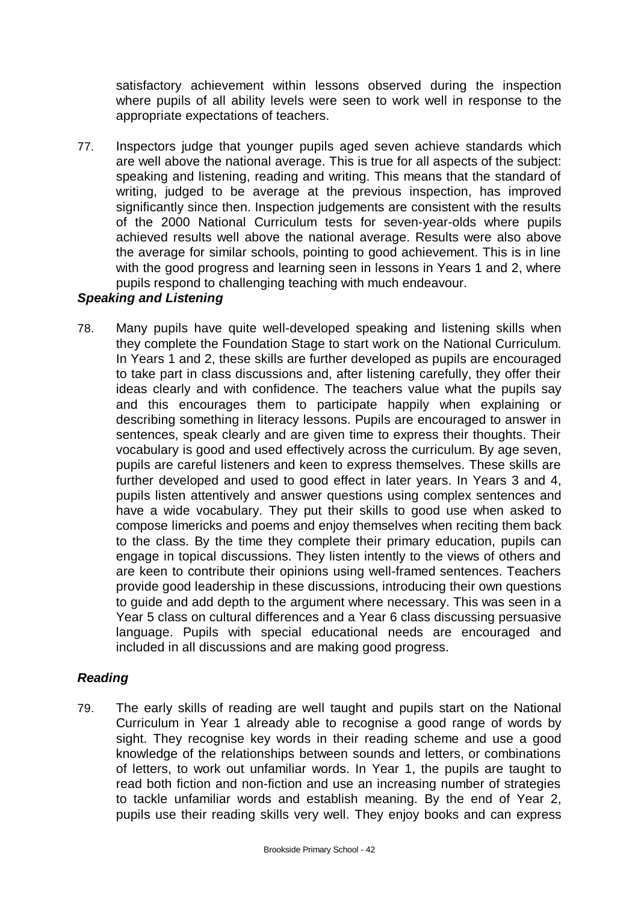satisfactory achievement within lessons observed during the inspection where pupils of all ability levels were seen to work well in response to the appropriate expectations of teachers.

77. Inspectors judge that younger pupils aged seven achieve standards which are well above the national average. This is true for all aspects of the subject: speaking and listening, reading and writing. This means that the standard of writing, judged to be average at the previous inspection, has improved significantly since then. Inspection judgements are consistent with the results of the 2000 National Curriculum tests for seven-year-olds where pupils achieved results well above the national average. Results were also above the average for similar schools, pointing to good achievement. This is in line with the good progress and learning seen in lessons in Years 1 and 2, where pupils respond to challenging teaching with much endeavour.

***Speaking and Listening***

78. Many pupils have quite well-developed speaking and listening skills when they complete the Foundation Stage to start work on the National Curriculum. In Years 1 and 2, these skills are further developed as pupils are encouraged to take part in class discussions and, after listening carefully, they offer their ideas clearly and with confidence. The teachers value what the pupils say and this encourages them to participate happily when explaining or describing something in literacy lessons. Pupils are encouraged to answer in sentences, speak clearly and are given time to express their thoughts. Their vocabulary is good and used effectively across the curriculum. By age seven, pupils are careful listeners and keen to express themselves. These skills are further developed and used to good effect in later years. In Years 3 and 4, pupils listen attentively and answer questions using complex sentences and have a wide vocabulary. They put their skills to good use when asked to compose limericks and poems and enjoy themselves when reciting them back to the class. By the time they complete their primary education, pupils can engage in topical discussions. They listen intently to the views of others and are keen to contribute their opinions using well-framed sentences. Teachers provide good leadership in these discussions, introducing their own questions to guide and add depth to the argument where necessary. This was seen in a Year 5 class on cultural differences and a Year 6 class discussing persuasive language. Pupils with special educational needs are encouraged and included in all discussions and are making good progress.

***Reading***

79. The early skills of reading are well taught and pupils start on the National Curriculum in Year 1 already able to recognise a good range of words by sight. They recognise key words in their reading scheme and use a good knowledge of the relationships between sounds and letters, or combinations of letters, to work out unfamiliar words. In Year 1, the pupils are taught to read both fiction and non-fiction and use an increasing number of strategies to tackle unfamiliar words and establish meaning. By the end of Year 2, pupils use their reading skills very well. They enjoy books and can express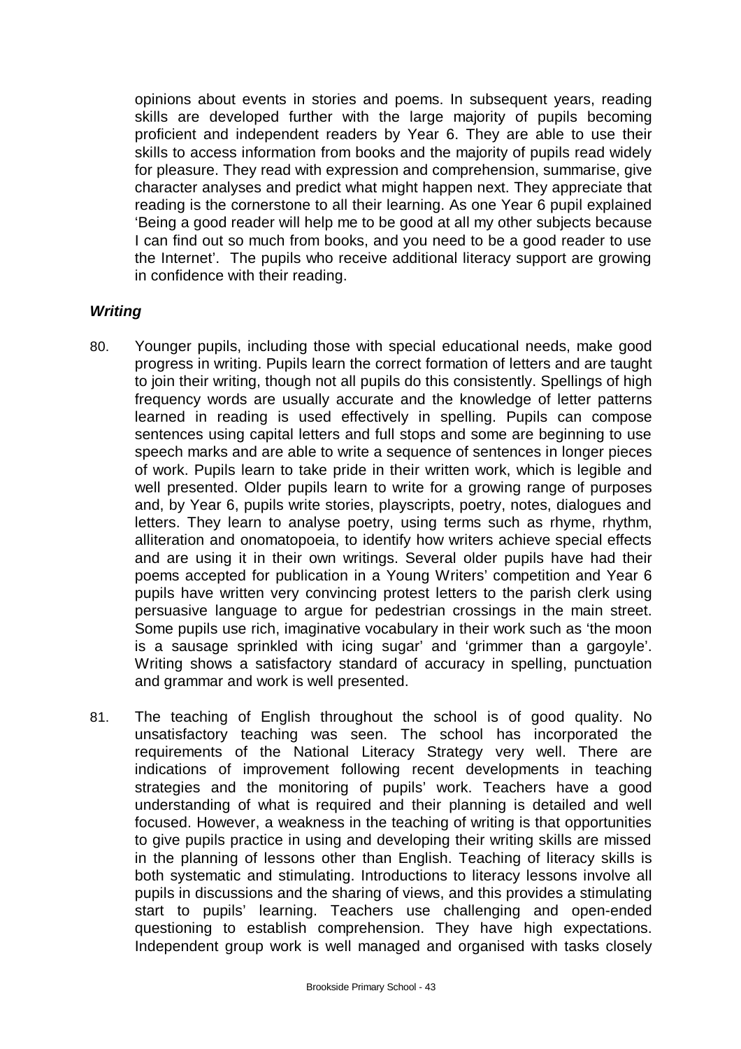opinions about events in stories and poems. In subsequent years, reading skills are developed further with the large majority of pupils becoming proficient and independent readers by Year 6. They are able to use their skills to access information from books and the majority of pupils read widely for pleasure. They read with expression and comprehension, summarise, give character analyses and predict what might happen next. They appreciate that reading is the cornerstone to all their learning. As one Year 6 pupil explained 'Being a good reader will help me to be good at all my other subjects because I can find out so much from books, and you need to be a good reader to use the Internet'. The pupils who receive additional literacy support are growing in confidence with their reading.

***Writing***

80. Younger pupils, including those with special educational needs, make good progress in writing. Pupils learn the correct formation of letters and are taught to join their writing, though not all pupils do this consistently. Spellings of high frequency words are usually accurate and the knowledge of letter patterns learned in reading is used effectively in spelling. Pupils can compose sentences using capital letters and full stops and some are beginning to use speech marks and are able to write a sequence of sentences in longer pieces of work. Pupils learn to take pride in their written work, which is legible and well presented. Older pupils learn to write for a growing range of purposes and, by Year 6, pupils write stories, playscripts, poetry, notes, dialogues and letters. They learn to analyse poetry, using terms such as rhyme, rhythm, alliteration and onomatopoeia, to identify how writers achieve special effects and are using it in their own writings. Several older pupils have had their poems accepted for publication in a Young Writers' competition and Year 6 pupils have written very convincing protest letters to the parish clerk using persuasive language to argue for pedestrian crossings in the main street. Some pupils use rich, imaginative vocabulary in their work such as 'the moon is a sausage sprinkled with icing sugar' and 'grimmer than a gargoyle'. Writing shows a satisfactory standard of accuracy in spelling, punctuation and grammar and work is well presented.

81. The teaching of English throughout the school is of good quality. No unsatisfactory teaching was seen. The school has incorporated the requirements of the National Literacy Strategy very well. There are indications of improvement following recent developments in teaching strategies and the monitoring of pupils' work. Teachers have a good understanding of what is required and their planning is detailed and well focused. However, a weakness in the teaching of writing is that opportunities to give pupils practice in using and developing their writing skills are missed in the planning of lessons other than English. Teaching of literacy skills is both systematic and stimulating. Introductions to literacy lessons involve all pupils in discussions and the sharing of views, and this provides a stimulating start to pupils' learning. Teachers use challenging and open-ended questioning to establish comprehension. They have high expectations. Independent group work is well managed and organised with tasks closely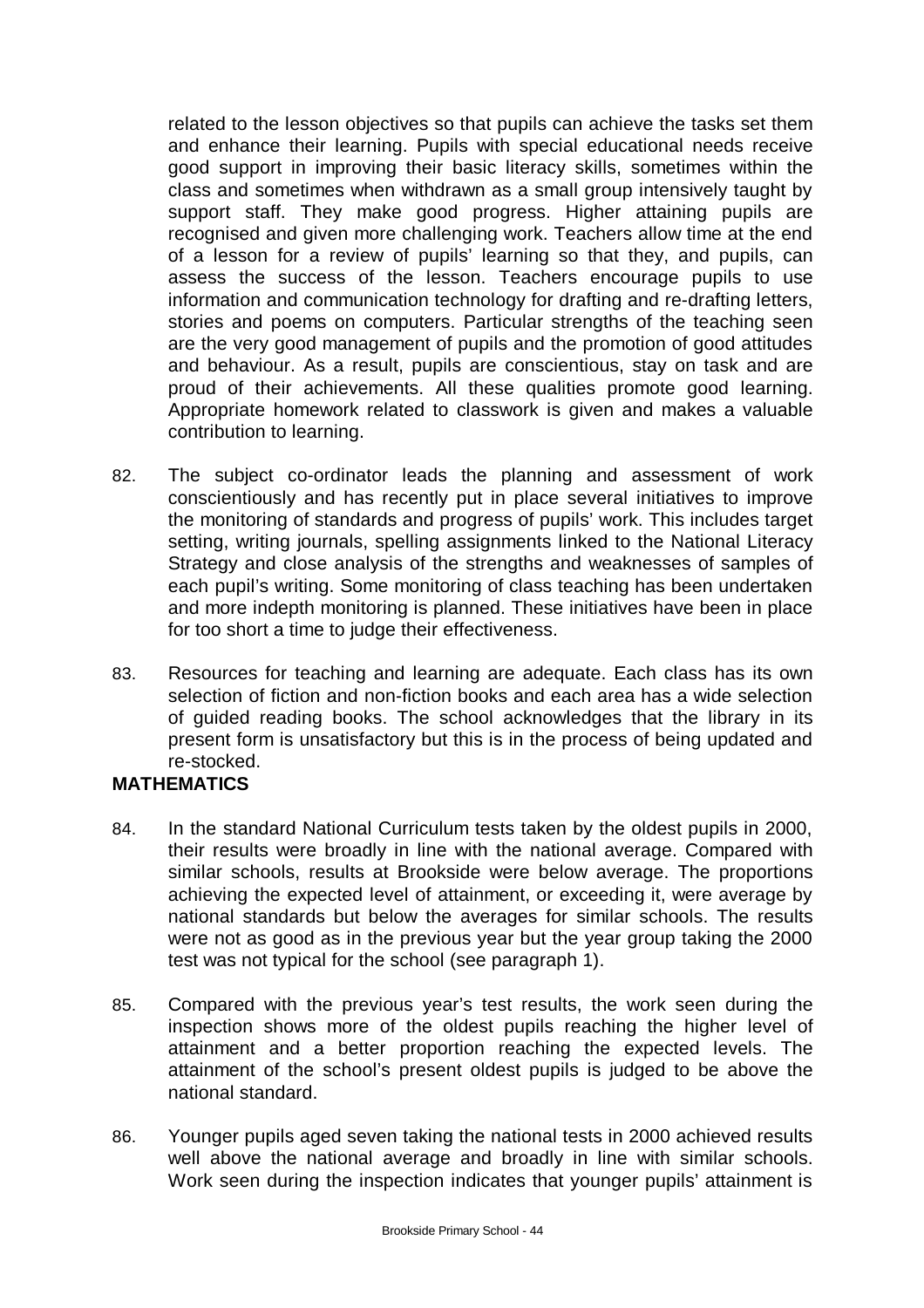related to the lesson objectives so that pupils can achieve the tasks set them and enhance their learning. Pupils with special educational needs receive good support in improving their basic literacy skills, sometimes within the class and sometimes when withdrawn as a small group intensively taught by support staff. They make good progress. Higher attaining pupils are recognised and given more challenging work. Teachers allow time at the end of a lesson for a review of pupils' learning so that they, and pupils, can assess the success of the lesson. Teachers encourage pupils to use information and communication technology for drafting and re-drafting letters, stories and poems on computers. Particular strengths of the teaching seen are the very good management of pupils and the promotion of good attitudes and behaviour. As a result, pupils are conscientious, stay on task and are proud of their achievements. All these qualities promote good learning. Appropriate homework related to classwork is given and makes a valuable contribution to learning.

82. The subject co-ordinator leads the planning and assessment of work conscientiously and has recently put in place several initiatives to improve the monitoring of standards and progress of pupils' work. This includes target setting, writing journals, spelling assignments linked to the National Literacy Strategy and close analysis of the strengths and weaknesses of samples of each pupil's writing. Some monitoring of class teaching has been undertaken and more indepth monitoring is planned. These initiatives have been in place for too short a time to judge their effectiveness.

83. Resources for teaching and learning are adequate. Each class has its own selection of fiction and non-fiction books and each area has a wide selection of guided reading books. The school acknowledges that the library in its present form is unsatisfactory but this is in the process of being updated and re-stocked.

## MATHEMATICS

84. In the standard National Curriculum tests taken by the oldest pupils in 2000, their results were broadly in line with the national average. Compared with similar schools, results at Brookside were below average. The proportions achieving the expected level of attainment, or exceeding it, were average by national standards but below the averages for similar schools. The results were not as good as in the previous year but the year group taking the 2000 test was not typical for the school (see paragraph 1).

85. Compared with the previous year's test results, the work seen during the inspection shows more of the oldest pupils reaching the higher level of attainment and a better proportion reaching the expected levels. The attainment of the school's present oldest pupils is judged to be above the national standard.

86. Younger pupils aged seven taking the national tests in 2000 achieved results well above the national average and broadly in line with similar schools. Work seen during the inspection indicates that younger pupils' attainment is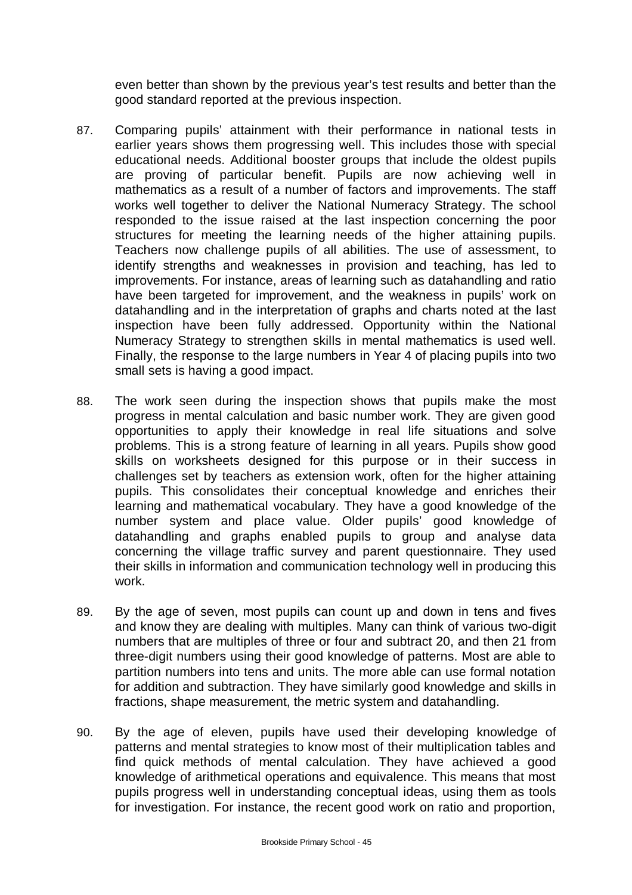even better than shown by the previous year's test results and better than the good standard reported at the previous inspection.

87. Comparing pupils' attainment with their performance in national tests in earlier years shows them progressing well. This includes those with special educational needs. Additional booster groups that include the oldest pupils are proving of particular benefit. Pupils are now achieving well in mathematics as a result of a number of factors and improvements. The staff works well together to deliver the National Numeracy Strategy. The school responded to the issue raised at the last inspection concerning the poor structures for meeting the learning needs of the higher attaining pupils. Teachers now challenge pupils of all abilities. The use of assessment, to identify strengths and weaknesses in provision and teaching, has led to improvements. For instance, areas of learning such as datahandling and ratio have been targeted for improvement, and the weakness in pupils' work on datahandling and in the interpretation of graphs and charts noted at the last inspection have been fully addressed. Opportunity within the National Numeracy Strategy to strengthen skills in mental mathematics is used well. Finally, the response to the large numbers in Year 4 of placing pupils into two small sets is having a good impact.

88. The work seen during the inspection shows that pupils make the most progress in mental calculation and basic number work. They are given good opportunities to apply their knowledge in real life situations and solve problems. This is a strong feature of learning in all years. Pupils show good skills on worksheets designed for this purpose or in their success in challenges set by teachers as extension work, often for the higher attaining pupils. This consolidates their conceptual knowledge and enriches their learning and mathematical vocabulary. They have a good knowledge of the number system and place value. Older pupils' good knowledge of datahandling and graphs enabled pupils to group and analyse data concerning the village traffic survey and parent questionnaire. They used their skills in information and communication technology well in producing this work.

89. By the age of seven, most pupils can count up and down in tens and fives and know they are dealing with multiples. Many can think of various two-digit numbers that are multiples of three or four and subtract 20, and then 21 from three-digit numbers using their good knowledge of patterns. Most are able to partition numbers into tens and units. The more able can use formal notation for addition and subtraction. They have similarly good knowledge and skills in fractions, shape measurement, the metric system and datahandling.

90. By the age of eleven, pupils have used their developing knowledge of patterns and mental strategies to know most of their multiplication tables and find quick methods of mental calculation. They have achieved a good knowledge of arithmetical operations and equivalence. This means that most pupils progress well in understanding conceptual ideas, using them as tools for investigation. For instance, the recent good work on ratio and proportion,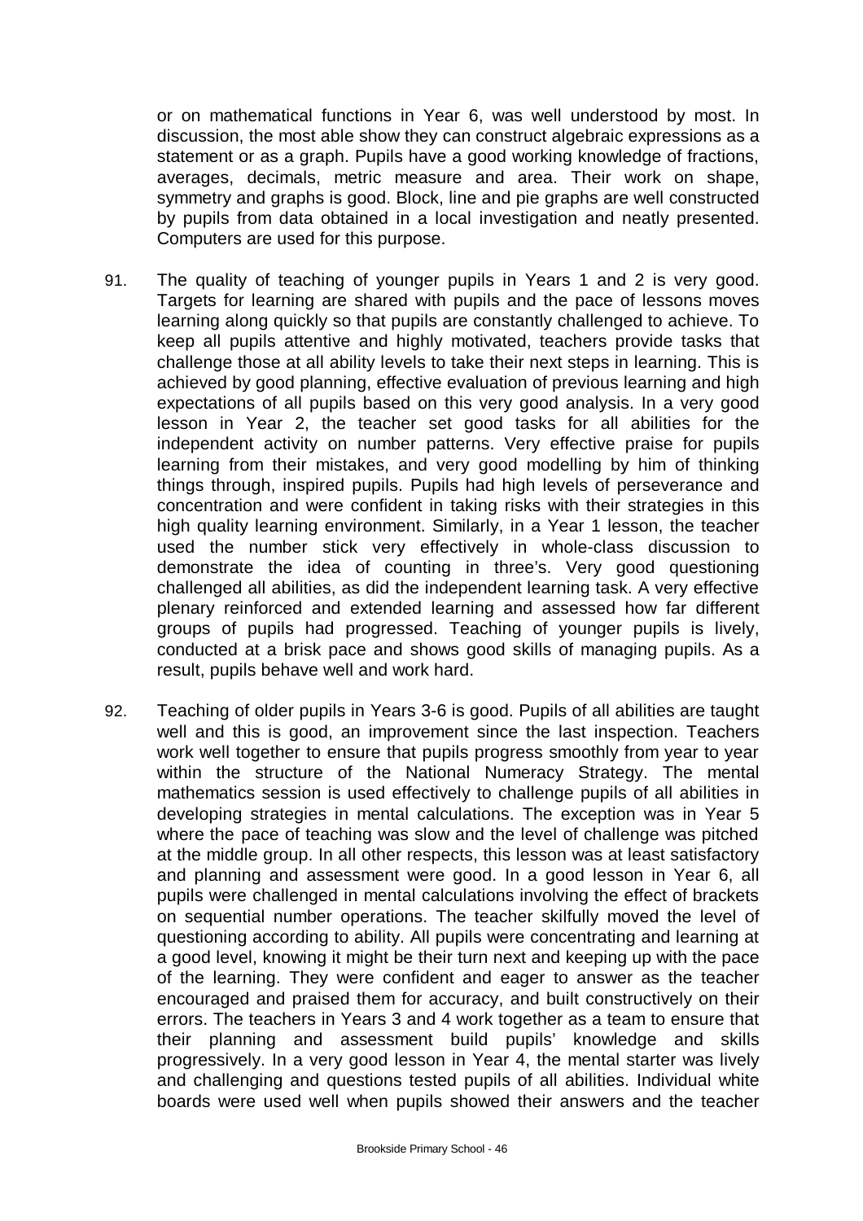or on mathematical functions in Year 6, was well understood by most. In discussion, the most able show they can construct algebraic expressions as a statement or as a graph. Pupils have a good working knowledge of fractions, averages, decimals, metric measure and area. Their work on shape, symmetry and graphs is good. Block, line and pie graphs are well constructed by pupils from data obtained in a local investigation and neatly presented. Computers are used for this purpose.

91. The quality of teaching of younger pupils in Years 1 and 2 is very good. Targets for learning are shared with pupils and the pace of lessons moves learning along quickly so that pupils are constantly challenged to achieve. To keep all pupils attentive and highly motivated, teachers provide tasks that challenge those at all ability levels to take their next steps in learning. This is achieved by good planning, effective evaluation of previous learning and high expectations of all pupils based on this very good analysis. In a very good lesson in Year 2, the teacher set good tasks for all abilities for the independent activity on number patterns. Very effective praise for pupils learning from their mistakes, and very good modelling by him of thinking things through, inspired pupils. Pupils had high levels of perseverance and concentration and were confident in taking risks with their strategies in this high quality learning environment. Similarly, in a Year 1 lesson, the teacher used the number stick very effectively in whole-class discussion to demonstrate the idea of counting in three's. Very good questioning challenged all abilities, as did the independent learning task. A very effective plenary reinforced and extended learning and assessed how far different groups of pupils had progressed. Teaching of younger pupils is lively, conducted at a brisk pace and shows good skills of managing pupils. As a result, pupils behave well and work hard.

92. Teaching of older pupils in Years 3-6 is good. Pupils of all abilities are taught well and this is good, an improvement since the last inspection. Teachers work well together to ensure that pupils progress smoothly from year to year within the structure of the National Numeracy Strategy. The mental mathematics session is used effectively to challenge pupils of all abilities in developing strategies in mental calculations. The exception was in Year 5 where the pace of teaching was slow and the level of challenge was pitched at the middle group. In all other respects, this lesson was at least satisfactory and planning and assessment were good. In a good lesson in Year 6, all pupils were challenged in mental calculations involving the effect of brackets on sequential number operations. The teacher skilfully moved the level of questioning according to ability. All pupils were concentrating and learning at a good level, knowing it might be their turn next and keeping up with the pace of the learning. They were confident and eager to answer as the teacher encouraged and praised them for accuracy, and built constructively on their errors. The teachers in Years 3 and 4 work together as a team to ensure that their planning and assessment build pupils' knowledge and skills progressively. In a very good lesson in Year 4, the mental starter was lively and challenging and questions tested pupils of all abilities. Individual white boards were used well when pupils showed their answers and the teacher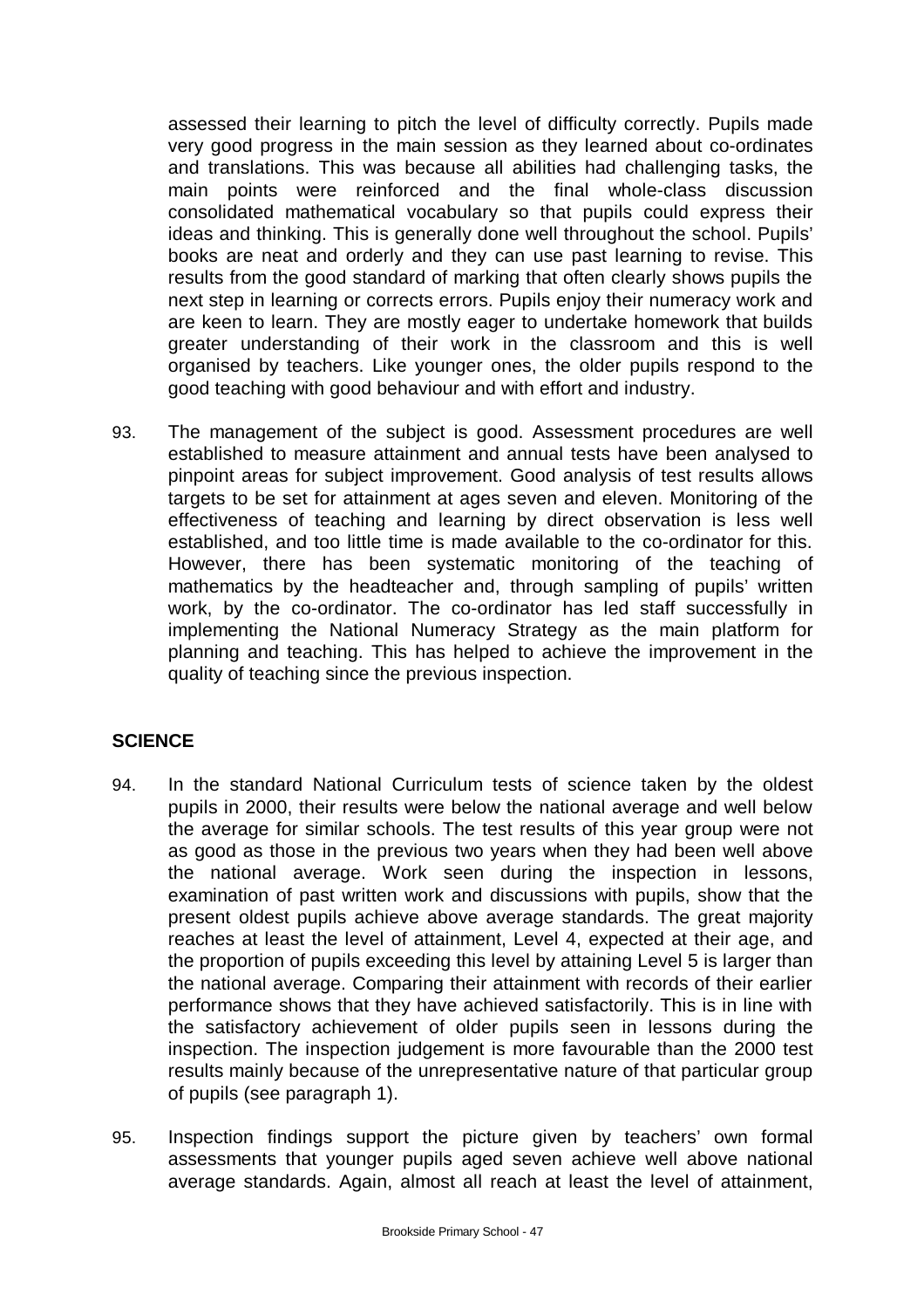assessed their learning to pitch the level of difficulty correctly. Pupils made very good progress in the main session as they learned about co-ordinates and translations. This was because all abilities had challenging tasks, the main points were reinforced and the final whole-class discussion consolidated mathematical vocabulary so that pupils could express their ideas and thinking. This is generally done well throughout the school. Pupils' books are neat and orderly and they can use past learning to revise. This results from the good standard of marking that often clearly shows pupils the next step in learning or corrects errors. Pupils enjoy their numeracy work and are keen to learn. They are mostly eager to undertake homework that builds greater understanding of their work in the classroom and this is well organised by teachers. Like younger ones, the older pupils respond to the good teaching with good behaviour and with effort and industry.

93. The management of the subject is good. Assessment procedures are well established to measure attainment and annual tests have been analysed to pinpoint areas for subject improvement. Good analysis of test results allows targets to be set for attainment at ages seven and eleven. Monitoring of the effectiveness of teaching and learning by direct observation is less well established, and too little time is made available to the co-ordinator for this. However, there has been systematic monitoring of the teaching of mathematics by the headteacher and, through sampling of pupils' written work, by the co-ordinator. The co-ordinator has led staff successfully in implementing the National Numeracy Strategy as the main platform for planning and teaching. This has helped to achieve the improvement in the quality of teaching since the previous inspection.

## SCIENCE

94. In the standard National Curriculum tests of science taken by the oldest pupils in 2000, their results were below the national average and well below the average for similar schools. The test results of this year group were not as good as those in the previous two years when they had been well above the national average. Work seen during the inspection in lessons, examination of past written work and discussions with pupils, show that the present oldest pupils achieve above average standards. The great majority reaches at least the level of attainment, Level 4, expected at their age, and the proportion of pupils exceeding this level by attaining Level 5 is larger than the national average. Comparing their attainment with records of their earlier performance shows that they have achieved satisfactorily. This is in line with the satisfactory achievement of older pupils seen in lessons during the inspection. The inspection judgement is more favourable than the 2000 test results mainly because of the unrepresentative nature of that particular group of pupils (see paragraph 1).

95. Inspection findings support the picture given by teachers' own formal assessments that younger pupils aged seven achieve well above national average standards. Again, almost all reach at least the level of attainment,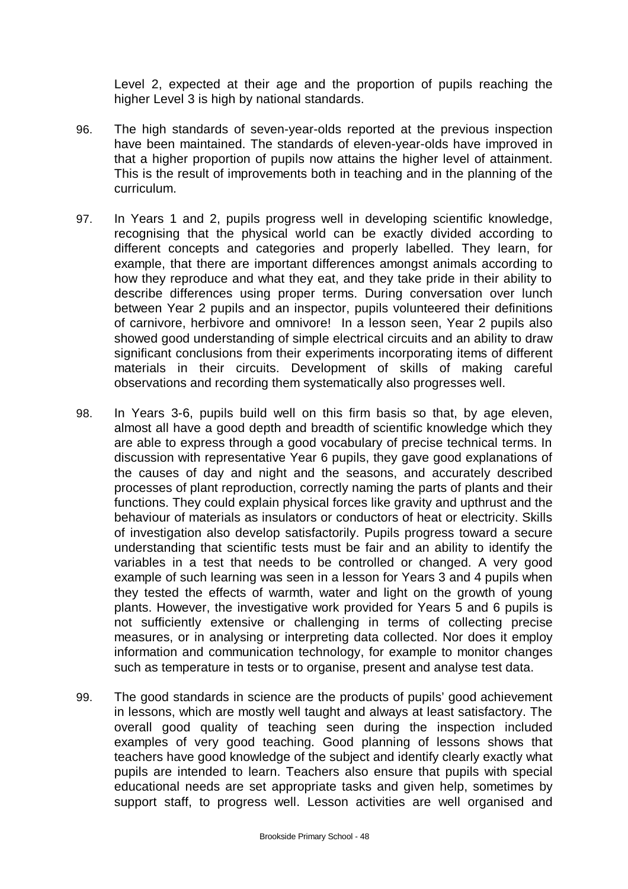Level 2, expected at their age and the proportion of pupils reaching the higher Level 3 is high by national standards.

96. The high standards of seven-year-olds reported at the previous inspection have been maintained. The standards of eleven-year-olds have improved in that a higher proportion of pupils now attains the higher level of attainment. This is the result of improvements both in teaching and in the planning of the curriculum.

97. In Years 1 and 2, pupils progress well in developing scientific knowledge, recognising that the physical world can be exactly divided according to different concepts and categories and properly labelled. They learn, for example, that there are important differences amongst animals according to how they reproduce and what they eat, and they take pride in their ability to describe differences using proper terms. During conversation over lunch between Year 2 pupils and an inspector, pupils volunteered their definitions of carnivore, herbivore and omnivore! In a lesson seen, Year 2 pupils also showed good understanding of simple electrical circuits and an ability to draw significant conclusions from their experiments incorporating items of different materials in their circuits. Development of skills of making careful observations and recording them systematically also progresses well.

98. In Years 3-6, pupils build well on this firm basis so that, by age eleven, almost all have a good depth and breadth of scientific knowledge which they are able to express through a good vocabulary of precise technical terms. In discussion with representative Year 6 pupils, they gave good explanations of the causes of day and night and the seasons, and accurately described processes of plant reproduction, correctly naming the parts of plants and their functions. They could explain physical forces like gravity and upthrust and the behaviour of materials as insulators or conductors of heat or electricity. Skills of investigation also develop satisfactorily. Pupils progress toward a secure understanding that scientific tests must be fair and an ability to identify the variables in a test that needs to be controlled or changed. A very good example of such learning was seen in a lesson for Years 3 and 4 pupils when they tested the effects of warmth, water and light on the growth of young plants. However, the investigative work provided for Years 5 and 6 pupils is not sufficiently extensive or challenging in terms of collecting precise measures, or in analysing or interpreting data collected. Nor does it employ information and communication technology, for example to monitor changes such as temperature in tests or to organise, present and analyse test data.

99. The good standards in science are the products of pupils' good achievement in lessons, which are mostly well taught and always at least satisfactory. The overall good quality of teaching seen during the inspection included examples of very good teaching. Good planning of lessons shows that teachers have good knowledge of the subject and identify clearly exactly what pupils are intended to learn. Teachers also ensure that pupils with special educational needs are set appropriate tasks and given help, sometimes by support staff, to progress well. Lesson activities are well organised and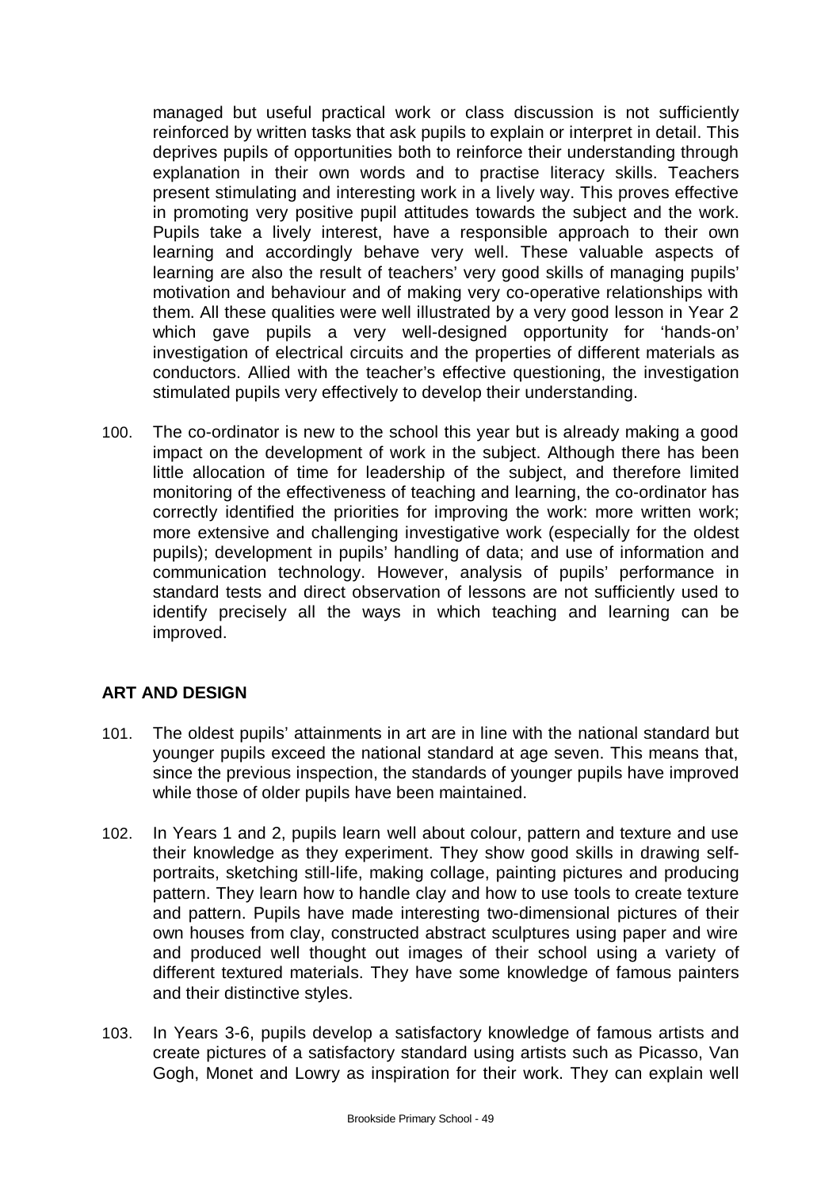managed but useful practical work or class discussion is not sufficiently reinforced by written tasks that ask pupils to explain or interpret in detail. This deprives pupils of opportunities both to reinforce their understanding through explanation in their own words and to practise literacy skills. Teachers present stimulating and interesting work in a lively way. This proves effective in promoting very positive pupil attitudes towards the subject and the work. Pupils take a lively interest, have a responsible approach to their own learning and accordingly behave very well. These valuable aspects of learning are also the result of teachers' very good skills of managing pupils' motivation and behaviour and of making very co-operative relationships with them. All these qualities were well illustrated by a very good lesson in Year 2 which gave pupils a very well-designed opportunity for 'hands-on' investigation of electrical circuits and the properties of different materials as conductors. Allied with the teacher's effective questioning, the investigation stimulated pupils very effectively to develop their understanding.

100. The co-ordinator is new to the school this year but is already making a good impact on the development of work in the subject. Although there has been little allocation of time for leadership of the subject, and therefore limited monitoring of the effectiveness of teaching and learning, the co-ordinator has correctly identified the priorities for improving the work: more written work; more extensive and challenging investigative work (especially for the oldest pupils); development in pupils' handling of data; and use of information and communication technology. However, analysis of pupils' performance in standard tests and direct observation of lessons are not sufficiently used to identify precisely all the ways in which teaching and learning can be improved.

## ART AND DESIGN

101. The oldest pupils' attainments in art are in line with the national standard but younger pupils exceed the national standard at age seven. This means that, since the previous inspection, the standards of younger pupils have improved while those of older pupils have been maintained.

102. In Years 1 and 2, pupils learn well about colour, pattern and texture and use their knowledge as they experiment. They show good skills in drawing self-portraits, sketching still-life, making collage, painting pictures and producing pattern. They learn how to handle clay and how to use tools to create texture and pattern. Pupils have made interesting two-dimensional pictures of their own houses from clay, constructed abstract sculptures using paper and wire and produced well thought out images of their school using a variety of different textured materials. They have some knowledge of famous painters and their distinctive styles.

103. In Years 3-6, pupils develop a satisfactory knowledge of famous artists and create pictures of a satisfactory standard using artists such as Picasso, Van Gogh, Monet and Lowry as inspiration for their work. They can explain well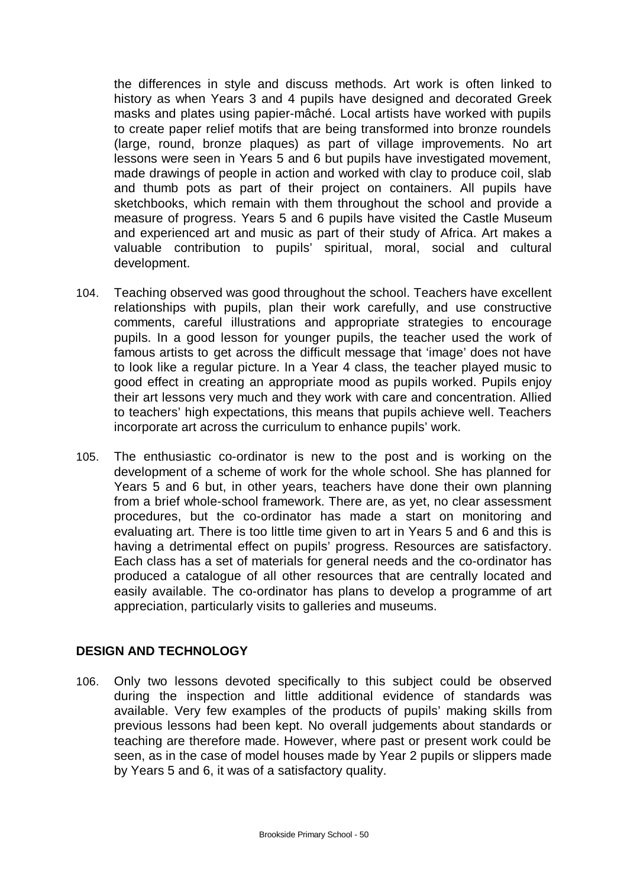the differences in style and discuss methods. Art work is often linked to history as when Years 3 and 4 pupils have designed and decorated Greek masks and plates using papier-mâché. Local artists have worked with pupils to create paper relief motifs that are being transformed into bronze roundels (large, round, bronze plaques) as part of village improvements. No art lessons were seen in Years 5 and 6 but pupils have investigated movement, made drawings of people in action and worked with clay to produce coil, slab and thumb pots as part of their project on containers. All pupils have sketchbooks, which remain with them throughout the school and provide a measure of progress. Years 5 and 6 pupils have visited the Castle Museum and experienced art and music as part of their study of Africa. Art makes a valuable contribution to pupils' spiritual, moral, social and cultural development.

104. Teaching observed was good throughout the school. Teachers have excellent relationships with pupils, plan their work carefully, and use constructive comments, careful illustrations and appropriate strategies to encourage pupils. In a good lesson for younger pupils, the teacher used the work of famous artists to get across the difficult message that 'image' does not have to look like a regular picture. In a Year 4 class, the teacher played music to good effect in creating an appropriate mood as pupils worked. Pupils enjoy their art lessons very much and they work with care and concentration. Allied to teachers' high expectations, this means that pupils achieve well. Teachers incorporate art across the curriculum to enhance pupils' work.

105. The enthusiastic co-ordinator is new to the post and is working on the development of a scheme of work for the whole school. She has planned for Years 5 and 6 but, in other years, teachers have done their own planning from a brief whole-school framework. There are, as yet, no clear assessment procedures, but the co-ordinator has made a start on monitoring and evaluating art. There is too little time given to art in Years 5 and 6 and this is having a detrimental effect on pupils' progress. Resources are satisfactory. Each class has a set of materials for general needs and the co-ordinator has produced a catalogue of all other resources that are centrally located and easily available. The co-ordinator has plans to develop a programme of art appreciation, particularly visits to galleries and museums.

## DESIGN AND TECHNOLOGY

106. Only two lessons devoted specifically to this subject could be observed during the inspection and little additional evidence of standards was available. Very few examples of the products of pupils' making skills from previous lessons had been kept. No overall judgements about standards or teaching are therefore made. However, where past or present work could be seen, as in the case of model houses made by Year 2 pupils or slippers made by Years 5 and 6, it was of a satisfactory quality.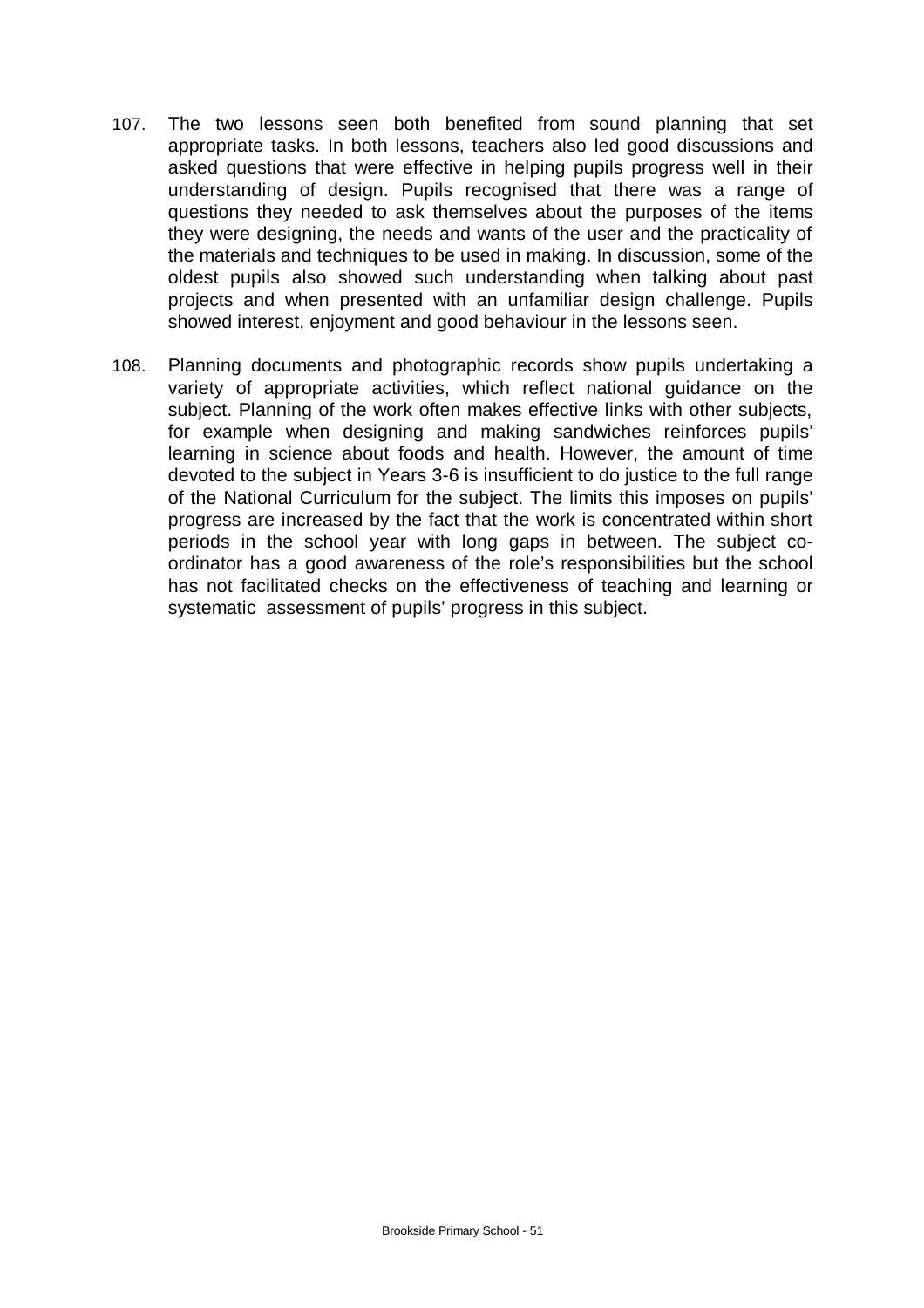107. The two lessons seen both benefited from sound planning that set appropriate tasks. In both lessons, teachers also led good discussions and asked questions that were effective in helping pupils progress well in their understanding of design. Pupils recognised that there was a range of questions they needed to ask themselves about the purposes of the items they were designing, the needs and wants of the user and the practicality of the materials and techniques to be used in making. In discussion, some of the oldest pupils also showed such understanding when talking about past projects and when presented with an unfamiliar design challenge. Pupils showed interest, enjoyment and good behaviour in the lessons seen.

108. Planning documents and photographic records show pupils undertaking a variety of appropriate activities, which reflect national guidance on the subject. Planning of the work often makes effective links with other subjects, for example when designing and making sandwiches reinforces pupils' learning in science about foods and health. However, the amount of time devoted to the subject in Years 3-6 is insufficient to do justice to the full range of the National Curriculum for the subject. The limits this imposes on pupils' progress are increased by the fact that the work is concentrated within short periods in the school year with long gaps in between. The subject co-ordinator has a good awareness of the role's responsibilities but the school has not facilitated checks on the effectiveness of teaching and learning or systematic assessment of pupils' progress in this subject.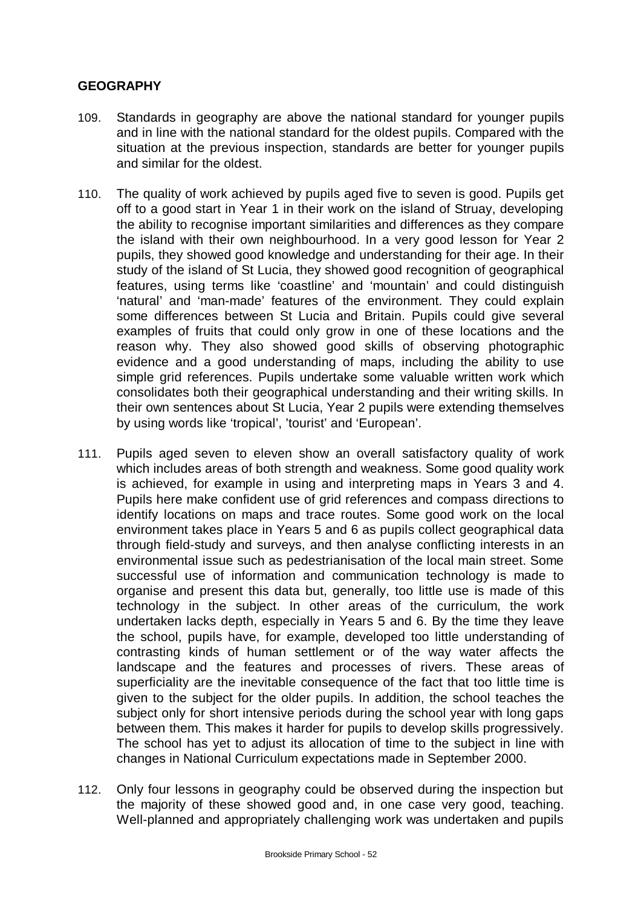## GEOGRAPHY

109. Standards in geography are above the national standard for younger pupils and in line with the national standard for the oldest pupils. Compared with the situation at the previous inspection, standards are better for younger pupils and similar for the oldest.

110. The quality of work achieved by pupils aged five to seven is good. Pupils get off to a good start in Year 1 in their work on the island of Struay, developing the ability to recognise important similarities and differences as they compare the island with their own neighbourhood. In a very good lesson for Year 2 pupils, they showed good knowledge and understanding for their age. In their study of the island of St Lucia, they showed good recognition of geographical features, using terms like 'coastline' and 'mountain' and could distinguish 'natural' and 'man-made' features of the environment. They could explain some differences between St Lucia and Britain. Pupils could give several examples of fruits that could only grow in one of these locations and the reason why. They also showed good skills of observing photographic evidence and a good understanding of maps, including the ability to use simple grid references. Pupils undertake some valuable written work which consolidates both their geographical understanding and their writing skills. In their own sentences about St Lucia, Year 2 pupils were extending themselves by using words like 'tropical', 'tourist' and 'European'.

111. Pupils aged seven to eleven show an overall satisfactory quality of work which includes areas of both strength and weakness. Some good quality work is achieved, for example in using and interpreting maps in Years 3 and 4. Pupils here make confident use of grid references and compass directions to identify locations on maps and trace routes. Some good work on the local environment takes place in Years 5 and 6 as pupils collect geographical data through field-study and surveys, and then analyse conflicting interests in an environmental issue such as pedestrianisation of the local main street. Some successful use of information and communication technology is made to organise and present this data but, generally, too little use is made of this technology in the subject. In other areas of the curriculum, the work undertaken lacks depth, especially in Years 5 and 6. By the time they leave the school, pupils have, for example, developed too little understanding of contrasting kinds of human settlement or of the way water affects the landscape and the features and processes of rivers. These areas of superficiality are the inevitable consequence of the fact that too little time is given to the subject for the older pupils. In addition, the school teaches the subject only for short intensive periods during the school year with long gaps between them. This makes it harder for pupils to develop skills progressively. The school has yet to adjust its allocation of time to the subject in line with changes in National Curriculum expectations made in September 2000.

112. Only four lessons in geography could be observed during the inspection but the majority of these showed good and, in one case very good, teaching. Well-planned and appropriately challenging work was undertaken and pupils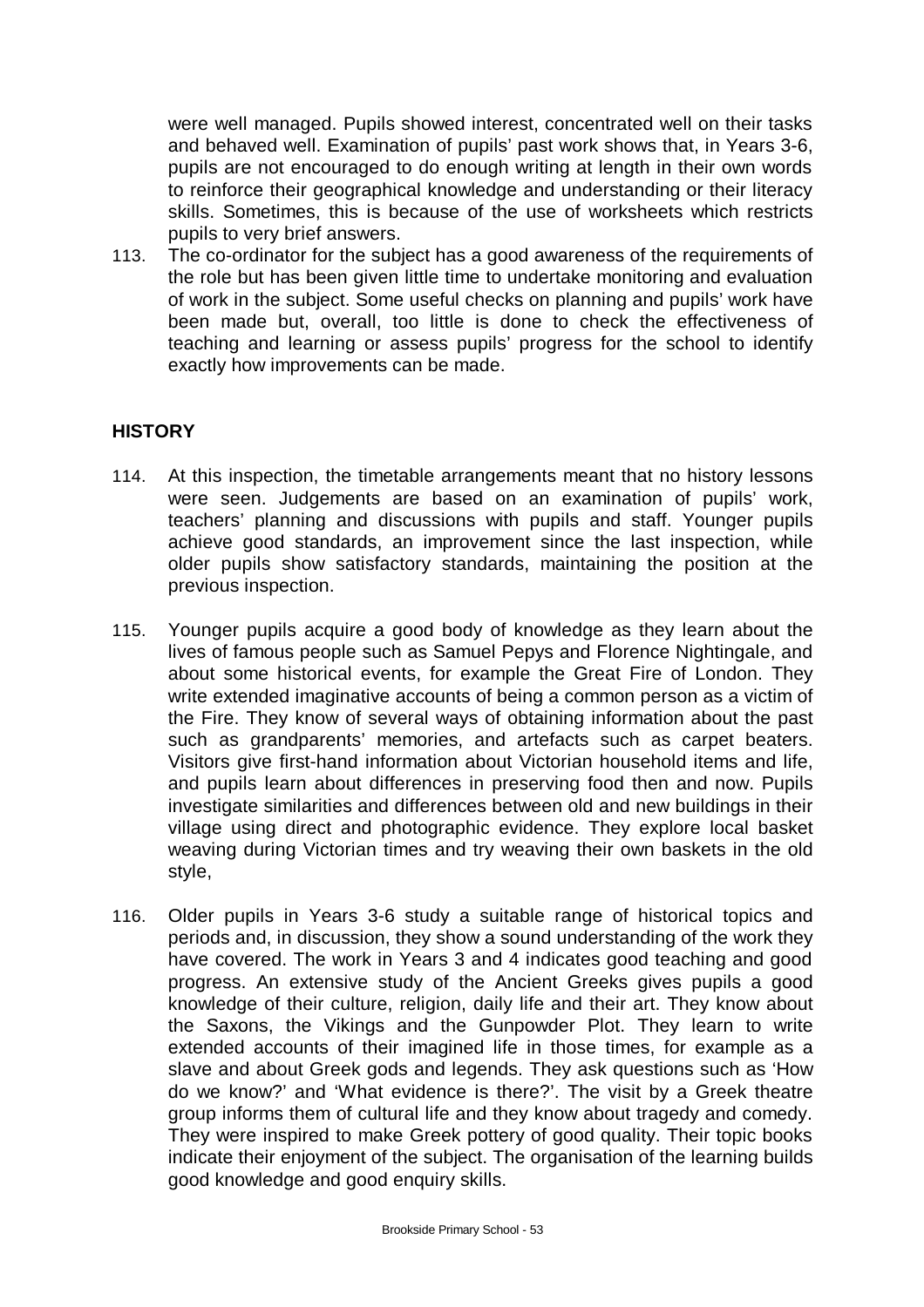were well managed. Pupils showed interest, concentrated well on their tasks and behaved well. Examination of pupils' past work shows that, in Years 3-6, pupils are not encouraged to do enough writing at length in their own words to reinforce their geographical knowledge and understanding or their literacy skills. Sometimes, this is because of the use of worksheets which restricts pupils to very brief answers.

113. The co-ordinator for the subject has a good awareness of the requirements of the role but has been given little time to undertake monitoring and evaluation of work in the subject. Some useful checks on planning and pupils' work have been made but, overall, too little is done to check the effectiveness of teaching and learning or assess pupils' progress for the school to identify exactly how improvements can be made.

## HISTORY

114. At this inspection, the timetable arrangements meant that no history lessons were seen. Judgements are based on an examination of pupils' work, teachers' planning and discussions with pupils and staff. Younger pupils achieve good standards, an improvement since the last inspection, while older pupils show satisfactory standards, maintaining the position at the previous inspection.

115. Younger pupils acquire a good body of knowledge as they learn about the lives of famous people such as Samuel Pepys and Florence Nightingale, and about some historical events, for example the Great Fire of London. They write extended imaginative accounts of being a common person as a victim of the Fire. They know of several ways of obtaining information about the past such as grandparents' memories, and artefacts such as carpet beaters. Visitors give first-hand information about Victorian household items and life, and pupils learn about differences in preserving food then and now. Pupils investigate similarities and differences between old and new buildings in their village using direct and photographic evidence. They explore local basket weaving during Victorian times and try weaving their own baskets in the old style,

116. Older pupils in Years 3-6 study a suitable range of historical topics and periods and, in discussion, they show a sound understanding of the work they have covered. The work in Years 3 and 4 indicates good teaching and good progress. An extensive study of the Ancient Greeks gives pupils a good knowledge of their culture, religion, daily life and their art. They know about the Saxons, the Vikings and the Gunpowder Plot. They learn to write extended accounts of their imagined life in those times, for example as a slave and about Greek gods and legends. They ask questions such as 'How do we know?' and 'What evidence is there?'. The visit by a Greek theatre group informs them of cultural life and they know about tragedy and comedy. They were inspired to make Greek pottery of good quality. Their topic books indicate their enjoyment of the subject. The organisation of the learning builds good knowledge and good enquiry skills.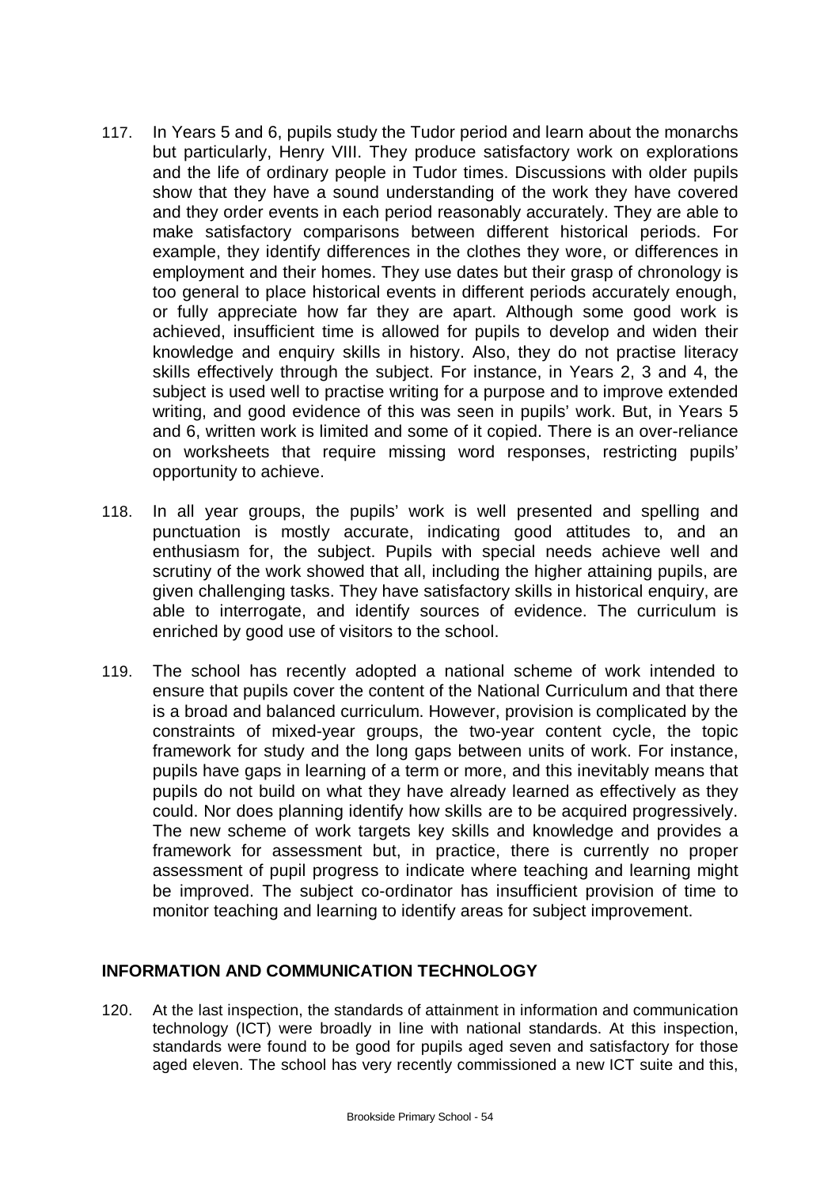117. In Years 5 and 6, pupils study the Tudor period and learn about the monarchs but particularly, Henry VIII. They produce satisfactory work on explorations and the life of ordinary people in Tudor times. Discussions with older pupils show that they have a sound understanding of the work they have covered and they order events in each period reasonably accurately. They are able to make satisfactory comparisons between different historical periods. For example, they identify differences in the clothes they wore, or differences in employment and their homes. They use dates but their grasp of chronology is too general to place historical events in different periods accurately enough, or fully appreciate how far they are apart. Although some good work is achieved, insufficient time is allowed for pupils to develop and widen their knowledge and enquiry skills in history. Also, they do not practise literacy skills effectively through the subject. For instance, in Years 2, 3 and 4, the subject is used well to practise writing for a purpose and to improve extended writing, and good evidence of this was seen in pupils' work. But, in Years 5 and 6, written work is limited and some of it copied. There is an over-reliance on worksheets that require missing word responses, restricting pupils' opportunity to achieve.

118. In all year groups, the pupils' work is well presented and spelling and punctuation is mostly accurate, indicating good attitudes to, and an enthusiasm for, the subject. Pupils with special needs achieve well and scrutiny of the work showed that all, including the higher attaining pupils, are given challenging tasks. They have satisfactory skills in historical enquiry, are able to interrogate, and identify sources of evidence. The curriculum is enriched by good use of visitors to the school.

119. The school has recently adopted a national scheme of work intended to ensure that pupils cover the content of the National Curriculum and that there is a broad and balanced curriculum. However, provision is complicated by the constraints of mixed-year groups, the two-year content cycle, the topic framework for study and the long gaps between units of work. For instance, pupils have gaps in learning of a term or more, and this inevitably means that pupils do not build on what they have already learned as effectively as they could. Nor does planning identify how skills are to be acquired progressively. The new scheme of work targets key skills and knowledge and provides a framework for assessment but, in practice, there is currently no proper assessment of pupil progress to indicate where teaching and learning might be improved. The subject co-ordinator has insufficient provision of time to monitor teaching and learning to identify areas for subject improvement.

## INFORMATION AND COMMUNICATION TECHNOLOGY

120. At the last inspection, the standards of attainment in information and communication technology (ICT) were broadly in line with national standards. At this inspection, standards were found to be good for pupils aged seven and satisfactory for those aged eleven. The school has very recently commissioned a new ICT suite and this,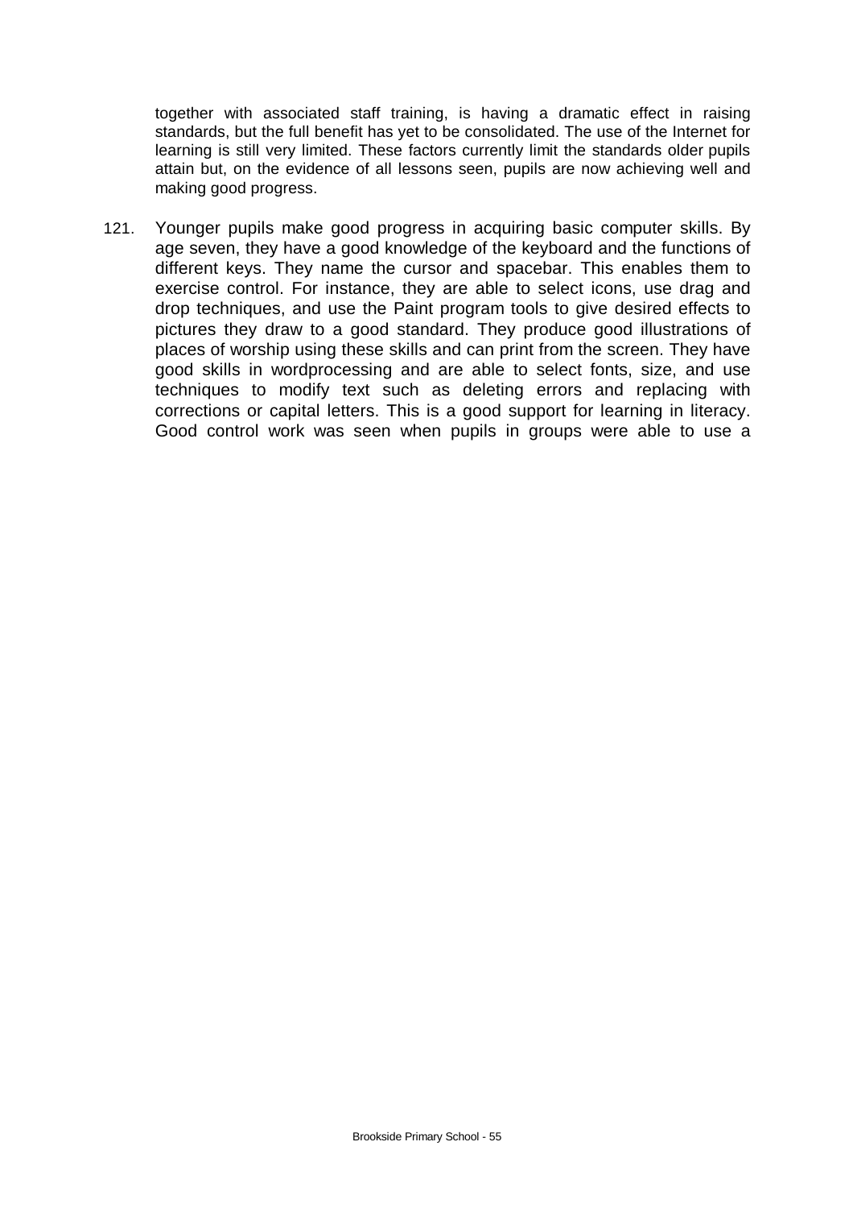together with associated staff training, is having a dramatic effect in raising standards, but the full benefit has yet to be consolidated. The use of the Internet for learning is still very limited. These factors currently limit the standards older pupils attain but, on the evidence of all lessons seen, pupils are now achieving well and making good progress.

121. Younger pupils make good progress in acquiring basic computer skills. By age seven, they have a good knowledge of the keyboard and the functions of different keys. They name the cursor and spacebar. This enables them to exercise control. For instance, they are able to select icons, use drag and drop techniques, and use the Paint program tools to give desired effects to pictures they draw to a good standard. They produce good illustrations of places of worship using these skills and can print from the screen. They have good skills in wordprocessing and are able to select fonts, size, and use techniques to modify text such as deleting errors and replacing with corrections or capital letters. This is a good support for learning in literacy. Good control work was seen when pupils in groups were able to use a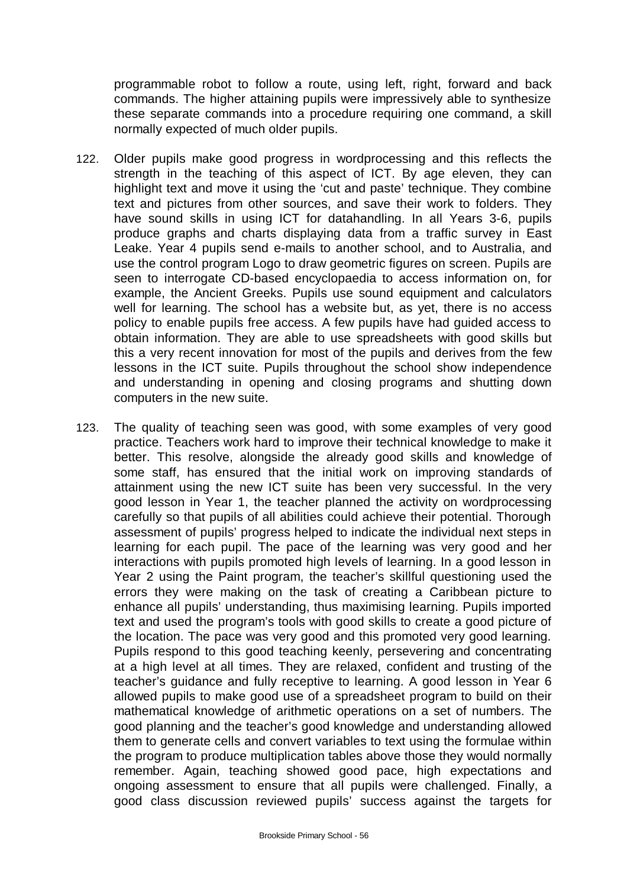programmable robot to follow a route, using left, right, forward and back commands. The higher attaining pupils were impressively able to synthesize these separate commands into a procedure requiring one command, a skill normally expected of much older pupils.

122. Older pupils make good progress in wordprocessing and this reflects the strength in the teaching of this aspect of ICT. By age eleven, they can highlight text and move it using the 'cut and paste' technique. They combine text and pictures from other sources, and save their work to folders. They have sound skills in using ICT for datahandling. In all Years 3-6, pupils produce graphs and charts displaying data from a traffic survey in East Leake. Year 4 pupils send e-mails to another school, and to Australia, and use the control program Logo to draw geometric figures on screen. Pupils are seen to interrogate CD-based encyclopaedia to access information on, for example, the Ancient Greeks. Pupils use sound equipment and calculators well for learning. The school has a website but, as yet, there is no access policy to enable pupils free access. A few pupils have had guided access to obtain information. They are able to use spreadsheets with good skills but this a very recent innovation for most of the pupils and derives from the few lessons in the ICT suite. Pupils throughout the school show independence and understanding in opening and closing programs and shutting down computers in the new suite.

123. The quality of teaching seen was good, with some examples of very good practice. Teachers work hard to improve their technical knowledge to make it better. This resolve, alongside the already good skills and knowledge of some staff, has ensured that the initial work on improving standards of attainment using the new ICT suite has been very successful. In the very good lesson in Year 1, the teacher planned the activity on wordprocessing carefully so that pupils of all abilities could achieve their potential. Thorough assessment of pupils' progress helped to indicate the individual next steps in learning for each pupil. The pace of the learning was very good and her interactions with pupils promoted high levels of learning. In a good lesson in Year 2 using the Paint program, the teacher's skillful questioning used the errors they were making on the task of creating a Caribbean picture to enhance all pupils' understanding, thus maximising learning. Pupils imported text and used the program's tools with good skills to create a good picture of the location. The pace was very good and this promoted very good learning. Pupils respond to this good teaching keenly, persevering and concentrating at a high level at all times. They are relaxed, confident and trusting of the teacher's guidance and fully receptive to learning. A good lesson in Year 6 allowed pupils to make good use of a spreadsheet program to build on their mathematical knowledge of arithmetic operations on a set of numbers. The good planning and the teacher's good knowledge and understanding allowed them to generate cells and convert variables to text using the formulae within the program to produce multiplication tables above those they would normally remember. Again, teaching showed good pace, high expectations and ongoing assessment to ensure that all pupils were challenged. Finally, a good class discussion reviewed pupils' success against the targets for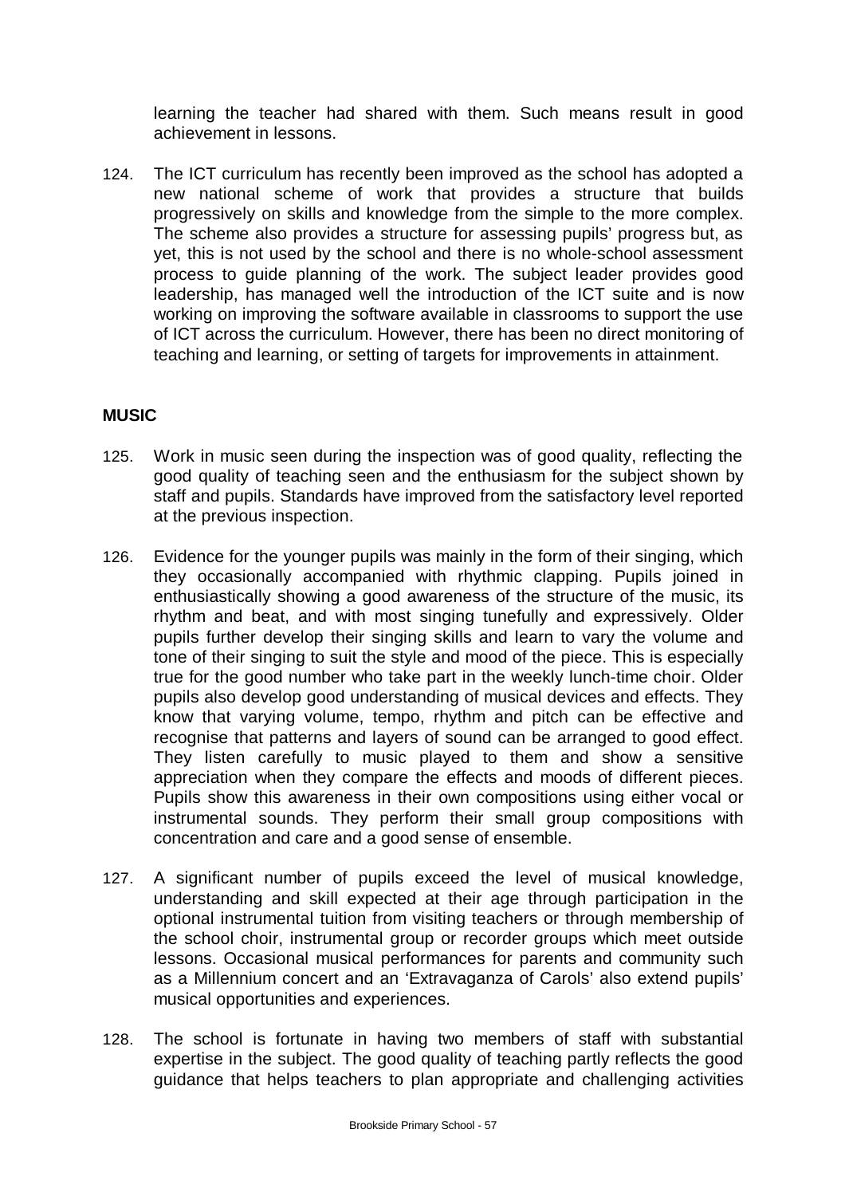learning the teacher had shared with them. Such means result in good achievement in lessons.

124. The ICT curriculum has recently been improved as the school has adopted a new national scheme of work that provides a structure that builds progressively on skills and knowledge from the simple to the more complex. The scheme also provides a structure for assessing pupils' progress but, as yet, this is not used by the school and there is no whole-school assessment process to guide planning of the work. The subject leader provides good leadership, has managed well the introduction of the ICT suite and is now working on improving the software available in classrooms to support the use of ICT across the curriculum. However, there has been no direct monitoring of teaching and learning, or setting of targets for improvements in attainment.

**MUSIC**

125. Work in music seen during the inspection was of good quality, reflecting the good quality of teaching seen and the enthusiasm for the subject shown by staff and pupils. Standards have improved from the satisfactory level reported at the previous inspection.

126. Evidence for the younger pupils was mainly in the form of their singing, which they occasionally accompanied with rhythmic clapping. Pupils joined in enthusiastically showing a good awareness of the structure of the music, its rhythm and beat, and with most singing tunefully and expressively. Older pupils further develop their singing skills and learn to vary the volume and tone of their singing to suit the style and mood of the piece. This is especially true for the good number who take part in the weekly lunch-time choir. Older pupils also develop good understanding of musical devices and effects. They know that varying volume, tempo, rhythm and pitch can be effective and recognise that patterns and layers of sound can be arranged to good effect. They listen carefully to music played to them and show a sensitive appreciation when they compare the effects and moods of different pieces. Pupils show this awareness in their own compositions using either vocal or instrumental sounds. They perform their small group compositions with concentration and care and a good sense of ensemble.

127. A significant number of pupils exceed the level of musical knowledge, understanding and skill expected at their age through participation in the optional instrumental tuition from visiting teachers or through membership of the school choir, instrumental group or recorder groups which meet outside lessons. Occasional musical performances for parents and community such as a Millennium concert and an 'Extravaganza of Carols' also extend pupils' musical opportunities and experiences.

128. The school is fortunate in having two members of staff with substantial expertise in the subject. The good quality of teaching partly reflects the good guidance that helps teachers to plan appropriate and challenging activities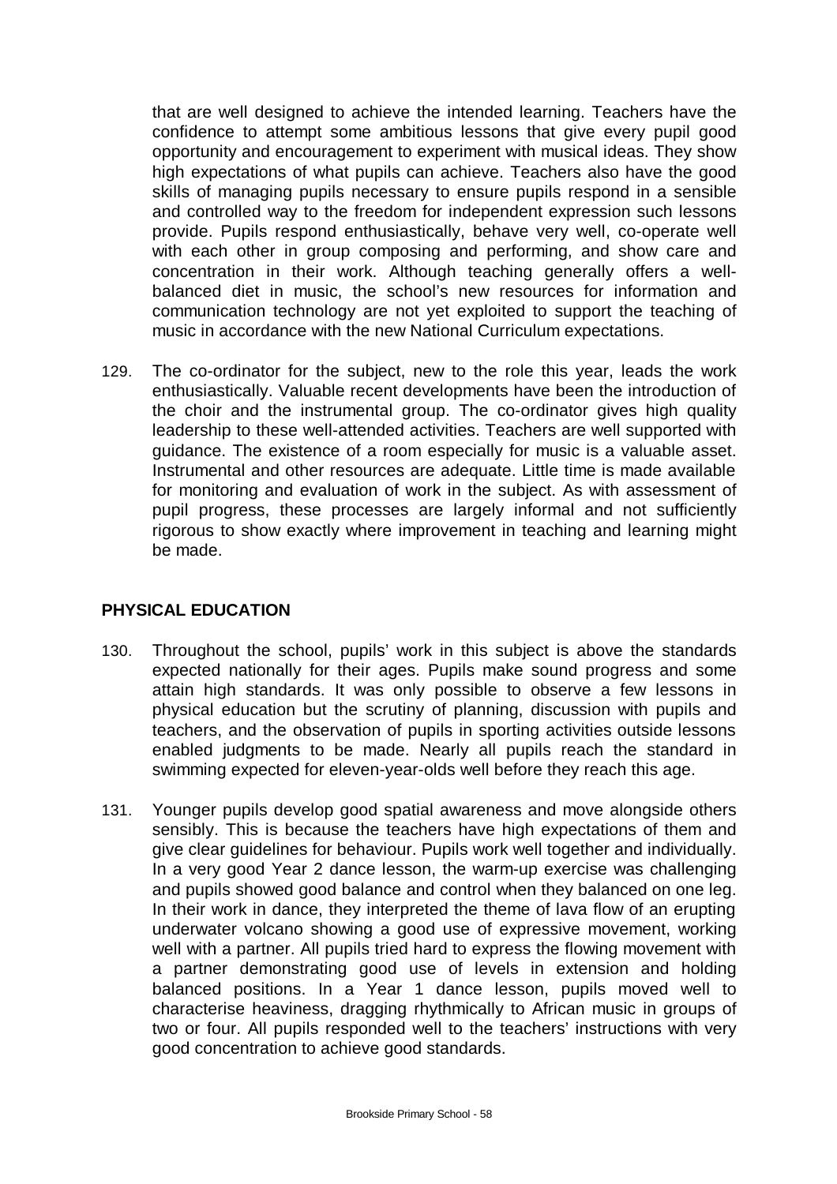that are well designed to achieve the intended learning. Teachers have the confidence to attempt some ambitious lessons that give every pupil good opportunity and encouragement to experiment with musical ideas. They show high expectations of what pupils can achieve. Teachers also have the good skills of managing pupils necessary to ensure pupils respond in a sensible and controlled way to the freedom for independent expression such lessons provide. Pupils respond enthusiastically, behave very well, co-operate well with each other in group composing and performing, and show care and concentration in their work. Although teaching generally offers a well-balanced diet in music, the school's new resources for information and communication technology are not yet exploited to support the teaching of music in accordance with the new National Curriculum expectations.

129. The co-ordinator for the subject, new to the role this year, leads the work enthusiastically. Valuable recent developments have been the introduction of the choir and the instrumental group. The co-ordinator gives high quality leadership to these well-attended activities. Teachers are well supported with guidance. The existence of a room especially for music is a valuable asset. Instrumental and other resources are adequate. Little time is made available for monitoring and evaluation of work in the subject. As with assessment of pupil progress, these processes are largely informal and not sufficiently rigorous to show exactly where improvement in teaching and learning might be made.

## PHYSICAL EDUCATION

130. Throughout the school, pupils' work in this subject is above the standards expected nationally for their ages. Pupils make sound progress and some attain high standards. It was only possible to observe a few lessons in physical education but the scrutiny of planning, discussion with pupils and teachers, and the observation of pupils in sporting activities outside lessons enabled judgments to be made. Nearly all pupils reach the standard in swimming expected for eleven-year-olds well before they reach this age.

131. Younger pupils develop good spatial awareness and move alongside others sensibly. This is because the teachers have high expectations of them and give clear guidelines for behaviour. Pupils work well together and individually. In a very good Year 2 dance lesson, the warm-up exercise was challenging and pupils showed good balance and control when they balanced on one leg. In their work in dance, they interpreted the theme of lava flow of an erupting underwater volcano showing a good use of expressive movement, working well with a partner. All pupils tried hard to express the flowing movement with a partner demonstrating good use of levels in extension and holding balanced positions. In a Year 1 dance lesson, pupils moved well to characterise heaviness, dragging rhythmically to African music in groups of two or four. All pupils responded well to the teachers' instructions with very good concentration to achieve good standards.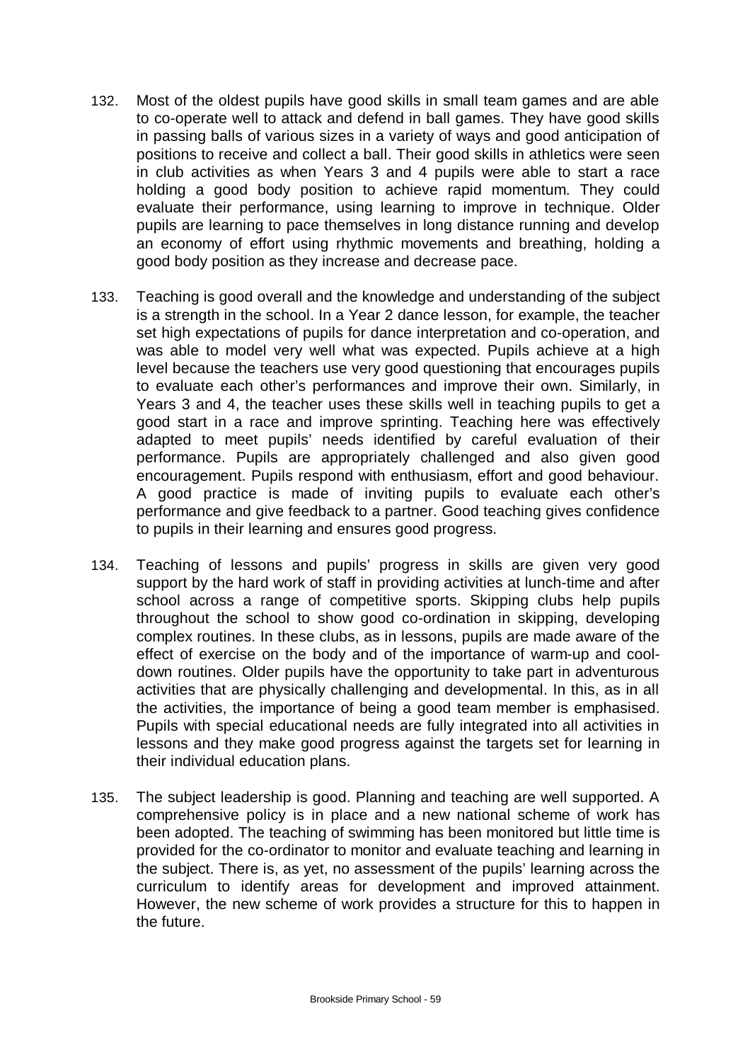132. Most of the oldest pupils have good skills in small team games and are able to co-operate well to attack and defend in ball games. They have good skills in passing balls of various sizes in a variety of ways and good anticipation of positions to receive and collect a ball. Their good skills in athletics were seen in club activities as when Years 3 and 4 pupils were able to start a race holding a good body position to achieve rapid momentum. They could evaluate their performance, using learning to improve in technique. Older pupils are learning to pace themselves in long distance running and develop an economy of effort using rhythmic movements and breathing, holding a good body position as they increase and decrease pace.

133. Teaching is good overall and the knowledge and understanding of the subject is a strength in the school. In a Year 2 dance lesson, for example, the teacher set high expectations of pupils for dance interpretation and co-operation, and was able to model very well what was expected. Pupils achieve at a high level because the teachers use very good questioning that encourages pupils to evaluate each other's performances and improve their own. Similarly, in Years 3 and 4, the teacher uses these skills well in teaching pupils to get a good start in a race and improve sprinting. Teaching here was effectively adapted to meet pupils' needs identified by careful evaluation of their performance. Pupils are appropriately challenged and also given good encouragement. Pupils respond with enthusiasm, effort and good behaviour. A good practice is made of inviting pupils to evaluate each other's performance and give feedback to a partner. Good teaching gives confidence to pupils in their learning and ensures good progress.

134. Teaching of lessons and pupils' progress in skills are given very good support by the hard work of staff in providing activities at lunch-time and after school across a range of competitive sports. Skipping clubs help pupils throughout the school to show good co-ordination in skipping, developing complex routines. In these clubs, as in lessons, pupils are made aware of the effect of exercise on the body and of the importance of warm-up and cool-down routines. Older pupils have the opportunity to take part in adventurous activities that are physically challenging and developmental. In this, as in all the activities, the importance of being a good team member is emphasised. Pupils with special educational needs are fully integrated into all activities in lessons and they make good progress against the targets set for learning in their individual education plans.

135. The subject leadership is good. Planning and teaching are well supported. A comprehensive policy is in place and a new national scheme of work has been adopted. The teaching of swimming has been monitored but little time is provided for the co-ordinator to monitor and evaluate teaching and learning in the subject. There is, as yet, no assessment of the pupils' learning across the curriculum to identify areas for development and improved attainment. However, the new scheme of work provides a structure for this to happen in the future.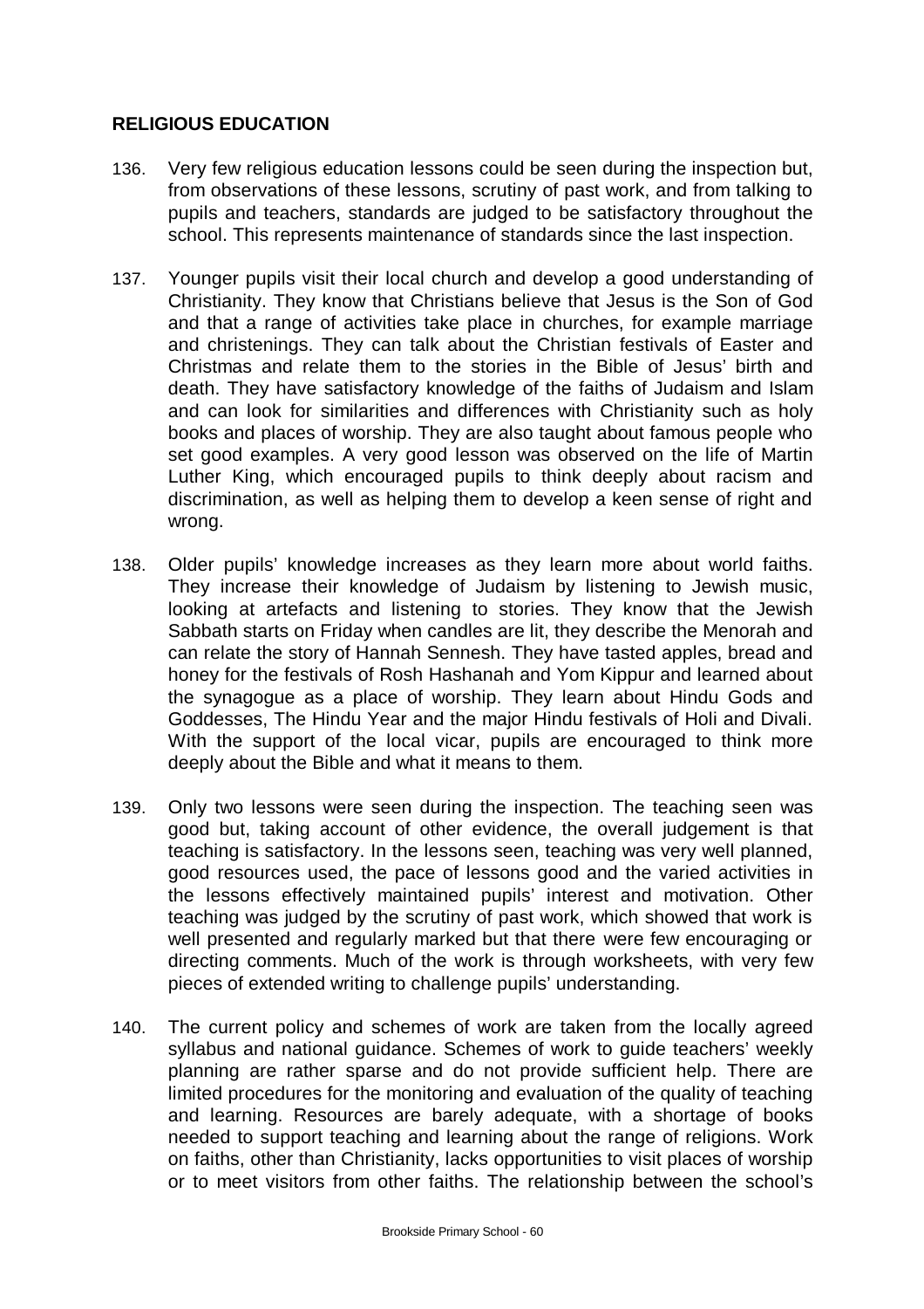**RELIGIOUS EDUCATION**

136. Very few religious education lessons could be seen during the inspection but, from observations of these lessons, scrutiny of past work, and from talking to pupils and teachers, standards are judged to be satisfactory throughout the school. This represents maintenance of standards since the last inspection.

137. Younger pupils visit their local church and develop a good understanding of Christianity. They know that Christians believe that Jesus is the Son of God and that a range of activities take place in churches, for example marriage and christenings. They can talk about the Christian festivals of Easter and Christmas and relate them to the stories in the Bible of Jesus' birth and death. They have satisfactory knowledge of the faiths of Judaism and Islam and can look for similarities and differences with Christianity such as holy books and places of worship. They are also taught about famous people who set good examples. A very good lesson was observed on the life of Martin Luther King, which encouraged pupils to think deeply about racism and discrimination, as well as helping them to develop a keen sense of right and wrong.

138. Older pupils' knowledge increases as they learn more about world faiths. They increase their knowledge of Judaism by listening to Jewish music, looking at artefacts and listening to stories. They know that the Jewish Sabbath starts on Friday when candles are lit, they describe the Menorah and can relate the story of Hannah Sennesh. They have tasted apples, bread and honey for the festivals of Rosh Hashanah and Yom Kippur and learned about the synagogue as a place of worship. They learn about Hindu Gods and Goddesses, The Hindu Year and the major Hindu festivals of Holi and Divali. With the support of the local vicar, pupils are encouraged to think more deeply about the Bible and what it means to them.

139. Only two lessons were seen during the inspection. The teaching seen was good but, taking account of other evidence, the overall judgement is that teaching is satisfactory. In the lessons seen, teaching was very well planned, good resources used, the pace of lessons good and the varied activities in the lessons effectively maintained pupils' interest and motivation. Other teaching was judged by the scrutiny of past work, which showed that work is well presented and regularly marked but that there were few encouraging or directing comments. Much of the work is through worksheets, with very few pieces of extended writing to challenge pupils' understanding.

140. The current policy and schemes of work are taken from the locally agreed syllabus and national guidance. Schemes of work to guide teachers' weekly planning are rather sparse and do not provide sufficient help. There are limited procedures for the monitoring and evaluation of the quality of teaching and learning. Resources are barely adequate, with a shortage of books needed to support teaching and learning about the range of religions. Work on faiths, other than Christianity, lacks opportunities to visit places of worship or to meet visitors from other faiths. The relationship between the school's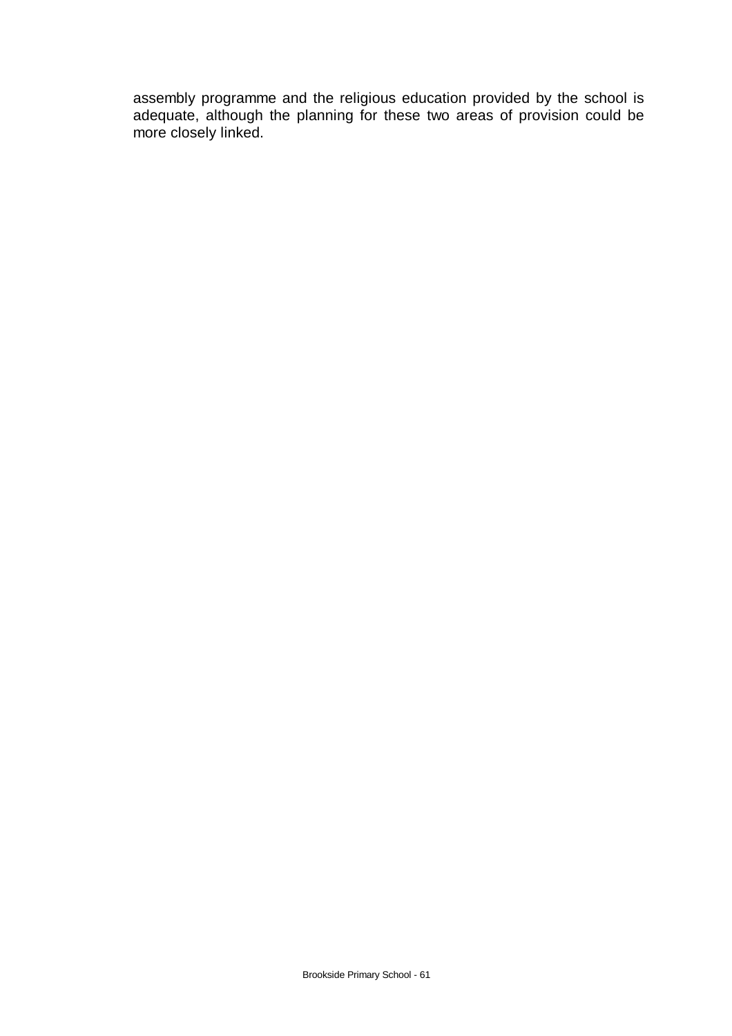assembly programme and the religious education provided by the school is adequate, although the planning for these two areas of provision could be more closely linked.